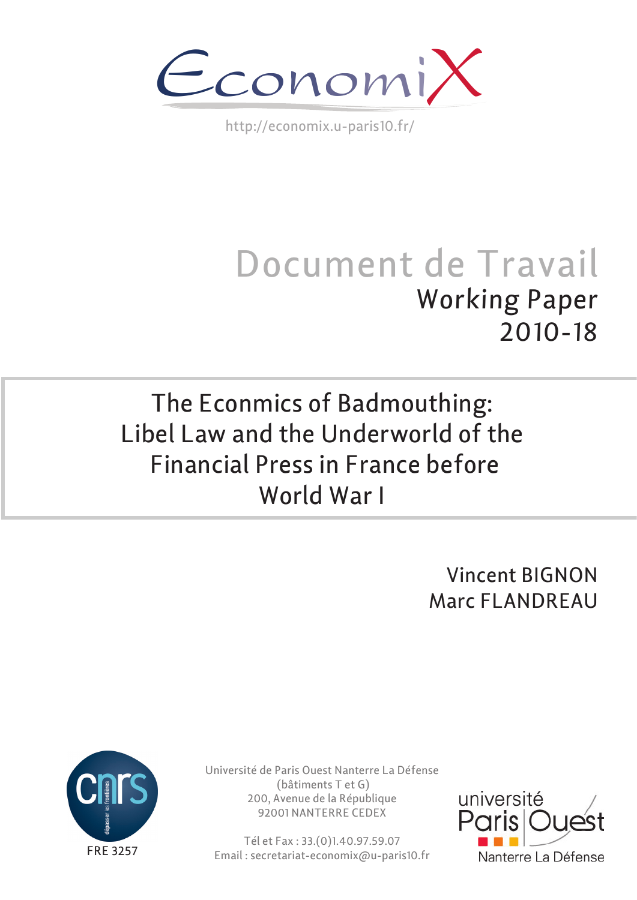EconomiX

http://economix.u-paris10.fr/

# Document de Travail

## Working Paper 2010-18

# The Econmics of Badmouthing: Libel Law and the Underworld of the Financial Press in France before World War I

Vincent BIGNON

Marc FLANDREAU

FRE 3257

Université de Paris Ouest Nanterre La Défense
(bâtiments T et G)
200, Avenue de la République
92001 NANTERRE CEDEX

Tél et Fax : 33.(0)1.40.97.59.07
Email : secretariat-economix@u-paris10.fr

université Paris Ouest Nanterre La Défense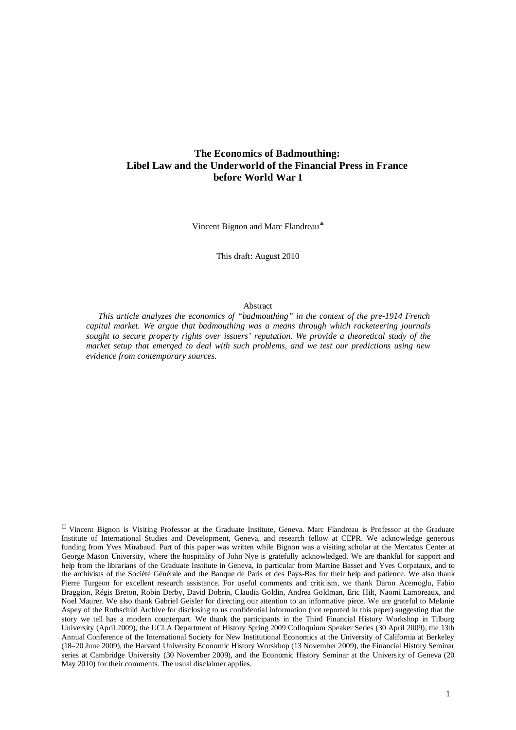# The Economics of Badmouthing: Libel Law and the Underworld of the Financial Press in France before World War I

Vincent Bignon and Marc Flandreau[♣]

This draft: August 2010

Abstract

*This article analyzes the economics of "badmouthing" in the context of the pre-1914 French capital market. We argue that badmouthing was a means through which racketeering journals sought to secure property rights over issuers' reputation. We provide a theoretical study of the market setup that emerged to deal with such problems, and we test our predictions using new evidence from contemporary sources.*

---

[♣] Vincent Bignon is Visiting Professor at the Graduate Institute, Geneva. Marc Flandreau is Professor at the Graduate Institute of International Studies and Development, Geneva, and research fellow at CEPR. We acknowledge generous funding from Yves Mirabaud. Part of this paper was written while Bignon was a visiting scholar at the Mercatus Center at George Mason University, where the hospitality of John Nye is gratefully acknowledged. We are thankful for support and help from the librarians of the Graduate Institute in Geneva, in particular from Martine Basset and Yves Corpataux, and to the archivists of the Société Générale and the Banque de Paris et des Pays-Bas for their help and patience. We also thank Pierre Turgeon for excellent research assistance. For useful comments and criticism, we thank Daron Acemoglu, Fabio Braggion, Régis Breton, Robin Derby, David Dobrin, Claudia Goldin, Andrea Goldman, Eric Hilt, Naomi Lamoreaux, and Noel Maurer. We also thank Gabriel Geisler for directing our attention to an informative piece. We are grateful to Melanie Aspey of the Rothschild Archive for disclosing to us confidential information (not reported in this paper) suggesting that the story we tell has a modern counterpart. We thank the participants in the Third Financial History Workshop in Tilburg University (April 2009), the UCLA Department of History Spring 2009 Colloquium Speaker Series (30 April 2009), the 13th Annual Conference of the International Society for New Institutional Economics at the University of California at Berkeley (18–20 June 2009), the Harvard University Economic History Worskhop (13 November 2009), the Financial History Seminar series at Cambridge University (30 November 2009), and the Economic History Seminar at the University of Geneva (20 May 2010) for their comments. The usual disclaimer applies.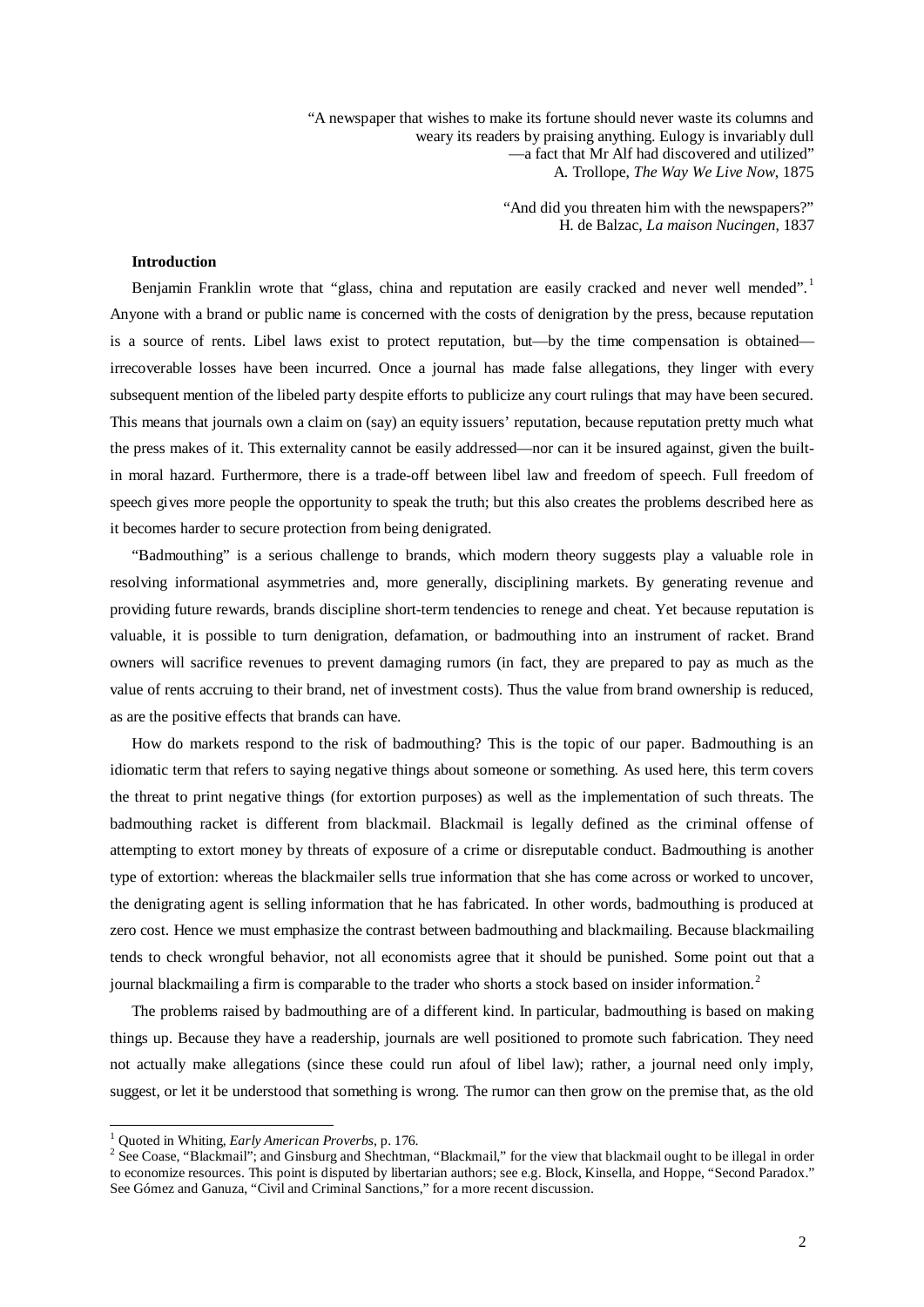> "A newspaper that wishes to make its fortune should never waste its columns and weary its readers by praising anything. Eulogy is invariably dull —a fact that Mr Alf had discovered and utilized"
> A. Trollope, *The Way We Live Now*, 1875

> "And did you threaten him with the newspapers?"
> H. de Balzac, *La maison Nucingen*, 1837

### Introduction

Benjamin Franklin wrote that "glass, china and reputation are easily cracked and never well mended".[1] Anyone with a brand or public name is concerned with the costs of denigration by the press, because reputation is a source of rents. Libel laws exist to protect reputation, but—by the time compensation is obtained—irrecoverable losses have been incurred. Once a journal has made false allegations, they linger with every subsequent mention of the libeled party despite efforts to publicize any court rulings that may have been secured. This means that journals own a claim on (say) an equity issuers' reputation, because reputation pretty much what the press makes of it. This externality cannot be easily addressed—nor can it be insured against, given the built-in moral hazard. Furthermore, there is a trade-off between libel law and freedom of speech. Full freedom of speech gives more people the opportunity to speak the truth; but this also creates the problems described here as it becomes harder to secure protection from being denigrated.

"Badmouthing" is a serious challenge to brands, which modern theory suggests play a valuable role in resolving informational asymmetries and, more generally, disciplining markets. By generating revenue and providing future rewards, brands discipline short-term tendencies to renege and cheat. Yet because reputation is valuable, it is possible to turn denigration, defamation, or badmouthing into an instrument of racket. Brand owners will sacrifice revenues to prevent damaging rumors (in fact, they are prepared to pay as much as the value of rents accruing to their brand, net of investment costs). Thus the value from brand ownership is reduced, as are the positive effects that brands can have.

How do markets respond to the risk of badmouthing? This is the topic of our paper. Badmouthing is an idiomatic term that refers to saying negative things about someone or something. As used here, this term covers the threat to print negative things (for extortion purposes) as well as the implementation of such threats. The badmouthing racket is different from blackmail. Blackmail is legally defined as the criminal offense of attempting to extort money by threats of exposure of a crime or disreputable conduct. Badmouthing is another type of extortion: whereas the blackmailer sells true information that she has come across or worked to uncover, the denigrating agent is selling information that he has fabricated. In other words, badmouthing is produced at zero cost. Hence we must emphasize the contrast between badmouthing and blackmailing. Because blackmailing tends to check wrongful behavior, not all economists agree that it should be punished. Some point out that a journal blackmailing a firm is comparable to the trader who shorts a stock based on insider information.[2]

The problems raised by badmouthing are of a different kind. In particular, badmouthing is based on making things up. Because they have a readership, journals are well positioned to promote such fabrication. They need not actually make allegations (since these could run afoul of libel law); rather, a journal need only imply, suggest, or let it be understood that something is wrong. The rumor can then grow on the premise that, as the old

---

[1] Quoted in Whiting, *Early American Proverbs*, p. 176.

[2] See Coase, "Blackmail"; and Ginsburg and Shechtman, "Blackmail," for the view that blackmail ought to be illegal in order to economize resources. This point is disputed by libertarian authors; see e.g. Block, Kinsella, and Hoppe, "Second Paradox." See Gómez and Ganuza, "Civil and Criminal Sanctions," for a more recent discussion.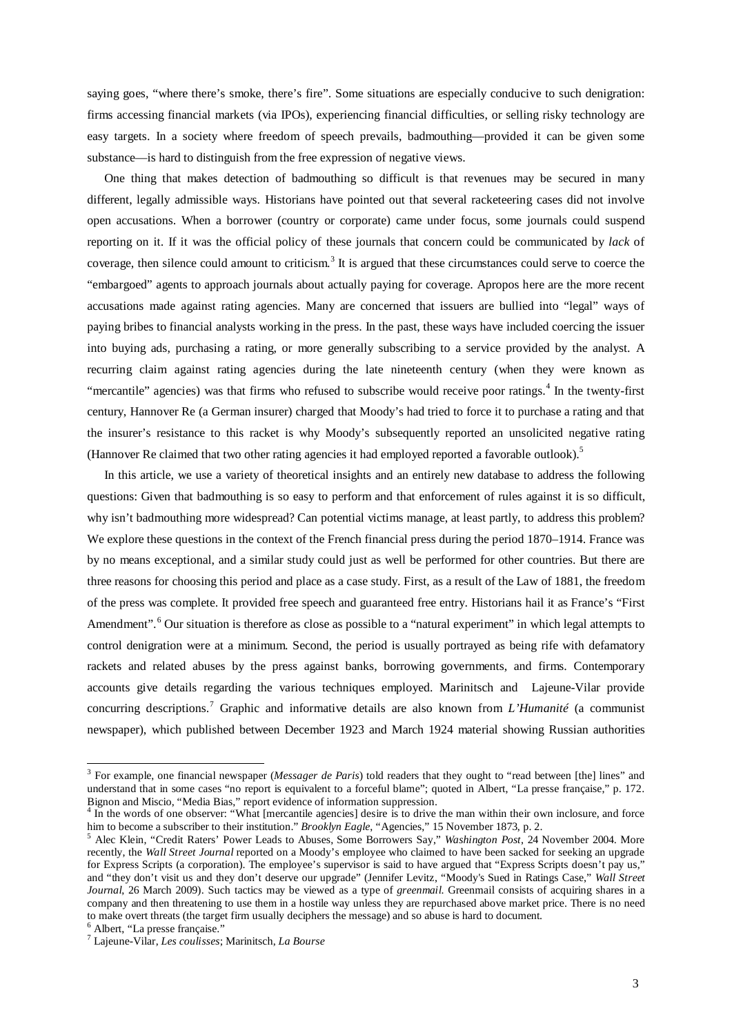saying goes, "where there's smoke, there's fire". Some situations are especially conducive to such denigration: firms accessing financial markets (via IPOs), experiencing financial difficulties, or selling risky technology are easy targets. In a society where freedom of speech prevails, badmouthing—provided it can be given some substance—is hard to distinguish from the free expression of negative views.

One thing that makes detection of badmouthing so difficult is that revenues may be secured in many different, legally admissible ways. Historians have pointed out that several racketeering cases did not involve open accusations. When a borrower (country or corporate) came under focus, some journals could suspend reporting on it. If it was the official policy of these journals that concern could be communicated by *lack* of coverage, then silence could amount to criticism.[3] It is argued that these circumstances could serve to coerce the "embargoed" agents to approach journals about actually paying for coverage. Apropos here are the more recent accusations made against rating agencies. Many are concerned that issuers are bullied into "legal" ways of paying bribes to financial analysts working in the press. In the past, these ways have included coercing the issuer into buying ads, purchasing a rating, or more generally subscribing to a service provided by the analyst. A recurring claim against rating agencies during the late nineteenth century (when they were known as "mercantile" agencies) was that firms who refused to subscribe would receive poor ratings.[4] In the twenty-first century, Hannover Re (a German insurer) charged that Moody's had tried to force it to purchase a rating and that the insurer's resistance to this racket is why Moody's subsequently reported an unsolicited negative rating (Hannover Re claimed that two other rating agencies it had employed reported a favorable outlook).[5]

In this article, we use a variety of theoretical insights and an entirely new database to address the following questions: Given that badmouthing is so easy to perform and that enforcement of rules against it is so difficult, why isn't badmouthing more widespread? Can potential victims manage, at least partly, to address this problem? We explore these questions in the context of the French financial press during the period 1870–1914. France was by no means exceptional, and a similar study could just as well be performed for other countries. But there are three reasons for choosing this period and place as a case study. First, as a result of the Law of 1881, the freedom of the press was complete. It provided free speech and guaranteed free entry. Historians hail it as France's "First Amendment".[6] Our situation is therefore as close as possible to a "natural experiment" in which legal attempts to control denigration were at a minimum. Second, the period is usually portrayed as being rife with defamatory rackets and related abuses by the press against banks, borrowing governments, and firms. Contemporary accounts give details regarding the various techniques employed. Marinitsch and Lajeune-Vilar provide concurring descriptions.[7] Graphic and informative details are also known from *L'Humanité* (a communist newspaper), which published between December 1923 and March 1924 material showing Russian authorities

---

[3] For example, one financial newspaper (*Messager de Paris*) told readers that they ought to "read between [the] lines" and understand that in some cases "no report is equivalent to a forceful blame"; quoted in Albert, "La presse française," p. 172. Bignon and Miscio, "Media Bias," report evidence of information suppression.

[4] In the words of one observer: "What [mercantile agencies] desire is to drive the man within their own inclosure, and force him to become a subscriber to their institution." *Brooklyn Eagle*, "Agencies," 15 November 1873, p. 2.

[5] Alec Klein, "Credit Raters' Power Leads to Abuses, Some Borrowers Say," *Washington Post*, 24 November 2004. More recently, the *Wall Street Journal* reported on a Moody's employee who claimed to have been sacked for seeking an upgrade for Express Scripts (a corporation). The employee's supervisor is said to have argued that "Express Scripts doesn't pay us," and "they don't visit us and they don't deserve our upgrade" (Jennifer Levitz, "Moody's Sued in Ratings Case," *Wall Street Journal*, 26 March 2009). Such tactics may be viewed as a type of *greenmail*. Greenmail consists of acquiring shares in a company and then threatening to use them in a hostile way unless they are repurchased above market price. There is no need to make overt threats (the target firm usually deciphers the message) and so abuse is hard to document.

[6] Albert, "La presse française."

[7] Lajeune-Vilar, *Les coulisses*; Marinitsch, *La Bourse*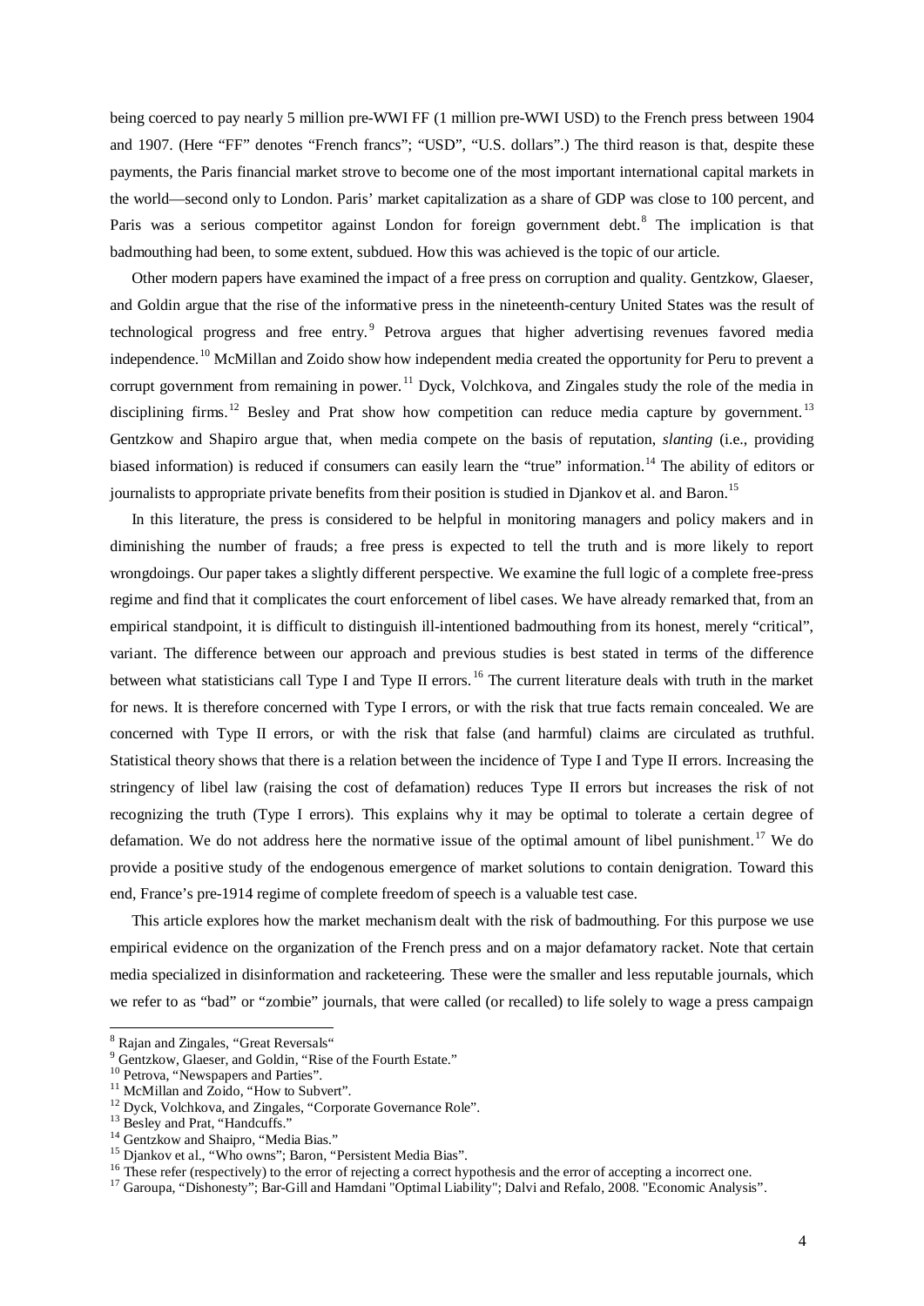being coerced to pay nearly 5 million pre-WWI FF (1 million pre-WWI USD) to the French press between 1904 and 1907. (Here "FF" denotes "French francs"; "USD", "U.S. dollars".) The third reason is that, despite these payments, the Paris financial market strove to become one of the most important international capital markets in the world—second only to London. Paris' market capitalization as a share of GDP was close to 100 percent, and Paris was a serious competitor against London for foreign government debt.[8] The implication is that badmouthing had been, to some extent, subdued. How this was achieved is the topic of our article.

Other modern papers have examined the impact of a free press on corruption and quality. Gentzkow, Glaeser, and Goldin argue that the rise of the informative press in the nineteenth-century United States was the result of technological progress and free entry.[9] Petrova argues that higher advertising revenues favored media independence.[10] McMillan and Zoido show how independent media created the opportunity for Peru to prevent a corrupt government from remaining in power.[11] Dyck, Volchkova, and Zingales study the role of the media in disciplining firms.[12] Besley and Prat show how competition can reduce media capture by government.[13] Gentzkow and Shapiro argue that, when media compete on the basis of reputation, *slanting* (i.e., providing biased information) is reduced if consumers can easily learn the "true" information.[14] The ability of editors or journalists to appropriate private benefits from their position is studied in Djankov et al. and Baron.[15]

In this literature, the press is considered to be helpful in monitoring managers and policy makers and in diminishing the number of frauds; a free press is expected to tell the truth and is more likely to report wrongdoings. Our paper takes a slightly different perspective. We examine the full logic of a complete free-press regime and find that it complicates the court enforcement of libel cases. We have already remarked that, from an empirical standpoint, it is difficult to distinguish ill-intentioned badmouthing from its honest, merely "critical", variant. The difference between our approach and previous studies is best stated in terms of the difference between what statisticians call Type I and Type II errors.[16] The current literature deals with truth in the market for news. It is therefore concerned with Type I errors, or with the risk that true facts remain concealed. We are concerned with Type II errors, or with the risk that false (and harmful) claims are circulated as truthful. Statistical theory shows that there is a relation between the incidence of Type I and Type II errors. Increasing the stringency of libel law (raising the cost of defamation) reduces Type II errors but increases the risk of not recognizing the truth (Type I errors). This explains why it may be optimal to tolerate a certain degree of defamation. We do not address here the normative issue of the optimal amount of libel punishment.[17] We do provide a positive study of the endogenous emergence of market solutions to contain denigration. Toward this end, France's pre-1914 regime of complete freedom of speech is a valuable test case.

This article explores how the market mechanism dealt with the risk of badmouthing. For this purpose we use empirical evidence on the organization of the French press and on a major defamatory racket. Note that certain media specialized in disinformation and racketeering. These were the smaller and less reputable journals, which we refer to as "bad" or "zombie" journals, that were called (or recalled) to life solely to wage a press campaign

---

[8] Rajan and Zingales, "Great Reversals"

[9] Gentzkow, Glaeser, and Goldin, "Rise of the Fourth Estate."

[10] Petrova, "Newspapers and Parties".

[11] McMillan and Zoido, "How to Subvert".

[12] Dyck, Volchkova, and Zingales, "Corporate Governance Role".

[13] Besley and Prat, "Handcuffs."

[14] Gentzkow and Shaipro, "Media Bias."

[15] Djankov et al., "Who owns"; Baron, "Persistent Media Bias".

[16] These refer (respectively) to the error of rejecting a correct hypothesis and the error of accepting a incorrect one.

[17] Garoupa, "Dishonesty"; Bar-Gill and Hamdani "Optimal Liability"; Dalvi and Refalo, 2008. "Economic Analysis".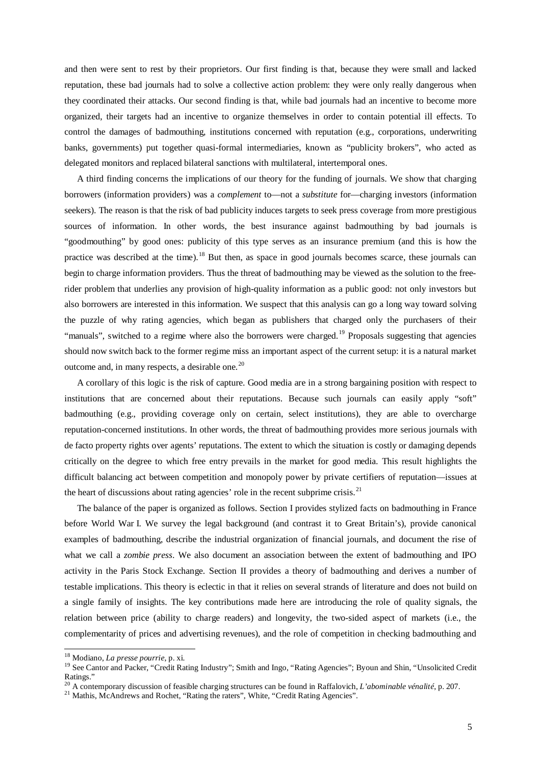and then were sent to rest by their proprietors. Our first finding is that, because they were small and lacked reputation, these bad journals had to solve a collective action problem: they were only really dangerous when they coordinated their attacks. Our second finding is that, while bad journals had an incentive to become more organized, their targets had an incentive to organize themselves in order to contain potential ill effects. To control the damages of badmouthing, institutions concerned with reputation (e.g., corporations, underwriting banks, governments) put together quasi-formal intermediaries, known as "publicity brokers", who acted as delegated monitors and replaced bilateral sanctions with multilateral, intertemporal ones.

A third finding concerns the implications of our theory for the funding of journals. We show that charging borrowers (information providers) was a *complement* to—not a *substitute* for—charging investors (information seekers). The reason is that the risk of bad publicity induces targets to seek press coverage from more prestigious sources of information. In other words, the best insurance against badmouthing by bad journals is "goodmouthing" by good ones: publicity of this type serves as an insurance premium (and this is how the practice was described at the time).[18] But then, as space in good journals becomes scarce, these journals can begin to charge information providers. Thus the threat of badmouthing may be viewed as the solution to the free-rider problem that underlies any provision of high-quality information as a public good: not only investors but also borrowers are interested in this information. We suspect that this analysis can go a long way toward solving the puzzle of why rating agencies, which began as publishers that charged only the purchasers of their "manuals", switched to a regime where also the borrowers were charged.[19] Proposals suggesting that agencies should now switch back to the former regime miss an important aspect of the current setup: it is a natural market outcome and, in many respects, a desirable one.[20]

A corollary of this logic is the risk of capture. Good media are in a strong bargaining position with respect to institutions that are concerned about their reputations. Because such journals can easily apply "soft" badmouthing (e.g., providing coverage only on certain, select institutions), they are able to overcharge reputation-concerned institutions. In other words, the threat of badmouthing provides more serious journals with de facto property rights over agents' reputations. The extent to which the situation is costly or damaging depends critically on the degree to which free entry prevails in the market for good media. This result highlights the difficult balancing act between competition and monopoly power by private certifiers of reputation—issues at the heart of discussions about rating agencies' role in the recent subprime crisis.[21]

The balance of the paper is organized as follows. Section I provides stylized facts on badmouthing in France before World War I. We survey the legal background (and contrast it to Great Britain's), provide canonical examples of badmouthing, describe the industrial organization of financial journals, and document the rise of what we call a *zombie press*. We also document an association between the extent of badmouthing and IPO activity in the Paris Stock Exchange. Section II provides a theory of badmouthing and derives a number of testable implications. This theory is eclectic in that it relies on several strands of literature and does not build on a single family of insights. The key contributions made here are introducing the role of quality signals, the relation between price (ability to charge readers) and longevity, the two-sided aspect of markets (i.e., the complementarity of prices and advertising revenues), and the role of competition in checking badmouthing and

---

[18] Modiano, *La presse pourrie*, p. xi.

[19] See Cantor and Packer, "Credit Rating Industry"; Smith and Ingo, "Rating Agencies"; Byoun and Shin, "Unsolicited Credit Ratings."

[20] A contemporary discussion of feasible charging structures can be found in Raffalovich, *L'abominable vénalité*, p. 207.

[21] Mathis, McAndrews and Rochet, "Rating the raters", White, "Credit Rating Agencies".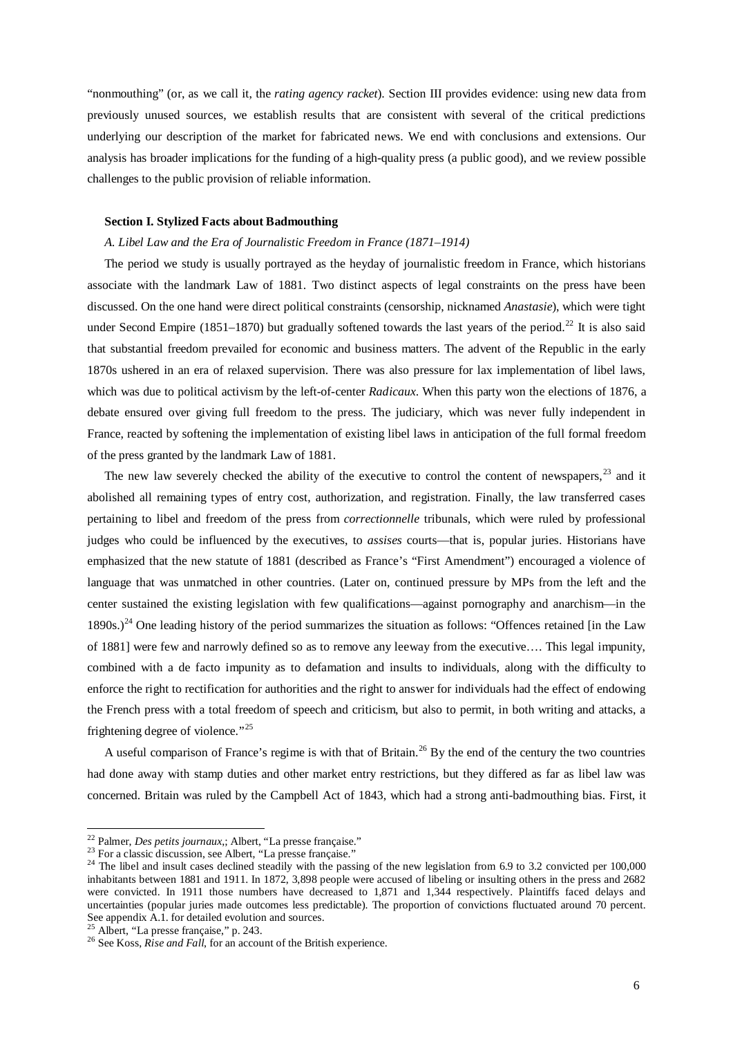"nonmouthing" (or, as we call it, the *rating agency racket*). Section III provides evidence: using new data from previously unused sources, we establish results that are consistent with several of the critical predictions underlying our description of the market for fabricated news. We end with conclusions and extensions. Our analysis has broader implications for the funding of a high-quality press (a public good), and we review possible challenges to the public provision of reliable information.

## Section I. Stylized Facts about Badmouthing

### *A. Libel Law and the Era of Journalistic Freedom in France (1871–1914)*

The period we study is usually portrayed as the heyday of journalistic freedom in France, which historians associate with the landmark Law of 1881. Two distinct aspects of legal constraints on the press have been discussed. On the one hand were direct political constraints (censorship, nicknamed *Anastasie*), which were tight under Second Empire (1851–1870) but gradually softened towards the last years of the period.[22] It is also said that substantial freedom prevailed for economic and business matters. The advent of the Republic in the early 1870s ushered in an era of relaxed supervision. There was also pressure for lax implementation of libel laws, which was due to political activism by the left-of-center *Radicaux*. When this party won the elections of 1876, a debate ensured over giving full freedom to the press. The judiciary, which was never fully independent in France, reacted by softening the implementation of existing libel laws in anticipation of the full formal freedom of the press granted by the landmark Law of 1881.

The new law severely checked the ability of the executive to control the content of newspapers,[23] and it abolished all remaining types of entry cost, authorization, and registration. Finally, the law transferred cases pertaining to libel and freedom of the press from *correctionnelle* tribunals, which were ruled by professional judges who could be influenced by the executives, to *assises* courts—that is, popular juries. Historians have emphasized that the new statute of 1881 (described as France's "First Amendment") encouraged a violence of language that was unmatched in other countries. (Later on, continued pressure by MPs from the left and the center sustained the existing legislation with few qualifications—against pornography and anarchism—in the 1890s.)[24] One leading history of the period summarizes the situation as follows: "Offences retained [in the Law of 1881] were few and narrowly defined so as to remove any leeway from the executive…. This legal impunity, combined with a de facto impunity as to defamation and insults to individuals, along with the difficulty to enforce the right to rectification for authorities and the right to answer for individuals had the effect of endowing the French press with a total freedom of speech and criticism, but also to permit, in both writing and attacks, a frightening degree of violence."[25]

A useful comparison of France's regime is with that of Britain.[26] By the end of the century the two countries had done away with stamp duties and other market entry restrictions, but they differed as far as libel law was concerned. Britain was ruled by the Campbell Act of 1843, which had a strong anti-badmouthing bias. First, it

---

[22] Palmer, *Des petits journaux*,; Albert, "La presse française."

[23] For a classic discussion, see Albert, "La presse française."

[24] The libel and insult cases declined steadily with the passing of the new legislation from 6.9 to 3.2 convicted per 100,000 inhabitants between 1881 and 1911. In 1872, 3,898 people were accused of libeling or insulting others in the press and 2682 were convicted. In 1911 those numbers have decreased to 1,871 and 1,344 respectively. Plaintiffs faced delays and uncertainties (popular juries made outcomes less predictable). The proportion of convictions fluctuated around 70 percent. See appendix A.1. for detailed evolution and sources.

[25] Albert, "La presse française," p. 243.

[26] See Koss, *Rise and Fall*, for an account of the British experience.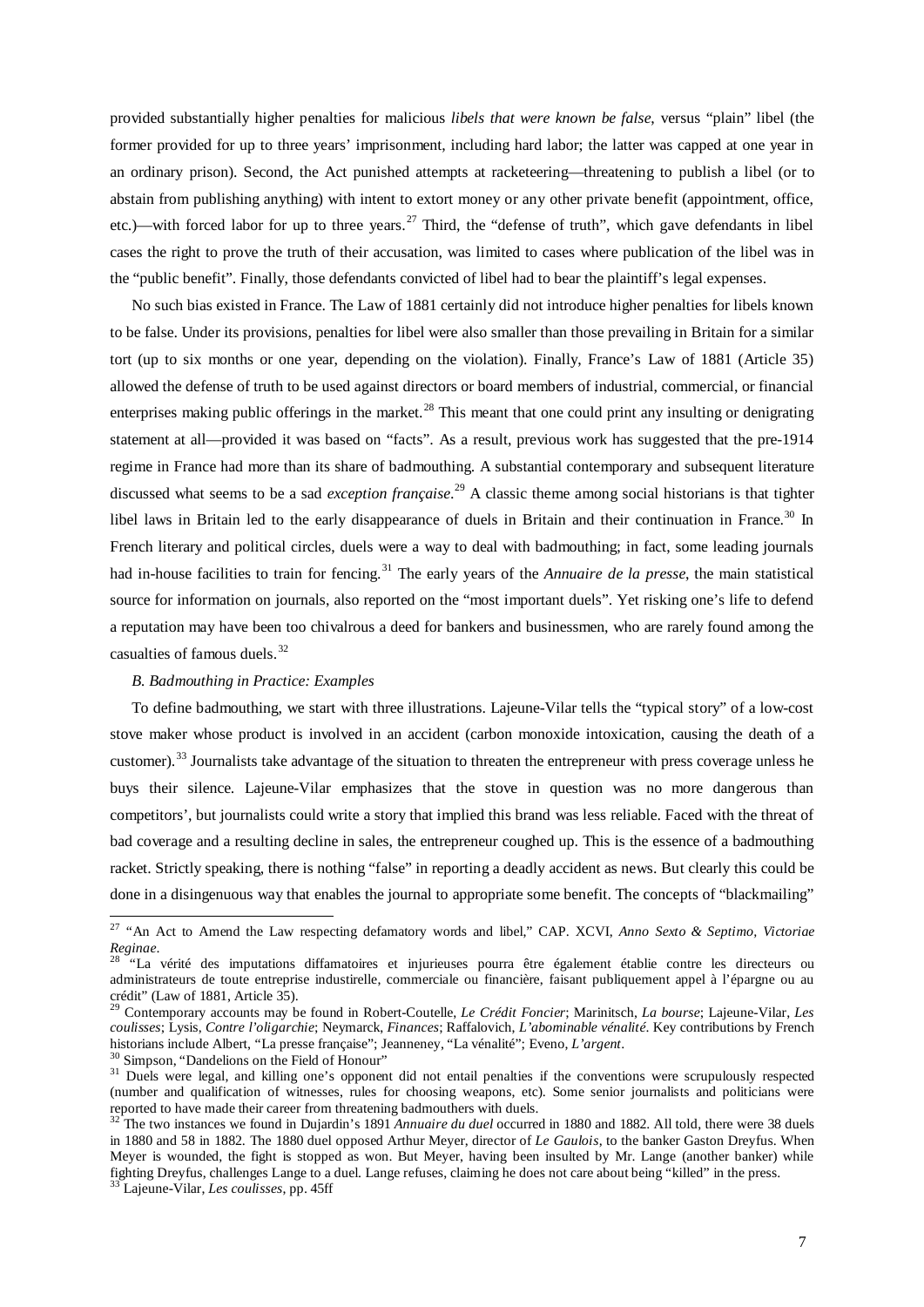provided substantially higher penalties for malicious *libels that were known be false*, versus "plain" libel (the former provided for up to three years' imprisonment, including hard labor; the latter was capped at one year in an ordinary prison). Second, the Act punished attempts at racketeering—threatening to publish a libel (or to abstain from publishing anything) with intent to extort money or any other private benefit (appointment, office, etc.)—with forced labor for up to three years.[27] Third, the "defense of truth", which gave defendants in libel cases the right to prove the truth of their accusation, was limited to cases where publication of the libel was in the "public benefit". Finally, those defendants convicted of libel had to bear the plaintiff's legal expenses.

No such bias existed in France. The Law of 1881 certainly did not introduce higher penalties for libels known to be false. Under its provisions, penalties for libel were also smaller than those prevailing in Britain for a similar tort (up to six months or one year, depending on the violation). Finally, France's Law of 1881 (Article 35) allowed the defense of truth to be used against directors or board members of industrial, commercial, or financial enterprises making public offerings in the market.[28] This meant that one could print any insulting or denigrating statement at all—provided it was based on "facts". As a result, previous work has suggested that the pre-1914 regime in France had more than its share of badmouthing. A substantial contemporary and subsequent literature discussed what seems to be a sad *exception française*.[29] A classic theme among social historians is that tighter libel laws in Britain led to the early disappearance of duels in Britain and their continuation in France.[30] In French literary and political circles, duels were a way to deal with badmouthing; in fact, some leading journals had in-house facilities to train for fencing.[31] The early years of the *Annuaire de la presse*, the main statistical source for information on journals, also reported on the "most important duels". Yet risking one's life to defend a reputation may have been too chivalrous a deed for bankers and businessmen, who are rarely found among the casualties of famous duels.[32]

### *B. Badmouthing in Practice: Examples*

To define badmouthing, we start with three illustrations. Lajeune-Vilar tells the "typical story" of a low-cost stove maker whose product is involved in an accident (carbon monoxide intoxication, causing the death of a customer).[33] Journalists take advantage of the situation to threaten the entrepreneur with press coverage unless he buys their silence. Lajeune-Vilar emphasizes that the stove in question was no more dangerous than competitors', but journalists could write a story that implied this brand was less reliable. Faced with the threat of bad coverage and a resulting decline in sales, the entrepreneur coughed up. This is the essence of a badmouthing racket. Strictly speaking, there is nothing "false" in reporting a deadly accident as news. But clearly this could be done in a disingenuous way that enables the journal to appropriate some benefit. The concepts of "blackmailing"

---

[27] "An Act to Amend the Law respecting defamatory words and libel," CAP. XCVI, *Anno Sexto & Septimo, Victoriae Reginae*.

[28] "La vérité des imputations diffamatoires et injurieuses pourra être également établie contre les directeurs ou administrateurs de toute entreprise industrielle, commerciale ou financière, faisant publiquement appel à l'épargne ou au crédit" (Law of 1881, Article 35).

[29] Contemporary accounts may be found in Robert-Coutelle, *Le Crédit Foncier*; Marinitsch, *La bourse*; Lajeune-Vilar, *Les coulisses*; Lysis, *Contre l'oligarchie*; Neymarck, *Finances*; Raffalovich, *L'abominable vénalité*. Key contributions by French historians include Albert, "La presse française"; Jeanneney, "La vénalité"; Eveno, *L'argent*.

[30] Simpson, "Dandelions on the Field of Honour"

[31] Duels were legal, and killing one's opponent did not entail penalties if the conventions were scrupulously respected (number and qualification of witnesses, rules for choosing weapons, etc). Some senior journalists and politicians were reported to have made their career from threatening badmouthers with duels.

[32] The two instances we found in Dujardin's 1891 *Annuaire du duel* occurred in 1880 and 1882. All told, there were 38 duels in 1880 and 58 in 1882. The 1880 duel opposed Arthur Meyer, director of *Le Gaulois*, to the banker Gaston Dreyfus. When Meyer is wounded, the fight is stopped as won. But Meyer, having been insulted by Mr. Lange (another banker) while fighting Dreyfus, challenges Lange to a duel. Lange refuses, claiming he does not care about being "killed" in the press.

[33] Lajeune-Vilar, *Les coulisses*, pp. 45ff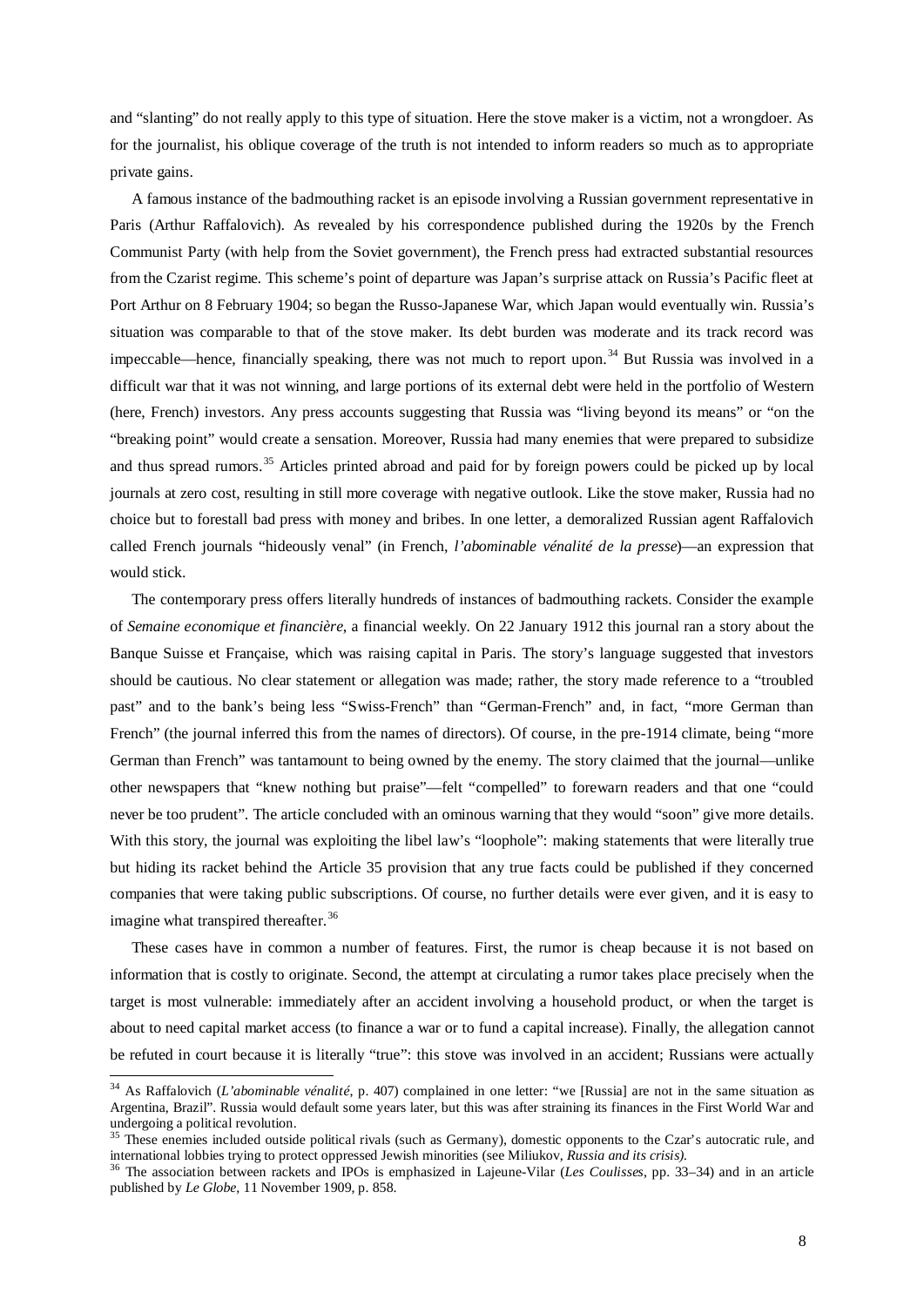and "slanting" do not really apply to this type of situation. Here the stove maker is a victim, not a wrongdoer. As for the journalist, his oblique coverage of the truth is not intended to inform readers so much as to appropriate private gains.

A famous instance of the badmouthing racket is an episode involving a Russian government representative in Paris (Arthur Raffalovich). As revealed by his correspondence published during the 1920s by the French Communist Party (with help from the Soviet government), the French press had extracted substantial resources from the Czarist regime. This scheme's point of departure was Japan's surprise attack on Russia's Pacific fleet at Port Arthur on 8 February 1904; so began the Russo-Japanese War, which Japan would eventually win. Russia's situation was comparable to that of the stove maker. Its debt burden was moderate and its track record was impeccable—hence, financially speaking, there was not much to report upon.[34] But Russia was involved in a difficult war that it was not winning, and large portions of its external debt were held in the portfolio of Western (here, French) investors. Any press accounts suggesting that Russia was "living beyond its means" or "on the "breaking point" would create a sensation. Moreover, Russia had many enemies that were prepared to subsidize and thus spread rumors.[35] Articles printed abroad and paid for by foreign powers could be picked up by local journals at zero cost, resulting in still more coverage with negative outlook. Like the stove maker, Russia had no choice but to forestall bad press with money and bribes. In one letter, a demoralized Russian agent Raffalovich called French journals "hideously venal" (in French, *l'abominable vénalité de la presse*)—an expression that would stick.

The contemporary press offers literally hundreds of instances of badmouthing rackets. Consider the example of *Semaine economique et financière*, a financial weekly. On 22 January 1912 this journal ran a story about the Banque Suisse et Française, which was raising capital in Paris. The story's language suggested that investors should be cautious. No clear statement or allegation was made; rather, the story made reference to a "troubled past" and to the bank's being less "Swiss-French" than "German-French" and, in fact, "more German than French" (the journal inferred this from the names of directors). Of course, in the pre-1914 climate, being "more German than French" was tantamount to being owned by the enemy. The story claimed that the journal—unlike other newspapers that "knew nothing but praise"—felt "compelled" to forewarn readers and that one "could never be too prudent". The article concluded with an ominous warning that they would "soon" give more details. With this story, the journal was exploiting the libel law's "loophole": making statements that were literally true but hiding its racket behind the Article 35 provision that any true facts could be published if they concerned companies that were taking public subscriptions. Of course, no further details were ever given, and it is easy to imagine what transpired thereafter.[36]

These cases have in common a number of features. First, the rumor is cheap because it is not based on information that is costly to originate. Second, the attempt at circulating a rumor takes place precisely when the target is most vulnerable: immediately after an accident involving a household product, or when the target is about to need capital market access (to finance a war or to fund a capital increase). Finally, the allegation cannot be refuted in court because it is literally "true": this stove was involved in an accident; Russians were actually

---

[34] As Raffalovich (*L'abominable vénalité*, p. 407) complained in one letter: "we [Russia] are not in the same situation as Argentina, Brazil". Russia would default some years later, but this was after straining its finances in the First World War and undergoing a political revolution.

[35] These enemies included outside political rivals (such as Germany), domestic opponents to the Czar's autocratic rule, and international lobbies trying to protect oppressed Jewish minorities (see Miliukov, *Russia and its crisis)*.

[36] The association between rackets and IPOs is emphasized in Lajeune-Vilar (*Les Coulisses*, pp. 33–34) and in an article published by *Le Globe*, 11 November 1909, p. 858.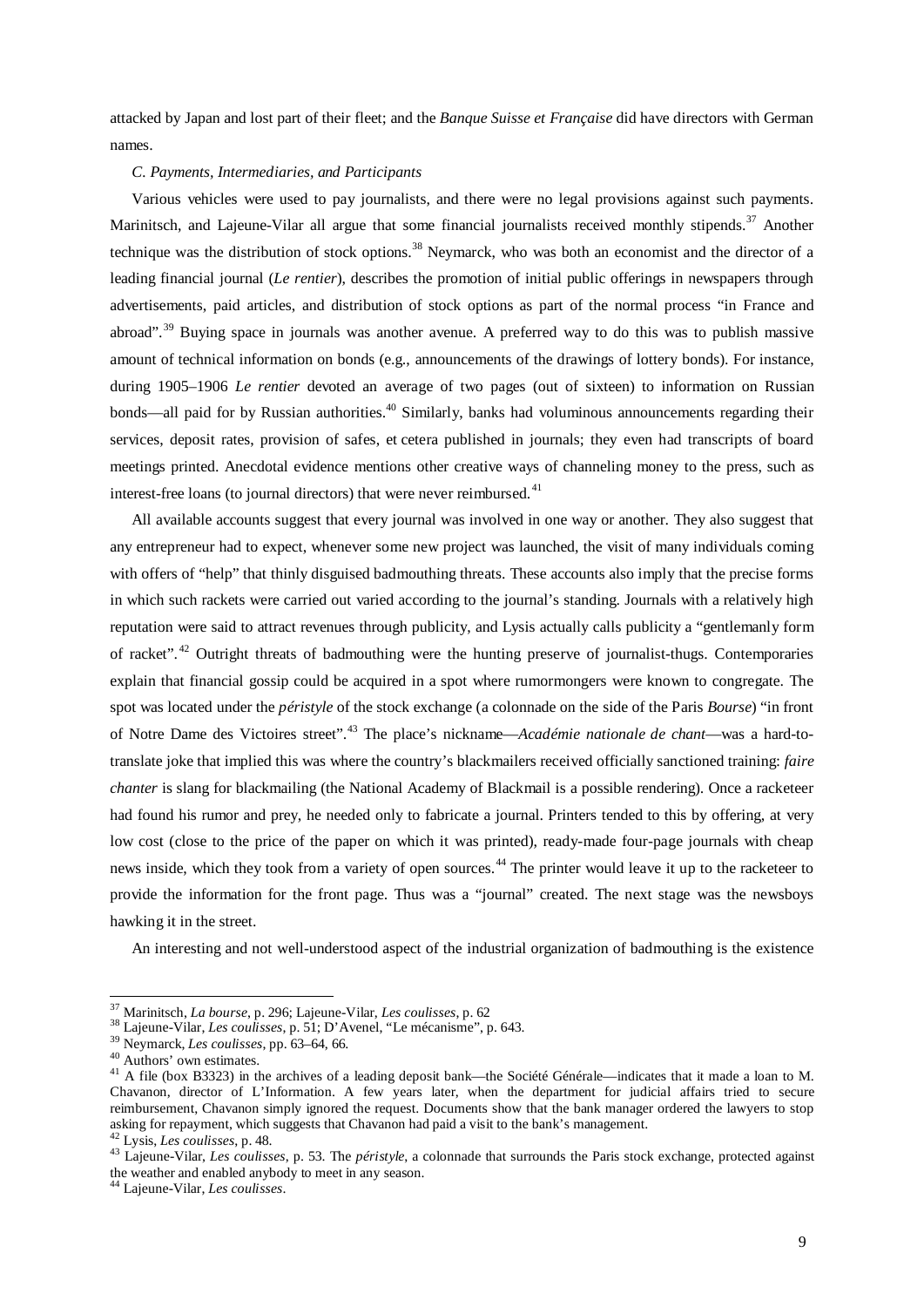attacked by Japan and lost part of their fleet; and the *Banque Suisse et Française* did have directors with German names.

*C. Payments, Intermediaries, and Participants*

Various vehicles were used to pay journalists, and there were no legal provisions against such payments. Marinitsch, and Lajeune-Vilar all argue that some financial journalists received monthly stipends.[37] Another technique was the distribution of stock options.[38] Neymarck, who was both an economist and the director of a leading financial journal (*Le rentier*), describes the promotion of initial public offerings in newspapers through advertisements, paid articles, and distribution of stock options as part of the normal process "in France and abroad".[39] Buying space in journals was another avenue. A preferred way to do this was to publish massive amount of technical information on bonds (e.g., announcements of the drawings of lottery bonds). For instance, during 1905–1906 *Le rentier* devoted an average of two pages (out of sixteen) to information on Russian bonds—all paid for by Russian authorities.[40] Similarly, banks had voluminous announcements regarding their services, deposit rates, provision of safes, et cetera published in journals; they even had transcripts of board meetings printed. Anecdotal evidence mentions other creative ways of channeling money to the press, such as interest-free loans (to journal directors) that were never reimbursed.[41]

All available accounts suggest that every journal was involved in one way or another. They also suggest that any entrepreneur had to expect, whenever some new project was launched, the visit of many individuals coming with offers of "help" that thinly disguised badmouthing threats. These accounts also imply that the precise forms in which such rackets were carried out varied according to the journal's standing. Journals with a relatively high reputation were said to attract revenues through publicity, and Lysis actually calls publicity a "gentlemanly form of racket".[42] Outright threats of badmouthing were the hunting preserve of journalist-thugs. Contemporaries explain that financial gossip could be acquired in a spot where rumormongers were known to congregate. The spot was located under the *péristyle* of the stock exchange (a colonnade on the side of the Paris *Bourse*) "in front of Notre Dame des Victoires street".[43] The place's nickname—*Académie nationale de chant*—was a hard-to-translate joke that implied this was where the country's blackmailers received officially sanctioned training: *faire chanter* is slang for blackmailing (the National Academy of Blackmail is a possible rendering). Once a racketeer had found his rumor and prey, he needed only to fabricate a journal. Printers tended to this by offering, at very low cost (close to the price of the paper on which it was printed), ready-made four-page journals with cheap news inside, which they took from a variety of open sources.[44] The printer would leave it up to the racketeer to provide the information for the front page. Thus was a "journal" created. The next stage was the newsboys hawking it in the street.

An interesting and not well-understood aspect of the industrial organization of badmouthing is the existence

---

[37] Marinitsch, *La bourse*, p. 296; Lajeune-Vilar, *Les coulisses*, p. 62

[38] Lajeune-Vilar, *Les coulisses*, p. 51; D'Avenel, "Le mécanisme", p. 643.

[39] Neymarck, *Les coulisses*, pp. 63–64, 66.

[40] Authors' own estimates.

[41] A file (box B3323) in the archives of a leading deposit bank—the Société Générale—indicates that it made a loan to M. Chavanon, director of L'Information. A few years later, when the department for judicial affairs tried to secure reimbursement, Chavanon simply ignored the request. Documents show that the bank manager ordered the lawyers to stop asking for repayment, which suggests that Chavanon had paid a visit to the bank's management.

[42] Lysis, *Les coulisses*, p. 48.

[43] Lajeune-Vilar, *Les coulisses*, p. 53. The *péristyle*, a colonnade that surrounds the Paris stock exchange, protected against the weather and enabled anybody to meet in any season.

[44] Lajeune-Vilar, *Les coulisses*.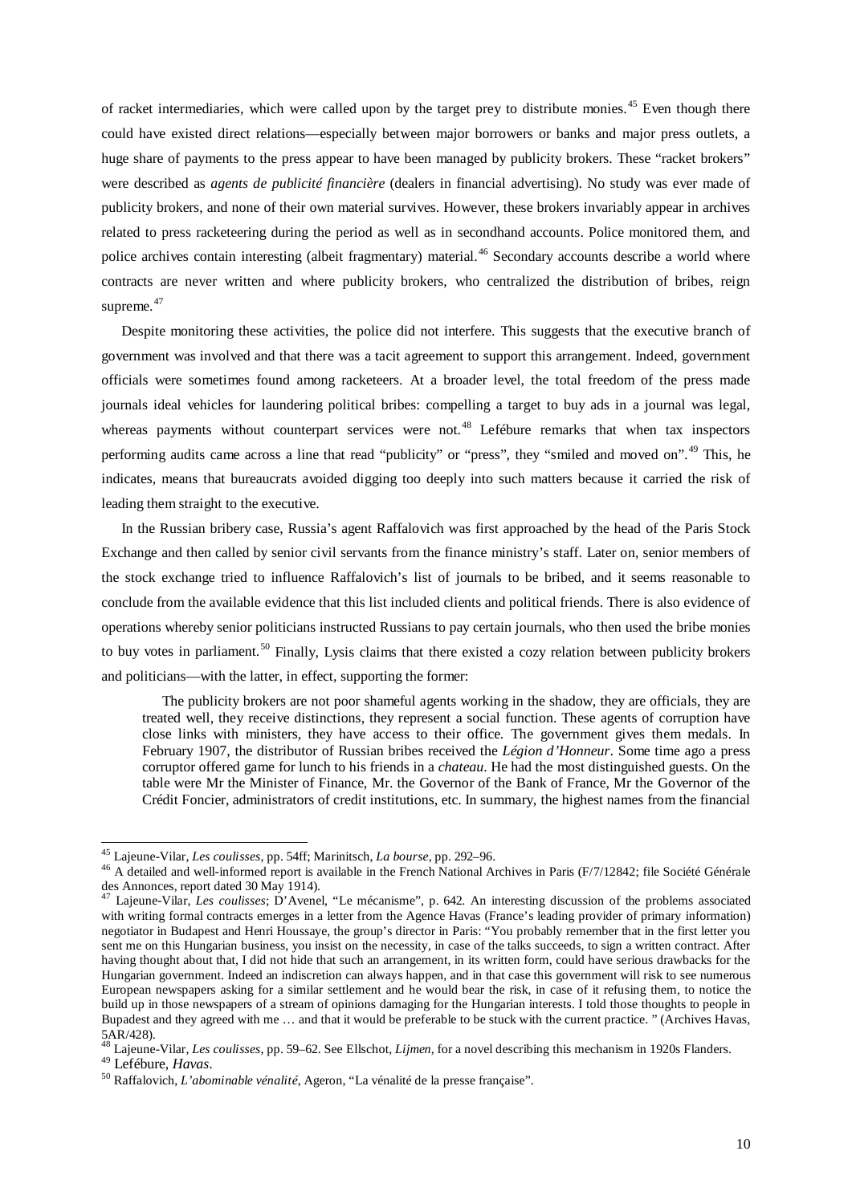of racket intermediaries, which were called upon by the target prey to distribute monies.[45] Even though there could have existed direct relations—especially between major borrowers or banks and major press outlets, a huge share of payments to the press appear to have been managed by publicity brokers. These "racket brokers" were described as *agents de publicité financière* (dealers in financial advertising). No study was ever made of publicity brokers, and none of their own material survives. However, these brokers invariably appear in archives related to press racketeering during the period as well as in secondhand accounts. Police monitored them, and police archives contain interesting (albeit fragmentary) material.[46] Secondary accounts describe a world where contracts are never written and where publicity brokers, who centralized the distribution of bribes, reign supreme.[47]

Despite monitoring these activities, the police did not interfere. This suggests that the executive branch of government was involved and that there was a tacit agreement to support this arrangement. Indeed, government officials were sometimes found among racketeers. At a broader level, the total freedom of the press made journals ideal vehicles for laundering political bribes: compelling a target to buy ads in a journal was legal, whereas payments without counterpart services were not.[48] Lefébure remarks that when tax inspectors performing audits came across a line that read "publicity" or "press", they "smiled and moved on".[49] This, he indicates, means that bureaucrats avoided digging too deeply into such matters because it carried the risk of leading them straight to the executive.

In the Russian bribery case, Russia's agent Raffalovich was first approached by the head of the Paris Stock Exchange and then called by senior civil servants from the finance ministry's staff. Later on, senior members of the stock exchange tried to influence Raffalovich's list of journals to be bribed, and it seems reasonable to conclude from the available evidence that this list included clients and political friends. There is also evidence of operations whereby senior politicians instructed Russians to pay certain journals, who then used the bribe monies to buy votes in parliament.[50] Finally, Lysis claims that there existed a cozy relation between publicity brokers and politicians—with the latter, in effect, supporting the former:

> The publicity brokers are not poor shameful agents working in the shadow, they are officials, they are treated well, they receive distinctions, they represent a social function. These agents of corruption have close links with ministers, they have access to their office. The government gives them medals. In February 1907, the distributor of Russian bribes received the *Légion d'Honneur*. Some time ago a press corruptor offered game for lunch to his friends in a *chateau*. He had the most distinguished guests. On the table were Mr the Minister of Finance, Mr. the Governor of the Bank of France, Mr the Governor of the Crédit Foncier, administrators of credit institutions, etc. In summary, the highest names from the financial

---

[45] Lajeune-Vilar, *Les coulisses*, pp. 54ff; Marinitsch, *La bourse*, pp. 292–96.

[46] A detailed and well-informed report is available in the French National Archives in Paris (F/7/12842; file Société Générale des Annonces, report dated 30 May 1914).

[47] Lajeune-Vilar, *Les coulisses*; D'Avenel, "Le mécanisme", p. 642. An interesting discussion of the problems associated with writing formal contracts emerges in a letter from the Agence Havas (France's leading provider of primary information) negotiator in Budapest and Henri Houssaye, the group's director in Paris: "You probably remember that in the first letter you sent me on this Hungarian business, you insist on the necessity, in case of the talks succeeds, to sign a written contract. After having thought about that, I did not hide that such an arrangement, in its written form, could have serious drawbacks for the Hungarian government. Indeed an indiscretion can always happen, and in that case this government will risk to see numerous European newspapers asking for a similar settlement and he would bear the risk, in case of it refusing them, to notice the build up in those newspapers of a stream of opinions damaging for the Hungarian interests. I told those thoughts to people in Bupadest and they agreed with me … and that it would be preferable to be stuck with the current practice. " (Archives Havas, 5AR/428).

[48] Lajeune-Vilar, *Les coulisses*, pp. 59–62. See Ellschot, *Lijmen*, for a novel describing this mechanism in 1920s Flanders.

[49] Lefébure, *Havas*.

[50] Raffalovich, *L'abominable vénalité*, Ageron, "La vénalité de la presse française".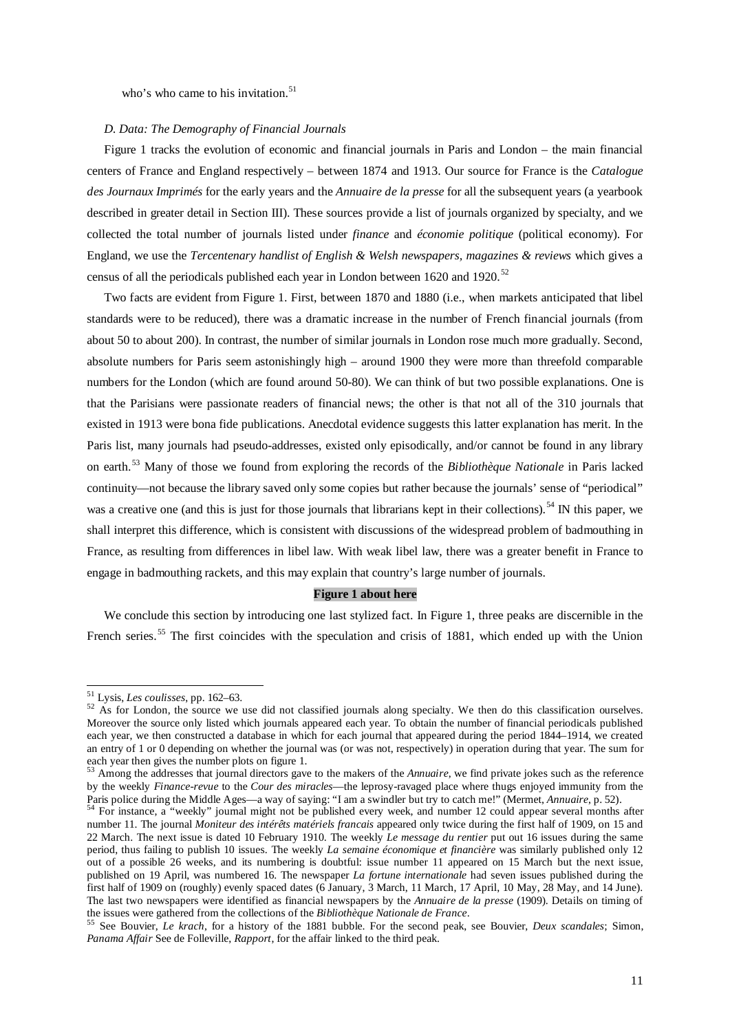who's who came to his invitation.[51]

*D. Data: The Demography of Financial Journals*

Figure 1 tracks the evolution of economic and financial journals in Paris and London – the main financial centers of France and England respectively – between 1874 and 1913. Our source for France is the *Catalogue des Journaux Imprimés* for the early years and the *Annuaire de la presse* for all the subsequent years (a yearbook described in greater detail in Section III). These sources provide a list of journals organized by specialty, and we collected the total number of journals listed under *finance* and *économie politique* (political economy). For England, we use the *Tercentenary handlist of English & Welsh newspapers, magazines & reviews* which gives a census of all the periodicals published each year in London between 1620 and 1920.[52]

Two facts are evident from Figure 1. First, between 1870 and 1880 (i.e., when markets anticipated that libel standards were to be reduced), there was a dramatic increase in the number of French financial journals (from about 50 to about 200). In contrast, the number of similar journals in London rose much more gradually. Second, absolute numbers for Paris seem astonishingly high – around 1900 they were more than threefold comparable numbers for the London (which are found around 50-80). We can think of but two possible explanations. One is that the Parisians were passionate readers of financial news; the other is that not all of the 310 journals that existed in 1913 were bona fide publications. Anecdotal evidence suggests this latter explanation has merit. In the Paris list, many journals had pseudo-addresses, existed only episodically, and/or cannot be found in any library on earth.[53] Many of those we found from exploring the records of the *Bibliothèque Nationale* in Paris lacked continuity—not because the library saved only some copies but rather because the journals' sense of "periodical" was a creative one (and this is just for those journals that librarians kept in their collections).[54] IN this paper, we shall interpret this difference, which is consistent with discussions of the widespread problem of badmouthing in France, as resulting from differences in libel law. With weak libel law, there was a greater benefit in France to engage in badmouthing rackets, and this may explain that country's large number of journals.

**Figure 1 about here**

We conclude this section by introducing one last stylized fact. In Figure 1, three peaks are discernible in the French series.[55] The first coincides with the speculation and crisis of 1881, which ended up with the Union

---

[51] Lysis, *Les coulisses*, pp. 162–63.

[52] As for London, the source we use did not classified journals along specialty. We then do this classification ourselves. Moreover the source only listed which journals appeared each year. To obtain the number of financial periodicals published each year, we then constructed a database in which for each journal that appeared during the period 1844–1914, we created an entry of 1 or 0 depending on whether the journal was (or was not, respectively) in operation during that year. The sum for each year then gives the number plots on figure 1.

[53] Among the addresses that journal directors gave to the makers of the *Annuaire*, we find private jokes such as the reference by the weekly *Finance-revue* to the *Cour des miracles*—the leprosy-ravaged place where thugs enjoyed immunity from the Paris police during the Middle Ages—a way of saying: "I am a swindler but try to catch me!" (Mermet, *Annuaire*, p. 52).

[54] For instance, a "weekly" journal might not be published every week, and number 12 could appear several months after number 11. The journal *Moniteur des intérêts matériels francais* appeared only twice during the first half of 1909, on 15 and 22 March. The next issue is dated 10 February 1910. The weekly *Le message du rentier* put out 16 issues during the same period, thus failing to publish 10 issues. The weekly *La semaine économique et financière* was similarly published only 12 out of a possible 26 weeks, and its numbering is doubtful: issue number 11 appeared on 15 March but the next issue, published on 19 April, was numbered 16. The newspaper *La fortune internationale* had seven issues published during the first half of 1909 on (roughly) evenly spaced dates (6 January, 3 March, 11 March, 17 April, 10 May, 28 May, and 14 June). The last two newspapers were identified as financial newspapers by the *Annuaire de la presse* (1909). Details on timing of the issues were gathered from the collections of the *Bibliothèque Nationale de France*.

[55] See Bouvier, *Le krach*, for a history of the 1881 bubble. For the second peak, see Bouvier, *Deux scandales*; Simon, *Panama Affair* See de Folleville, *Rapport*, for the affair linked to the third peak.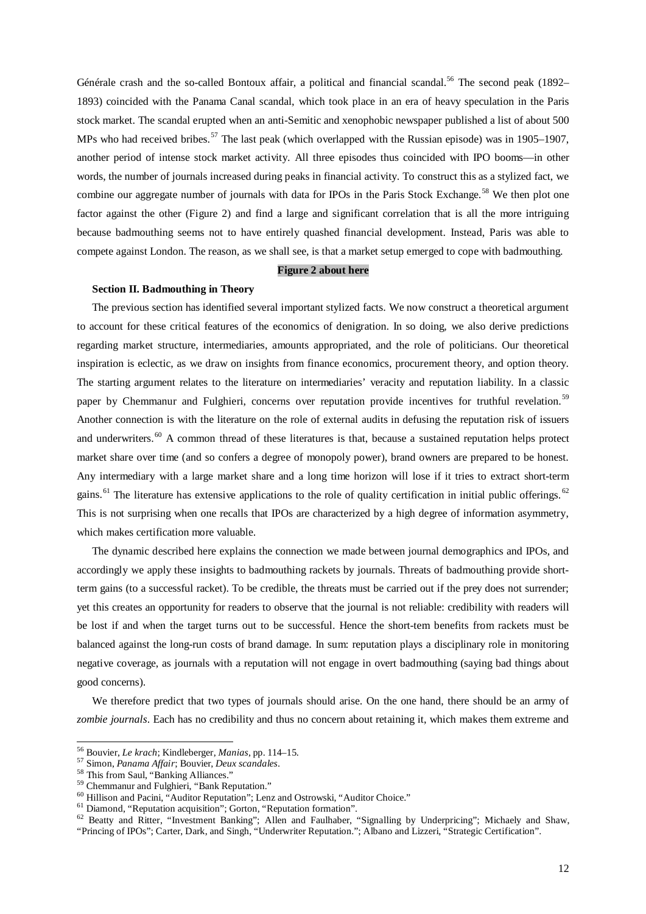Générale crash and the so-called Bontoux affair, a political and financial scandal.[56] The second peak (1892–1893) coincided with the Panama Canal scandal, which took place in an era of heavy speculation in the Paris stock market. The scandal erupted when an anti-Semitic and xenophobic newspaper published a list of about 500 MPs who had received bribes.[57] The last peak (which overlapped with the Russian episode) was in 1905–1907, another period of intense stock market activity. All three episodes thus coincided with IPO booms—in other words, the number of journals increased during peaks in financial activity. To construct this as a stylized fact, we combine our aggregate number of journals with data for IPOs in the Paris Stock Exchange.[58] We then plot one factor against the other (Figure 2) and find a large and significant correlation that is all the more intriguing because badmouthing seems not to have entirely quashed financial development. Instead, Paris was able to compete against London. The reason, as we shall see, is that a market setup emerged to cope with badmouthing.

**Figure 2 about here**

### Section II. Badmouthing in Theory

The previous section has identified several important stylized facts. We now construct a theoretical argument to account for these critical features of the economics of denigration. In so doing, we also derive predictions regarding market structure, intermediaries, amounts appropriated, and the role of politicians. Our theoretical inspiration is eclectic, as we draw on insights from finance economics, procurement theory, and option theory. The starting argument relates to the literature on intermediaries' veracity and reputation liability. In a classic paper by Chemmanur and Fulghieri, concerns over reputation provide incentives for truthful revelation.[59] Another connection is with the literature on the role of external audits in defusing the reputation risk of issuers and underwriters.[60] A common thread of these literatures is that, because a sustained reputation helps protect market share over time (and so confers a degree of monopoly power), brand owners are prepared to be honest. Any intermediary with a large market share and a long time horizon will lose if it tries to extract short-term gains.[61] The literature has extensive applications to the role of quality certification in initial public offerings.[62] This is not surprising when one recalls that IPOs are characterized by a high degree of information asymmetry, which makes certification more valuable.

The dynamic described here explains the connection we made between journal demographics and IPOs, and accordingly we apply these insights to badmouthing rackets by journals. Threats of badmouthing provide short-term gains (to a successful racket). To be credible, the threats must be carried out if the prey does not surrender; yet this creates an opportunity for readers to observe that the journal is not reliable: credibility with readers will be lost if and when the target turns out to be successful. Hence the short-tem benefits from rackets must be balanced against the long-run costs of brand damage. In sum: reputation plays a disciplinary role in monitoring negative coverage, as journals with a reputation will not engage in overt badmouthing (saying bad things about good concerns).

We therefore predict that two types of journals should arise. On the one hand, there should be an army of *zombie journals*. Each has no credibility and thus no concern about retaining it, which makes them extreme and

---

[56] Bouvier, *Le krach*; Kindleberger, *Manias*, pp. 114–15.

[57] Simon, *Panama Affair*; Bouvier, *Deux scandales*.

[58] This from Saul, "Banking Alliances."

[59] Chemmanur and Fulghieri, "Bank Reputation."

[60] Hillison and Pacini, "Auditor Reputation"; Lenz and Ostrowski, "Auditor Choice."

[61] Diamond, "Reputation acquisition"; Gorton, "Reputation formation".

[62] Beatty and Ritter, "Investment Banking"; Allen and Faulhaber, "Signalling by Underpricing"; Michaely and Shaw, "Princing of IPOs"; Carter, Dark, and Singh, "Underwriter Reputation."; Albano and Lizzeri, "Strategic Certification".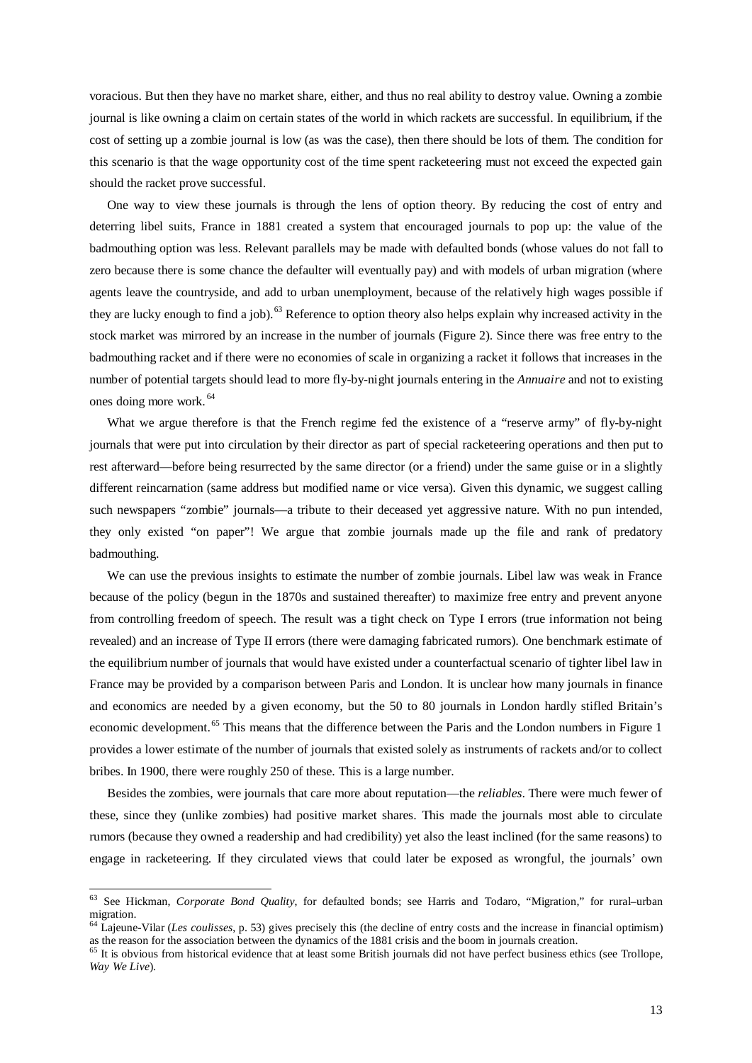voracious. But then they have no market share, either, and thus no real ability to destroy value. Owning a zombie journal is like owning a claim on certain states of the world in which rackets are successful. In equilibrium, if the cost of setting up a zombie journal is low (as was the case), then there should be lots of them. The condition for this scenario is that the wage opportunity cost of the time spent racketeering must not exceed the expected gain should the racket prove successful.

One way to view these journals is through the lens of option theory. By reducing the cost of entry and deterring libel suits, France in 1881 created a system that encouraged journals to pop up: the value of the badmouthing option was less. Relevant parallels may be made with defaulted bonds (whose values do not fall to zero because there is some chance the defaulter will eventually pay) and with models of urban migration (where agents leave the countryside, and add to urban unemployment, because of the relatively high wages possible if they are lucky enough to find a job).[63] Reference to option theory also helps explain why increased activity in the stock market was mirrored by an increase in the number of journals (Figure 2). Since there was free entry to the badmouthing racket and if there were no economies of scale in organizing a racket it follows that increases in the number of potential targets should lead to more fly-by-night journals entering in the *Annuaire* and not to existing ones doing more work.[64]

What we argue therefore is that the French regime fed the existence of a "reserve army" of fly-by-night journals that were put into circulation by their director as part of special racketeering operations and then put to rest afterward—before being resurrected by the same director (or a friend) under the same guise or in a slightly different reincarnation (same address but modified name or vice versa). Given this dynamic, we suggest calling such newspapers "zombie" journals—a tribute to their deceased yet aggressive nature. With no pun intended, they only existed "on paper"! We argue that zombie journals made up the file and rank of predatory badmouthing.

We can use the previous insights to estimate the number of zombie journals. Libel law was weak in France because of the policy (begun in the 1870s and sustained thereafter) to maximize free entry and prevent anyone from controlling freedom of speech. The result was a tight check on Type I errors (true information not being revealed) and an increase of Type II errors (there were damaging fabricated rumors). One benchmark estimate of the equilibrium number of journals that would have existed under a counterfactual scenario of tighter libel law in France may be provided by a comparison between Paris and London. It is unclear how many journals in finance and economics are needed by a given economy, but the 50 to 80 journals in London hardly stifled Britain's economic development.[65] This means that the difference between the Paris and the London numbers in Figure 1 provides a lower estimate of the number of journals that existed solely as instruments of rackets and/or to collect bribes. In 1900, there were roughly 250 of these. This is a large number.

Besides the zombies, were journals that care more about reputation—the *reliables*. There were much fewer of these, since they (unlike zombies) had positive market shares. This made the journals most able to circulate rumors (because they owned a readership and had credibility) yet also the least inclined (for the same reasons) to engage in racketeering. If they circulated views that could later be exposed as wrongful, the journals' own

---

[63] See Hickman, *Corporate Bond Quality*, for defaulted bonds; see Harris and Todaro, "Migration," for rural–urban migration.

[64] Lajeune-Vilar (*Les coulisses*, p. 53) gives precisely this (the decline of entry costs and the increase in financial optimism) as the reason for the association between the dynamics of the 1881 crisis and the boom in journals creation.

[65] It is obvious from historical evidence that at least some British journals did not have perfect business ethics (see Trollope, *Way We Live*).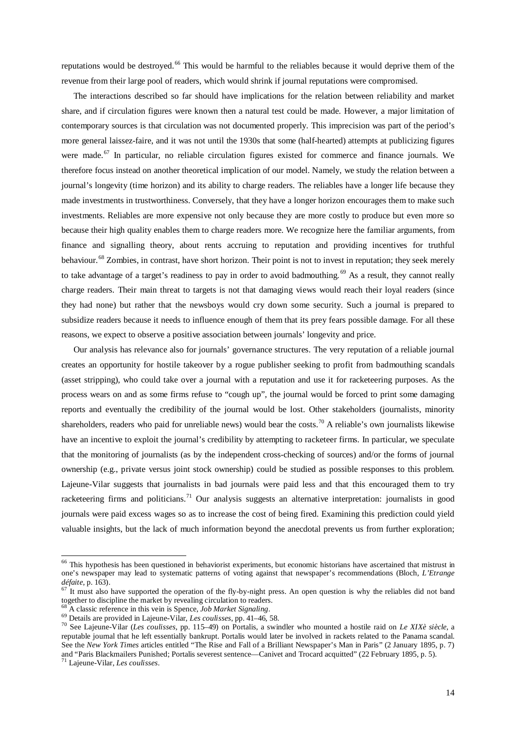reputations would be destroyed.[66] This would be harmful to the reliables because it would deprive them of the revenue from their large pool of readers, which would shrink if journal reputations were compromised.

The interactions described so far should have implications for the relation between reliability and market share, and if circulation figures were known then a natural test could be made. However, a major limitation of contemporary sources is that circulation was not documented properly. This imprecision was part of the period's more general laissez-faire, and it was not until the 1930s that some (half-hearted) attempts at publicizing figures were made.[67] In particular, no reliable circulation figures existed for commerce and finance journals. We therefore focus instead on another theoretical implication of our model. Namely, we study the relation between a journal's longevity (time horizon) and its ability to charge readers. The reliables have a longer life because they made investments in trustworthiness. Conversely, that they have a longer horizon encourages them to make such investments. Reliables are more expensive not only because they are more costly to produce but even more so because their high quality enables them to charge readers more. We recognize here the familiar arguments, from finance and signalling theory, about rents accruing to reputation and providing incentives for truthful behaviour.[68] Zombies, in contrast, have short horizon. Their point is not to invest in reputation; they seek merely to take advantage of a target's readiness to pay in order to avoid badmouthing.[69] As a result, they cannot really charge readers. Their main threat to targets is not that damaging views would reach their loyal readers (since they had none) but rather that the newsboys would cry down some security. Such a journal is prepared to subsidize readers because it needs to influence enough of them that its prey fears possible damage. For all these reasons, we expect to observe a positive association between journals' longevity and price.

Our analysis has relevance also for journals' governance structures. The very reputation of a reliable journal creates an opportunity for hostile takeover by a rogue publisher seeking to profit from badmouthing scandals (asset stripping), who could take over a journal with a reputation and use it for racketeering purposes. As the process wears on and as some firms refuse to "cough up", the journal would be forced to print some damaging reports and eventually the credibility of the journal would be lost. Other stakeholders (journalists, minority shareholders, readers who paid for unreliable news) would bear the costs.[70] A reliable's own journalists likewise have an incentive to exploit the journal's credibility by attempting to racketeer firms. In particular, we speculate that the monitoring of journalists (as by the independent cross-checking of sources) and/or the forms of journal ownership (e.g., private versus joint stock ownership) could be studied as possible responses to this problem. Lajeune-Vilar suggests that journalists in bad journals were paid less and that this encouraged them to try racketeering firms and politicians.[71] Our analysis suggests an alternative interpretation: journalists in good journals were paid excess wages so as to increase the cost of being fired. Examining this prediction could yield valuable insights, but the lack of much information beyond the anecdotal prevents us from further exploration;

---

[66] This hypothesis has been questioned in behaviorist experiments, but economic historians have ascertained that mistrust in one's newspaper may lead to systematic patterns of voting against that newspaper's recommendations (Bloch, *L'Etrange défaite*, p. 163).

[67] It must also have supported the operation of the fly-by-night press. An open question is why the reliables did not band together to discipline the market by revealing circulation to readers.

[68] A classic reference in this vein is Spence, *Job Market Signaling*.

[69] Details are provided in Lajeune-Vilar, *Les coulisses*, pp. 41–46, 58.

[70] See Lajeune-Vilar (*Les coulisses*, pp. 115–49) on Portalis, a swindler who mounted a hostile raid on *Le XIXè siècle*, a reputable journal that he left essentially bankrupt. Portalis would later be involved in rackets related to the Panama scandal. See the *New York Times* articles entitled "The Rise and Fall of a Brilliant Newspaper's Man in Paris" (2 January 1895, p. 7) and "Paris Blackmailers Punished; Portalis severest sentence—Canivet and Trocard acquitted" (22 February 1895, p. 5).

[71] Lajeune-Vilar, *Les coulisses*.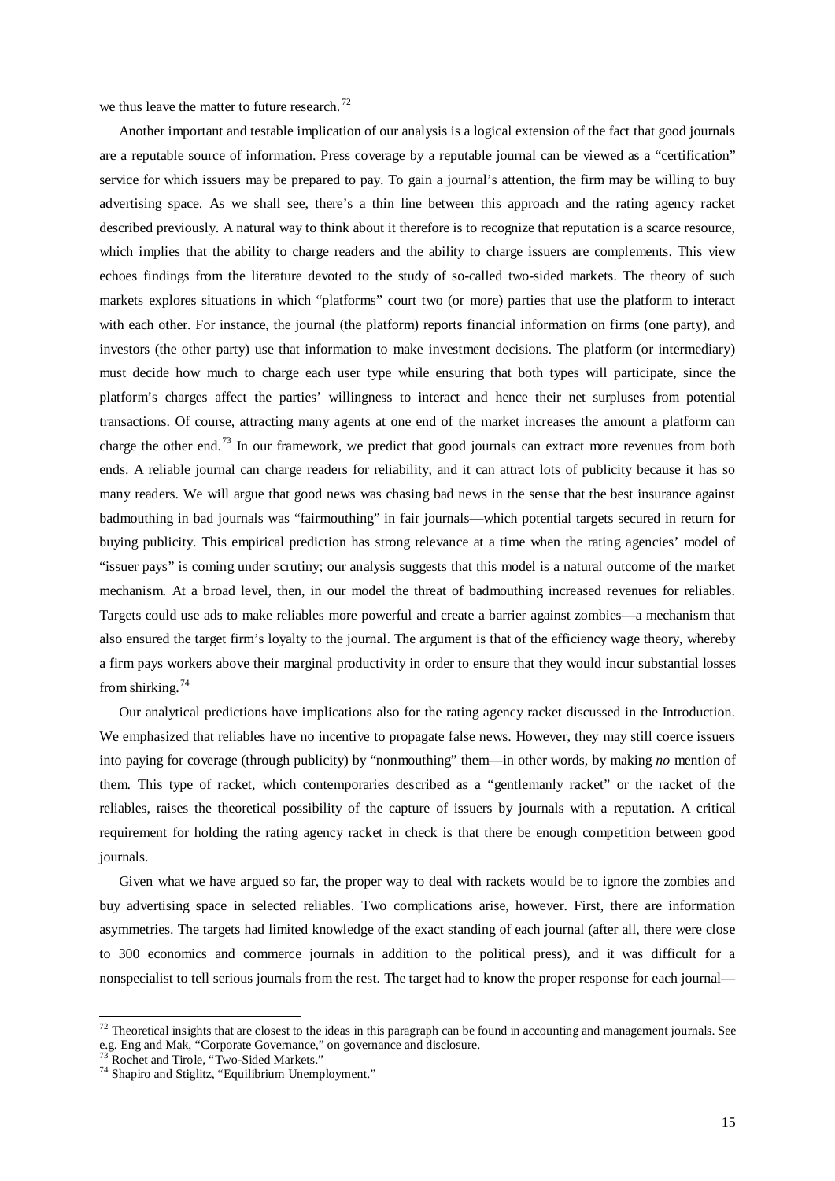we thus leave the matter to future research.[72]

Another important and testable implication of our analysis is a logical extension of the fact that good journals are a reputable source of information. Press coverage by a reputable journal can be viewed as a "certification" service for which issuers may be prepared to pay. To gain a journal's attention, the firm may be willing to buy advertising space. As we shall see, there's a thin line between this approach and the rating agency racket described previously. A natural way to think about it therefore is to recognize that reputation is a scarce resource, which implies that the ability to charge readers and the ability to charge issuers are complements. This view echoes findings from the literature devoted to the study of so-called two-sided markets. The theory of such markets explores situations in which "platforms" court two (or more) parties that use the platform to interact with each other. For instance, the journal (the platform) reports financial information on firms (one party), and investors (the other party) use that information to make investment decisions. The platform (or intermediary) must decide how much to charge each user type while ensuring that both types will participate, since the platform's charges affect the parties' willingness to interact and hence their net surpluses from potential transactions. Of course, attracting many agents at one end of the market increases the amount a platform can charge the other end.[73] In our framework, we predict that good journals can extract more revenues from both ends. A reliable journal can charge readers for reliability, and it can attract lots of publicity because it has so many readers. We will argue that good news was chasing bad news in the sense that the best insurance against badmouthing in bad journals was "fairmouthing" in fair journals—which potential targets secured in return for buying publicity. This empirical prediction has strong relevance at a time when the rating agencies' model of "issuer pays" is coming under scrutiny; our analysis suggests that this model is a natural outcome of the market mechanism. At a broad level, then, in our model the threat of badmouthing increased revenues for reliables. Targets could use ads to make reliables more powerful and create a barrier against zombies—a mechanism that also ensured the target firm's loyalty to the journal. The argument is that of the efficiency wage theory, whereby a firm pays workers above their marginal productivity in order to ensure that they would incur substantial losses from shirking.[74]

Our analytical predictions have implications also for the rating agency racket discussed in the Introduction. We emphasized that reliables have no incentive to propagate false news. However, they may still coerce issuers into paying for coverage (through publicity) by "nonmouthing" them—in other words, by making *no* mention of them. This type of racket, which contemporaries described as a "gentlemanly racket" or the racket of the reliables, raises the theoretical possibility of the capture of issuers by journals with a reputation. A critical requirement for holding the rating agency racket in check is that there be enough competition between good journals.

Given what we have argued so far, the proper way to deal with rackets would be to ignore the zombies and buy advertising space in selected reliables. Two complications arise, however. First, there are information asymmetries. The targets had limited knowledge of the exact standing of each journal (after all, there were close to 300 economics and commerce journals in addition to the political press), and it was difficult for a nonspecialist to tell serious journals from the rest. The target had to know the proper response for each journal—

---

[72] Theoretical insights that are closest to the ideas in this paragraph can be found in accounting and management journals. See e.g. Eng and Mak, "Corporate Governance," on governance and disclosure.

[73] Rochet and Tirole, "Two-Sided Markets."

[74] Shapiro and Stiglitz, "Equilibrium Unemployment."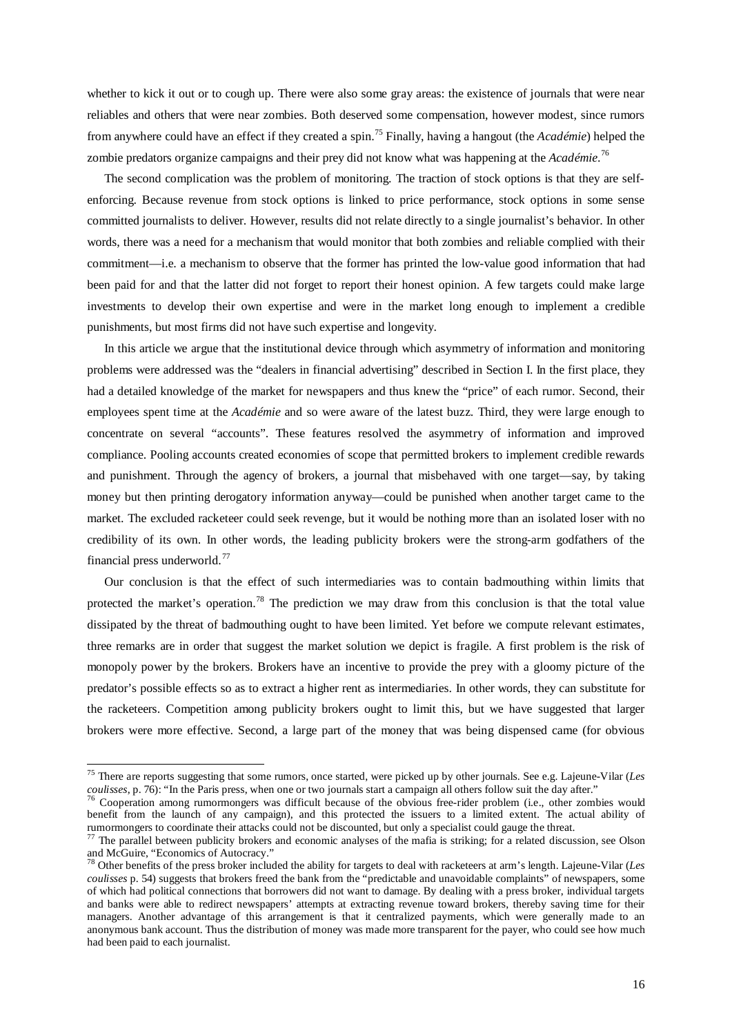whether to kick it out or to cough up. There were also some gray areas: the existence of journals that were near reliables and others that were near zombies. Both deserved some compensation, however modest, since rumors from anywhere could have an effect if they created a spin.[75] Finally, having a hangout (the *Académie*) helped the zombie predators organize campaigns and their prey did not know what was happening at the *Académie*.[76]

The second complication was the problem of monitoring. The traction of stock options is that they are self-enforcing. Because revenue from stock options is linked to price performance, stock options in some sense committed journalists to deliver. However, results did not relate directly to a single journalist's behavior. In other words, there was a need for a mechanism that would monitor that both zombies and reliable complied with their commitment—i.e. a mechanism to observe that the former has printed the low-value good information that had been paid for and that the latter did not forget to report their honest opinion. A few targets could make large investments to develop their own expertise and were in the market long enough to implement a credible punishments, but most firms did not have such expertise and longevity.

In this article we argue that the institutional device through which asymmetry of information and monitoring problems were addressed was the "dealers in financial advertising" described in Section I. In the first place, they had a detailed knowledge of the market for newspapers and thus knew the "price" of each rumor. Second, their employees spent time at the *Académie* and so were aware of the latest buzz. Third, they were large enough to concentrate on several "accounts". These features resolved the asymmetry of information and improved compliance. Pooling accounts created economies of scope that permitted brokers to implement credible rewards and punishment. Through the agency of brokers, a journal that misbehaved with one target—say, by taking money but then printing derogatory information anyway—could be punished when another target came to the market. The excluded racketeer could seek revenge, but it would be nothing more than an isolated loser with no credibility of its own. In other words, the leading publicity brokers were the strong-arm godfathers of the financial press underworld.[77]

Our conclusion is that the effect of such intermediaries was to contain badmouthing within limits that protected the market's operation.[78] The prediction we may draw from this conclusion is that the total value dissipated by the threat of badmouthing ought to have been limited. Yet before we compute relevant estimates, three remarks are in order that suggest the market solution we depict is fragile. A first problem is the risk of monopoly power by the brokers. Brokers have an incentive to provide the prey with a gloomy picture of the predator's possible effects so as to extract a higher rent as intermediaries. In other words, they can substitute for the racketeers. Competition among publicity brokers ought to limit this, but we have suggested that larger brokers were more effective. Second, a large part of the money that was being dispensed came (for obvious

---

[75] There are reports suggesting that some rumors, once started, were picked up by other journals. See e.g. Lajeune-Vilar (*Les coulisses*, p. 76): "In the Paris press, when one or two journals start a campaign all others follow suit the day after."

[76] Cooperation among rumormongers was difficult because of the obvious free-rider problem (i.e., other zombies would benefit from the launch of any campaign), and this protected the issuers to a limited extent. The actual ability of rumormongers to coordinate their attacks could not be discounted, but only a specialist could gauge the threat.

[77] The parallel between publicity brokers and economic analyses of the mafia is striking; for a related discussion, see Olson and McGuire, "Economics of Autocracy."

[78] Other benefits of the press broker included the ability for targets to deal with racketeers at arm's length. Lajeune-Vilar (*Les coulisses* p. 54) suggests that brokers freed the bank from the "predictable and unavoidable complaints" of newspapers, some of which had political connections that borrowers did not want to damage. By dealing with a press broker, individual targets and banks were able to redirect newspapers' attempts at extracting revenue toward brokers, thereby saving time for their managers. Another advantage of this arrangement is that it centralized payments, which were generally made to an anonymous bank account. Thus the distribution of money was made more transparent for the payer, who could see how much had been paid to each journalist.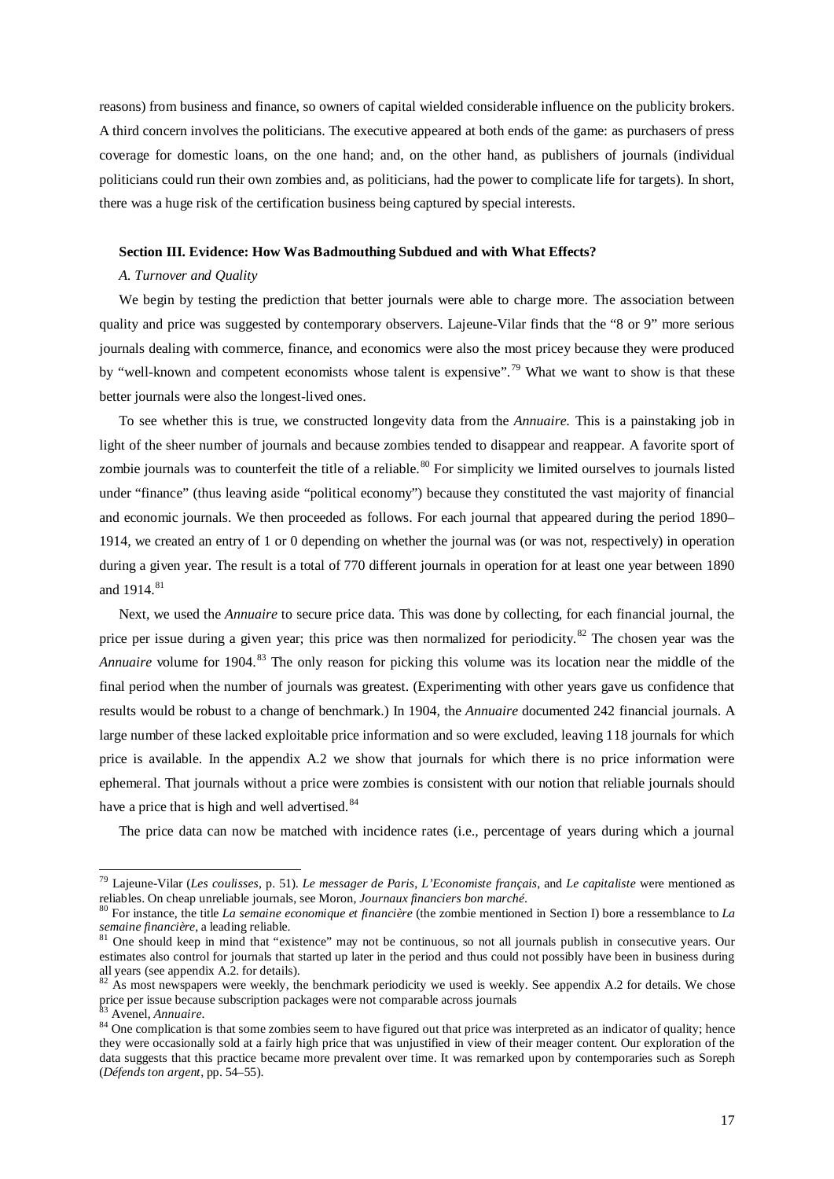reasons) from business and finance, so owners of capital wielded considerable influence on the publicity brokers. A third concern involves the politicians. The executive appeared at both ends of the game: as purchasers of press coverage for domestic loans, on the one hand; and, on the other hand, as publishers of journals (individual politicians could run their own zombies and, as politicians, had the power to complicate life for targets). In short, there was a huge risk of the certification business being captured by special interests.

## Section III. Evidence: How Was Badmouthing Subdued and with What Effects?

### *A. Turnover and Quality*

We begin by testing the prediction that better journals were able to charge more. The association between quality and price was suggested by contemporary observers. Lajeune-Vilar finds that the "8 or 9" more serious journals dealing with commerce, finance, and economics were also the most pricey because they were produced by "well-known and competent economists whose talent is expensive".[79] What we want to show is that these better journals were also the longest-lived ones.

To see whether this is true, we constructed longevity data from the *Annuaire.* This is a painstaking job in light of the sheer number of journals and because zombies tended to disappear and reappear. A favorite sport of zombie journals was to counterfeit the title of a reliable.[80] For simplicity we limited ourselves to journals listed under "finance" (thus leaving aside "political economy") because they constituted the vast majority of financial and economic journals. We then proceeded as follows. For each journal that appeared during the period 1890–1914, we created an entry of 1 or 0 depending on whether the journal was (or was not, respectively) in operation during a given year. The result is a total of 770 different journals in operation for at least one year between 1890 and 1914.[81]

Next, we used the *Annuaire* to secure price data. This was done by collecting, for each financial journal, the price per issue during a given year; this price was then normalized for periodicity.[82] The chosen year was the *Annuaire* volume for 1904.[83] The only reason for picking this volume was its location near the middle of the final period when the number of journals was greatest. (Experimenting with other years gave us confidence that results would be robust to a change of benchmark.) In 1904, the *Annuaire* documented 242 financial journals. A large number of these lacked exploitable price information and so were excluded, leaving 118 journals for which price is available. In the appendix A.2 we show that journals for which there is no price information were ephemeral. That journals without a price were zombies is consistent with our notion that reliable journals should have a price that is high and well advertised.[84]

The price data can now be matched with incidence rates (i.e., percentage of years during which a journal

---

[79] Lajeune-Vilar (*Les coulisses*, p. 51). *Le messager de Paris*, *L'Economiste français*, and *Le capitaliste* were mentioned as reliables. On cheap unreliable journals, see Moron, *Journaux financiers bon marché*.

[80] For instance, the title *La semaine economique et financière* (the zombie mentioned in Section I) bore a ressemblance to *La semaine financière*, a leading reliable.

[81] One should keep in mind that "existence" may not be continuous, so not all journals publish in consecutive years. Our estimates also control for journals that started up later in the period and thus could not possibly have been in business during all years (see appendix A.2. for details).

[82] As most newspapers were weekly, the benchmark periodicity we used is weekly. See appendix A.2 for details. We chose price per issue because subscription packages were not comparable across journals

[83] Avenel, *Annuaire*.

[84] One complication is that some zombies seem to have figured out that price was interpreted as an indicator of quality; hence they were occasionally sold at a fairly high price that was unjustified in view of their meager content. Our exploration of the data suggests that this practice became more prevalent over time. It was remarked upon by contemporaries such as Soreph (*Défends ton argent*, pp. 54–55).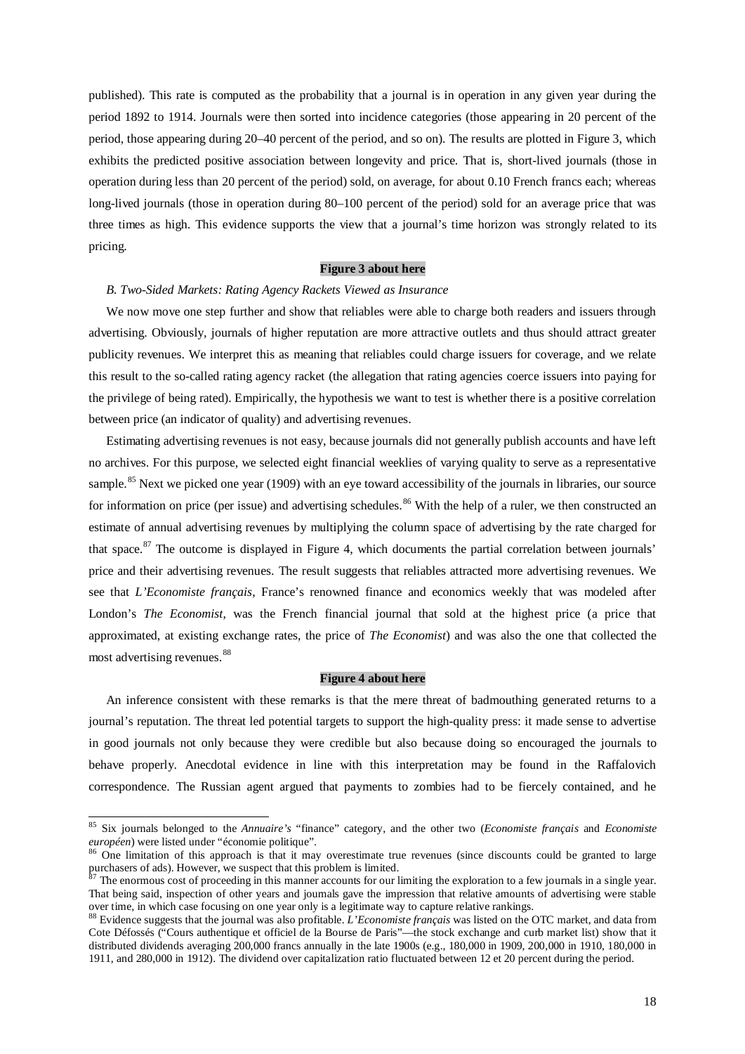published). This rate is computed as the probability that a journal is in operation in any given year during the period 1892 to 1914. Journals were then sorted into incidence categories (those appearing in 20 percent of the period, those appearing during 20–40 percent of the period, and so on). The results are plotted in Figure 3, which exhibits the predicted positive association between longevity and price. That is, short-lived journals (those in operation during less than 20 percent of the period) sold, on average, for about 0.10 French francs each; whereas long-lived journals (those in operation during 80–100 percent of the period) sold for an average price that was three times as high. This evidence supports the view that a journal's time horizon was strongly related to its pricing.

**Figure 3 about here**

*B. Two-Sided Markets: Rating Agency Rackets Viewed as Insurance*

We now move one step further and show that reliables were able to charge both readers and issuers through advertising. Obviously, journals of higher reputation are more attractive outlets and thus should attract greater publicity revenues. We interpret this as meaning that reliables could charge issuers for coverage, and we relate this result to the so-called rating agency racket (the allegation that rating agencies coerce issuers into paying for the privilege of being rated). Empirically, the hypothesis we want to test is whether there is a positive correlation between price (an indicator of quality) and advertising revenues.

Estimating advertising revenues is not easy, because journals did not generally publish accounts and have left no archives. For this purpose, we selected eight financial weeklies of varying quality to serve as a representative sample.[85] Next we picked one year (1909) with an eye toward accessibility of the journals in libraries, our source for information on price (per issue) and advertising schedules.[86] With the help of a ruler, we then constructed an estimate of annual advertising revenues by multiplying the column space of advertising by the rate charged for that space.[87] The outcome is displayed in Figure 4, which documents the partial correlation between journals' price and their advertising revenues. The result suggests that reliables attracted more advertising revenues. We see that *L'Economiste français*, France's renowned finance and economics weekly that was modeled after London's *The Economist*, was the French financial journal that sold at the highest price (a price that approximated, at existing exchange rates, the price of *The Economist*) and was also the one that collected the most advertising revenues.[88]

**Figure 4 about here**

An inference consistent with these remarks is that the mere threat of badmouthing generated returns to a journal's reputation. The threat led potential targets to support the high-quality press: it made sense to advertise in good journals not only because they were credible but also because doing so encouraged the journals to behave properly. Anecdotal evidence in line with this interpretation may be found in the Raffalovich correspondence. The Russian agent argued that payments to zombies had to be fiercely contained, and he

---

[85] Six journals belonged to the *Annuaire's* "finance" category, and the other two (*Economiste français* and *Economiste européen*) were listed under "économie politique".

[86] One limitation of this approach is that it may overestimate true revenues (since discounts could be granted to large purchasers of ads). However, we suspect that this problem is limited.

[87] The enormous cost of proceeding in this manner accounts for our limiting the exploration to a few journals in a single year. That being said, inspection of other years and journals gave the impression that relative amounts of advertising were stable over time, in which case focusing on one year only is a legitimate way to capture relative rankings.

[88] Evidence suggests that the journal was also profitable. *L'Economiste français* was listed on the OTC market, and data from Cote Défossés ("Cours authentique et officiel de la Bourse de Paris"—the stock exchange and curb market list) show that it distributed dividends averaging 200,000 francs annually in the late 1900s (e.g., 180,000 in 1909, 200,000 in 1910, 180,000 in 1911, and 280,000 in 1912). The dividend over capitalization ratio fluctuated between 12 et 20 percent during the period.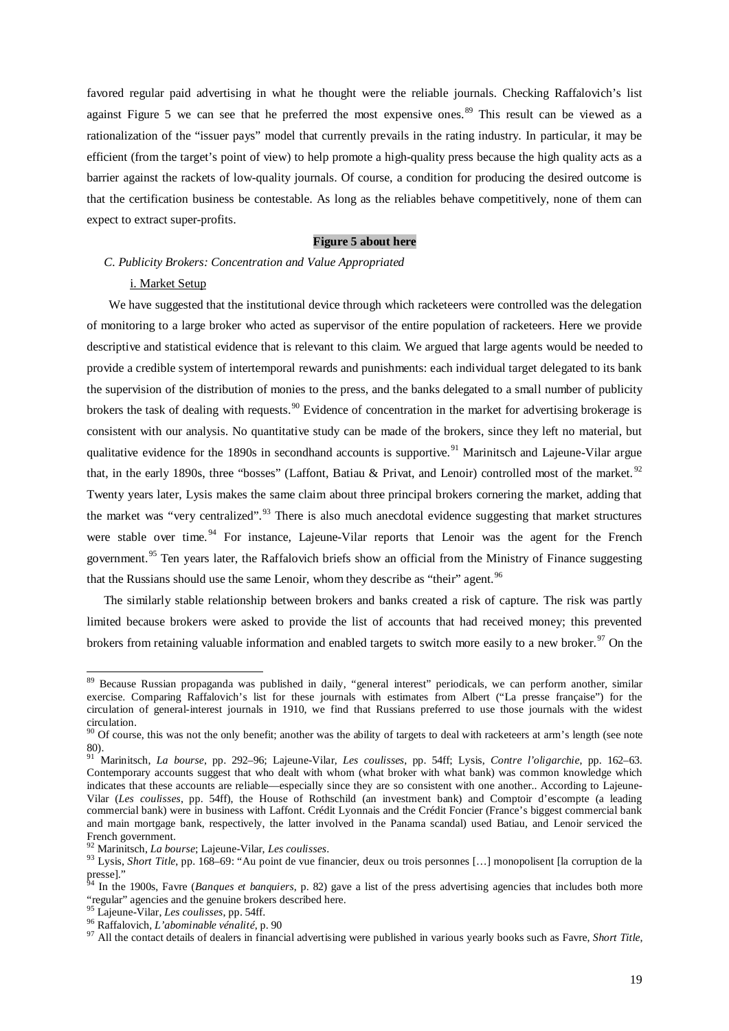favored regular paid advertising in what he thought were the reliable journals. Checking Raffalovich's list against Figure 5 we can see that he preferred the most expensive ones.[89] This result can be viewed as a rationalization of the "issuer pays" model that currently prevails in the rating industry. In particular, it may be efficient (from the target's point of view) to help promote a high-quality press because the high quality acts as a barrier against the rackets of low-quality journals. Of course, a condition for producing the desired outcome is that the certification business be contestable. As long as the reliables behave competitively, none of them can expect to extract super-profits.

**Figure 5 about here**

*C. Publicity Brokers: Concentration and Value Appropriated*

i. Market Setup

We have suggested that the institutional device through which racketeers were controlled was the delegation of monitoring to a large broker who acted as supervisor of the entire population of racketeers. Here we provide descriptive and statistical evidence that is relevant to this claim. We argued that large agents would be needed to provide a credible system of intertemporal rewards and punishments: each individual target delegated to its bank the supervision of the distribution of monies to the press, and the banks delegated to a small number of publicity brokers the task of dealing with requests.[90] Evidence of concentration in the market for advertising brokerage is consistent with our analysis. No quantitative study can be made of the brokers, since they left no material, but qualitative evidence for the 1890s in secondhand accounts is supportive.[91] Marinitsch and Lajeune-Vilar argue that, in the early 1890s, three "bosses" (Laffont, Batiau & Privat, and Lenoir) controlled most of the market.[92] Twenty years later, Lysis makes the same claim about three principal brokers cornering the market, adding that the market was "very centralized".[93] There is also much anecdotal evidence suggesting that market structures were stable over time.[94] For instance, Lajeune-Vilar reports that Lenoir was the agent for the French government.[95] Ten years later, the Raffalovich briefs show an official from the Ministry of Finance suggesting that the Russians should use the same Lenoir, whom they describe as "their" agent.[96]

The similarly stable relationship between brokers and banks created a risk of capture. The risk was partly limited because brokers were asked to provide the list of accounts that had received money; this prevented brokers from retaining valuable information and enabled targets to switch more easily to a new broker.[97] On the

---

[89] Because Russian propaganda was published in daily, "general interest" periodicals, we can perform another, similar exercise. Comparing Raffalovich's list for these journals with estimates from Albert ("La presse française") for the circulation of general-interest journals in 1910, we find that Russians preferred to use those journals with the widest circulation.

[90] Of course, this was not the only benefit; another was the ability of targets to deal with racketeers at arm's length (see note 80).

[91] Marinitsch, *La bourse*, pp. 292–96; Lajeune-Vilar, *Les coulisses*, pp. 54ff; Lysis, *Contre l'oligarchie*, pp. 162–63. Contemporary accounts suggest that who dealt with whom (what broker with what bank) was common knowledge which indicates that these accounts are reliable—especially since they are so consistent with one another.. According to Lajeune-Vilar (*Les coulisses*, pp. 54ff), the House of Rothschild (an investment bank) and Comptoir d'escompte (a leading commercial bank) were in business with Laffont. Crédit Lyonnais and the Crédit Foncier (France's biggest commercial bank and main mortgage bank, respectively, the latter involved in the Panama scandal) used Batiau, and Lenoir serviced the French government.

[92] Marinitsch, *La bourse*; Lajeune-Vilar, *Les coulisses*.

[93] Lysis, *Short Title*, pp. 168–69: "Au point de vue financier, deux ou trois personnes […] monopolisent [la corruption de la presse]."

[94] In the 1900s, Favre (*Banques et banquiers*, p. 82) gave a list of the press advertising agencies that includes both more "regular" agencies and the genuine brokers described here.

[95] Lajeune-Vilar, *Les coulisses*, pp. 54ff.

[96] Raffalovich, *L'abominable vénalité*, p. 90

[97] All the contact details of dealers in financial advertising were published in various yearly books such as Favre, *Short Title*,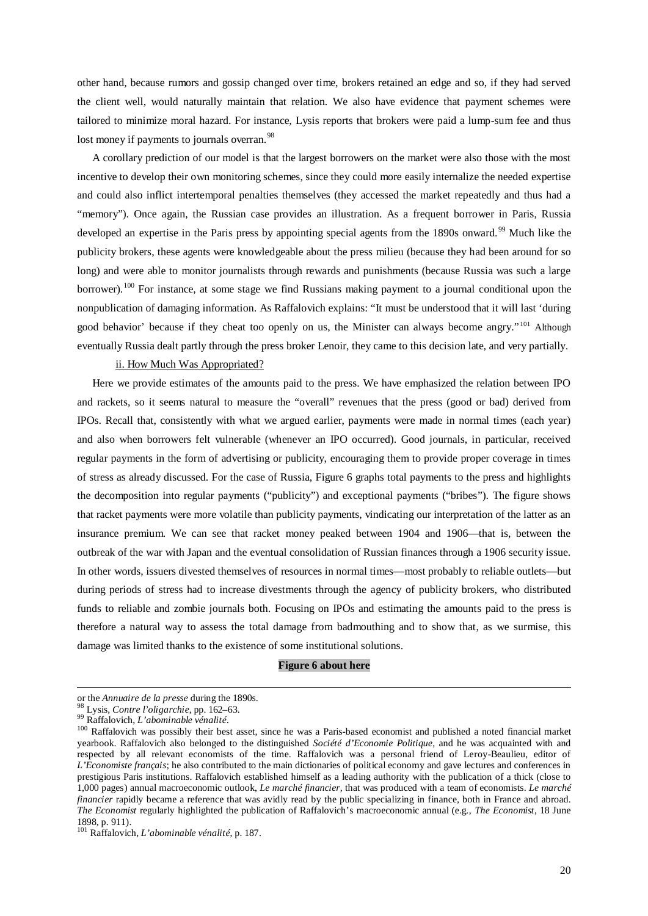other hand, because rumors and gossip changed over time, brokers retained an edge and so, if they had served the client well, would naturally maintain that relation. We also have evidence that payment schemes were tailored to minimize moral hazard. For instance, Lysis reports that brokers were paid a lump-sum fee and thus lost money if payments to journals overran.[98]

A corollary prediction of our model is that the largest borrowers on the market were also those with the most incentive to develop their own monitoring schemes, since they could more easily internalize the needed expertise and could also inflict intertemporal penalties themselves (they accessed the market repeatedly and thus had a "memory"). Once again, the Russian case provides an illustration. As a frequent borrower in Paris, Russia developed an expertise in the Paris press by appointing special agents from the 1890s onward.[99] Much like the publicity brokers, these agents were knowledgeable about the press milieu (because they had been around for so long) and were able to monitor journalists through rewards and punishments (because Russia was such a large borrower).[100] For instance, at some stage we find Russians making payment to a journal conditional upon the nonpublication of damaging information. As Raffalovich explains: "It must be understood that it will last 'during good behavior' because if they cheat too openly on us, the Minister can always become angry."[101] Although eventually Russia dealt partly through the press broker Lenoir, they came to this decision late, and very partially.

ii. How Much Was Appropriated?

Here we provide estimates of the amounts paid to the press. We have emphasized the relation between IPO and rackets, so it seems natural to measure the "overall" revenues that the press (good or bad) derived from IPOs. Recall that, consistently with what we argued earlier, payments were made in normal times (each year) and also when borrowers felt vulnerable (whenever an IPO occurred). Good journals, in particular, received regular payments in the form of advertising or publicity, encouraging them to provide proper coverage in times of stress as already discussed. For the case of Russia, Figure 6 graphs total payments to the press and highlights the decomposition into regular payments ("publicity") and exceptional payments ("bribes"). The figure shows that racket payments were more volatile than publicity payments, vindicating our interpretation of the latter as an insurance premium. We can see that racket money peaked between 1904 and 1906—that is, between the outbreak of the war with Japan and the eventual consolidation of Russian finances through a 1906 security issue. In other words, issuers divested themselves of resources in normal times—most probably to reliable outlets—but during periods of stress had to increase divestments through the agency of publicity brokers, who distributed funds to reliable and zombie journals both. Focusing on IPOs and estimating the amounts paid to the press is therefore a natural way to assess the total damage from badmouthing and to show that, as we surmise, this damage was limited thanks to the existence of some institutional solutions.

**Figure 6 about here**

---

or the *Annuaire de la presse* during the 1890s.

[98] Lysis, *Contre l'oligarchie*, pp. 162–63.

[99] Raffalovich, *L'abominable vénalité*.

[100] Raffalovich was possibly their best asset, since he was a Paris-based economist and published a noted financial market yearbook. Raffalovich also belonged to the distinguished *Société d'Economie Politique*, and he was acquainted with and respected by all relevant economists of the time. Raffalovich was a personal friend of Leroy-Beaulieu, editor of *L'Economiste français*; he also contributed to the main dictionaries of political economy and gave lectures and conferences in prestigious Paris institutions. Raffalovich established himself as a leading authority with the publication of a thick (close to 1,000 pages) annual macroeconomic outlook, *Le marché financier*, that was produced with a team of economists. *Le marché financier* rapidly became a reference that was avidly read by the public specializing in finance, both in France and abroad. *The Economist* regularly highlighted the publication of Raffalovich's macroeconomic annual (e.g., *The Economist*, 18 June 1898, p. 911).

[101] Raffalovich, *L'abominable vénalité*, p. 187.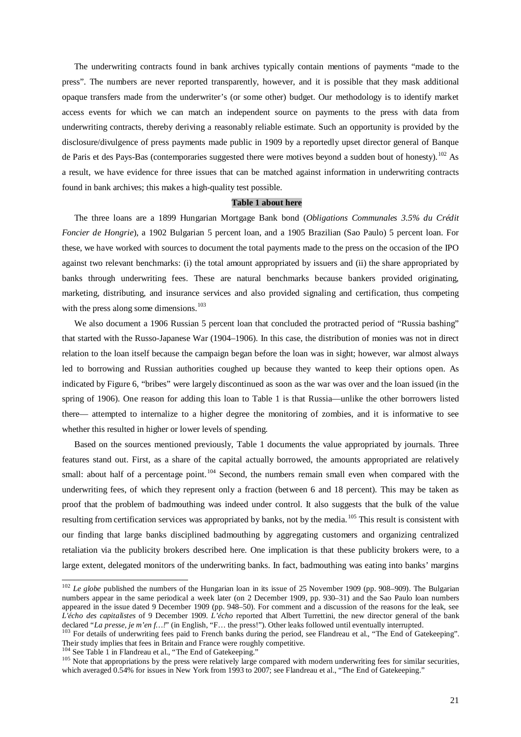The underwriting contracts found in bank archives typically contain mentions of payments "made to the press". The numbers are never reported transparently, however, and it is possible that they mask additional opaque transfers made from the underwriter's (or some other) budget. Our methodology is to identify market access events for which we can match an independent source on payments to the press with data from underwriting contracts, thereby deriving a reasonably reliable estimate. Such an opportunity is provided by the disclosure/divulgence of press payments made public in 1909 by a reportedly upset director general of Banque de Paris et des Pays-Bas (contemporaries suggested there were motives beyond a sudden bout of honesty).[102] As a result, we have evidence for three issues that can be matched against information in underwriting contracts found in bank archives; this makes a high-quality test possible.

**Table 1 about here**

The three loans are a 1899 Hungarian Mortgage Bank bond (*Obligations Communales 3.5% du Crédit Foncier de Hongrie*), a 1902 Bulgarian 5 percent loan, and a 1905 Brazilian (Sao Paulo) 5 percent loan. For these, we have worked with sources to document the total payments made to the press on the occasion of the IPO against two relevant benchmarks: (i) the total amount appropriated by issuers and (ii) the share appropriated by banks through underwriting fees. These are natural benchmarks because bankers provided originating, marketing, distributing, and insurance services and also provided signaling and certification, thus competing with the press along some dimensions.[103]

We also document a 1906 Russian 5 percent loan that concluded the protracted period of "Russia bashing" that started with the Russo-Japanese War (1904–1906). In this case, the distribution of monies was not in direct relation to the loan itself because the campaign began before the loan was in sight; however, war almost always led to borrowing and Russian authorities coughed up because they wanted to keep their options open. As indicated by Figure 6, "bribes" were largely discontinued as soon as the war was over and the loan issued (in the spring of 1906). One reason for adding this loan to Table 1 is that Russia—unlike the other borrowers listed there— attempted to internalize to a higher degree the monitoring of zombies, and it is informative to see whether this resulted in higher or lower levels of spending.

Based on the sources mentioned previously, Table 1 documents the value appropriated by journals. Three features stand out. First, as a share of the capital actually borrowed, the amounts appropriated are relatively small: about half of a percentage point.[104] Second, the numbers remain small even when compared with the underwriting fees, of which they represent only a fraction (between 6 and 18 percent). This may be taken as proof that the problem of badmouthing was indeed under control. It also suggests that the bulk of the value resulting from certification services was appropriated by banks, not by the media.[105] This result is consistent with our finding that large banks disciplined badmouthing by aggregating customers and organizing centralized retaliation via the publicity brokers described here. One implication is that these publicity brokers were, to a large extent, delegated monitors of the underwriting banks. In fact, badmouthing was eating into banks' margins

---

[102] *Le globe* published the numbers of the Hungarian loan in its issue of 25 November 1909 (pp. 908–909). The Bulgarian numbers appear in the same periodical a week later (on 2 December 1909, pp. 930–31) and the Sao Paulo loan numbers appeared in the issue dated 9 December 1909 (pp. 948–50). For comment and a discussion of the reasons for the leak, see *L'écho des capitalistes* of 9 December 1909. *L'écho* reported that Albert Turrettini, the new director general of the bank declared "*La presse, je m'en f…!*" (in English, "F… the press!"). Other leaks followed until eventually interrupted.

[103] For details of underwriting fees paid to French banks during the period, see Flandreau et al., "The End of Gatekeeping". Their study implies that fees in Britain and France were roughly competitive.

[104] See Table 1 in Flandreau et al., "The End of Gatekeeping."

[105] Note that appropriations by the press were relatively large compared with modern underwriting fees for similar securities, which averaged 0.54% for issues in New York from 1993 to 2007; see Flandreau et al., "The End of Gatekeeping."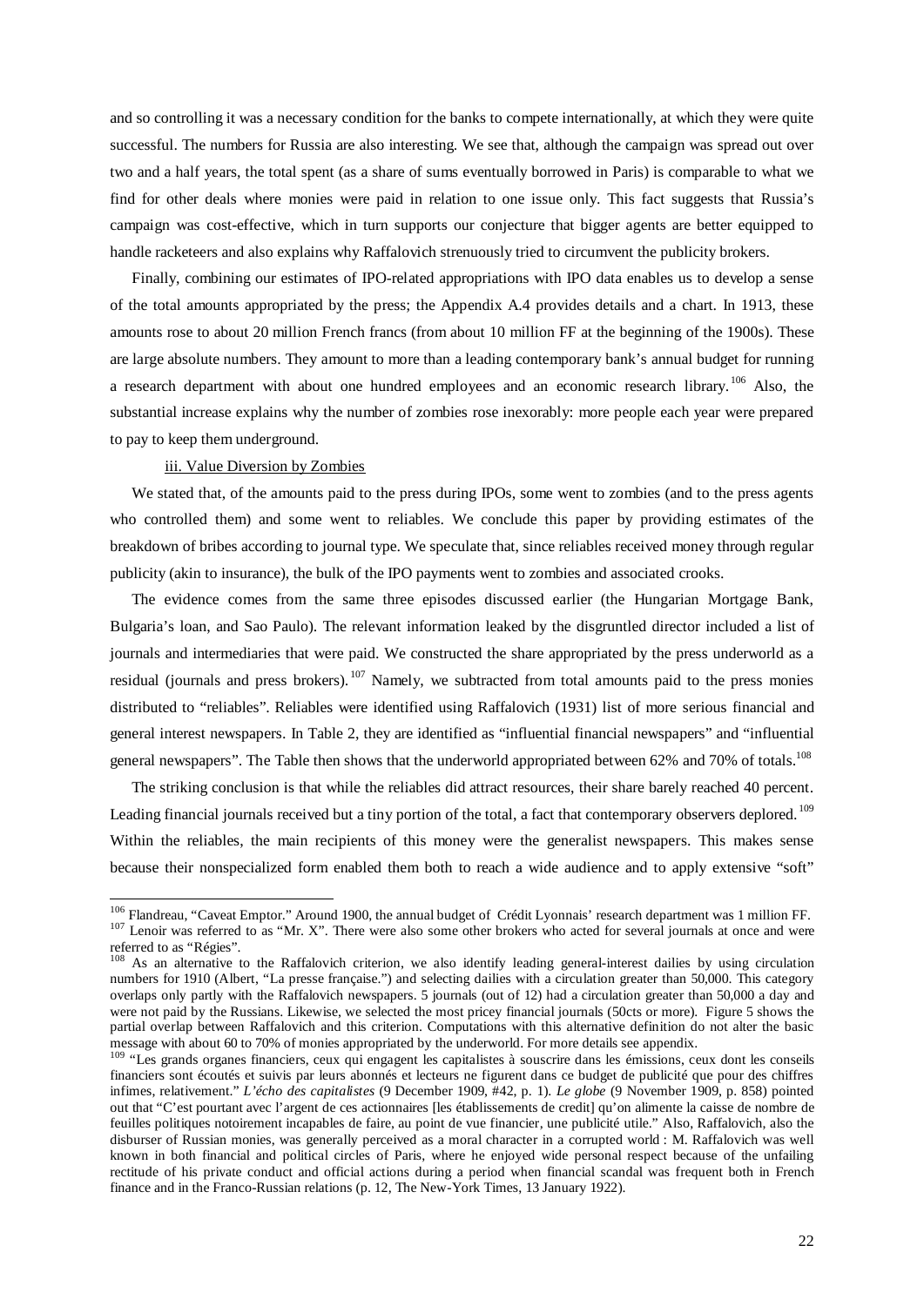and so controlling it was a necessary condition for the banks to compete internationally, at which they were quite successful. The numbers for Russia are also interesting. We see that, although the campaign was spread out over two and a half years, the total spent (as a share of sums eventually borrowed in Paris) is comparable to what we find for other deals where monies were paid in relation to one issue only. This fact suggests that Russia's campaign was cost-effective, which in turn supports our conjecture that bigger agents are better equipped to handle racketeers and also explains why Raffalovich strenuously tried to circumvent the publicity brokers.

Finally, combining our estimates of IPO-related appropriations with IPO data enables us to develop a sense of the total amounts appropriated by the press; the Appendix A.4 provides details and a chart. In 1913, these amounts rose to about 20 million French francs (from about 10 million FF at the beginning of the 1900s). These are large absolute numbers. They amount to more than a leading contemporary bank's annual budget for running a research department with about one hundred employees and an economic research library.[106] Also, the substantial increase explains why the number of zombies rose inexorably: more people each year were prepared to pay to keep them underground.

### iii. Value Diversion by Zombies

We stated that, of the amounts paid to the press during IPOs, some went to zombies (and to the press agents who controlled them) and some went to reliables. We conclude this paper by providing estimates of the breakdown of bribes according to journal type. We speculate that, since reliables received money through regular publicity (akin to insurance), the bulk of the IPO payments went to zombies and associated crooks.

The evidence comes from the same three episodes discussed earlier (the Hungarian Mortgage Bank, Bulgaria's loan, and Sao Paulo). The relevant information leaked by the disgruntled director included a list of journals and intermediaries that were paid. We constructed the share appropriated by the press underworld as a residual (journals and press brokers).[107] Namely, we subtracted from total amounts paid to the press monies distributed to "reliables". Reliables were identified using Raffalovich (1931) list of more serious financial and general interest newspapers. In Table 2, they are identified as "influential financial newspapers" and "influential general newspapers". The Table then shows that the underworld appropriated between 62% and 70% of totals.[108]

The striking conclusion is that while the reliables did attract resources, their share barely reached 40 percent. Leading financial journals received but a tiny portion of the total, a fact that contemporary observers deplored.[109] Within the reliables, the main recipients of this money were the generalist newspapers. This makes sense because their nonspecialized form enabled them both to reach a wide audience and to apply extensive "soft"

---

[106] Flandreau, "Caveat Emptor." Around 1900, the annual budget of Crédit Lyonnais' research department was 1 million FF.

[107] Lenoir was referred to as "Mr. X". There were also some other brokers who acted for several journals at once and were referred to as "Régies".

[108] As an alternative to the Raffalovich criterion, we also identify leading general-interest dailies by using circulation numbers for 1910 (Albert, "La presse française.") and selecting dailies with a circulation greater than 50,000. This category overlaps only partly with the Raffalovich newspapers. 5 journals (out of 12) had a circulation greater than 50,000 a day and were not paid by the Russians. Likewise, we selected the most pricey financial journals (50cts or more). Figure 5 shows the partial overlap between Raffalovich and this criterion. Computations with this alternative definition do not alter the basic message with about 60 to 70% of monies appropriated by the underworld. For more details see appendix.

[109] "Les grands organes financiers, ceux qui engagent les capitalistes à souscrire dans les émissions, ceux dont les conseils financiers sont écoutés et suivis par leurs abonnés et lecteurs ne figurent dans ce budget de publicité que pour des chiffres infimes, relativement." *L'écho des capitalistes* (9 December 1909, #42, p. 1). *Le globe* (9 November 1909, p. 858) pointed out that "C'est pourtant avec l'argent de ces actionnaires [les établissements de credit] qu'on alimente la caisse de nombre de feuilles politiques notoirement incapables de faire, au point de vue financier, une publicité utile." Also, Raffalovich, also the disburser of Russian monies, was generally perceived as a moral character in a corrupted world : M. Raffalovich was well known in both financial and political circles of Paris, where he enjoyed wide personal respect because of the unfailing rectitude of his private conduct and official actions during a period when financial scandal was frequent both in French finance and in the Franco-Russian relations (p. 12, The New-York Times, 13 January 1922).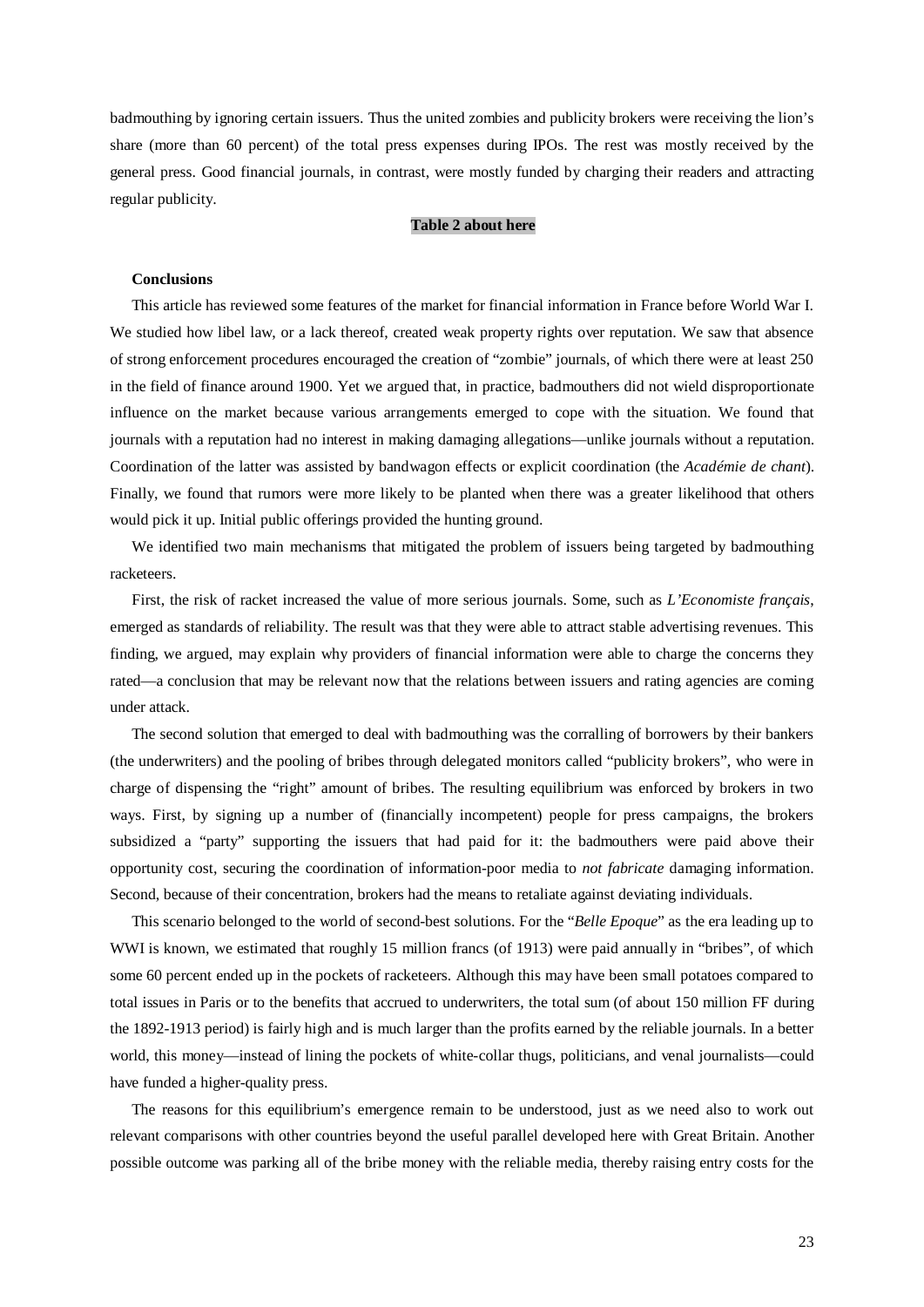badmouthing by ignoring certain issuers. Thus the united zombies and publicity brokers were receiving the lion's share (more than 60 percent) of the total press expenses during IPOs. The rest was mostly received by the general press. Good financial journals, in contrast, were mostly funded by charging their readers and attracting regular publicity.

**Table 2 about here**

## Conclusions

This article has reviewed some features of the market for financial information in France before World War I. We studied how libel law, or a lack thereof, created weak property rights over reputation. We saw that absence of strong enforcement procedures encouraged the creation of "zombie" journals, of which there were at least 250 in the field of finance around 1900. Yet we argued that, in practice, badmouthers did not wield disproportionate influence on the market because various arrangements emerged to cope with the situation. We found that journals with a reputation had no interest in making damaging allegations—unlike journals without a reputation. Coordination of the latter was assisted by bandwagon effects or explicit coordination (the *Académie de chant*). Finally, we found that rumors were more likely to be planted when there was a greater likelihood that others would pick it up. Initial public offerings provided the hunting ground.

We identified two main mechanisms that mitigated the problem of issuers being targeted by badmouthing racketeers.

First, the risk of racket increased the value of more serious journals. Some, such as *L'Economiste français*, emerged as standards of reliability. The result was that they were able to attract stable advertising revenues. This finding, we argued, may explain why providers of financial information were able to charge the concerns they rated—a conclusion that may be relevant now that the relations between issuers and rating agencies are coming under attack.

The second solution that emerged to deal with badmouthing was the corralling of borrowers by their bankers (the underwriters) and the pooling of bribes through delegated monitors called "publicity brokers", who were in charge of dispensing the "right" amount of bribes. The resulting equilibrium was enforced by brokers in two ways. First, by signing up a number of (financially incompetent) people for press campaigns, the brokers subsidized a "party" supporting the issuers that had paid for it: the badmouthers were paid above their opportunity cost, securing the coordination of information-poor media to *not fabricate* damaging information. Second, because of their concentration, brokers had the means to retaliate against deviating individuals.

This scenario belonged to the world of second-best solutions. For the "*Belle Epoque*" as the era leading up to WWI is known, we estimated that roughly 15 million francs (of 1913) were paid annually in "bribes", of which some 60 percent ended up in the pockets of racketeers. Although this may have been small potatoes compared to total issues in Paris or to the benefits that accrued to underwriters, the total sum (of about 150 million FF during the 1892-1913 period) is fairly high and is much larger than the profits earned by the reliable journals. In a better world, this money—instead of lining the pockets of white-collar thugs, politicians, and venal journalists—could have funded a higher-quality press.

The reasons for this equilibrium's emergence remain to be understood, just as we need also to work out relevant comparisons with other countries beyond the useful parallel developed here with Great Britain. Another possible outcome was parking all of the bribe money with the reliable media, thereby raising entry costs for the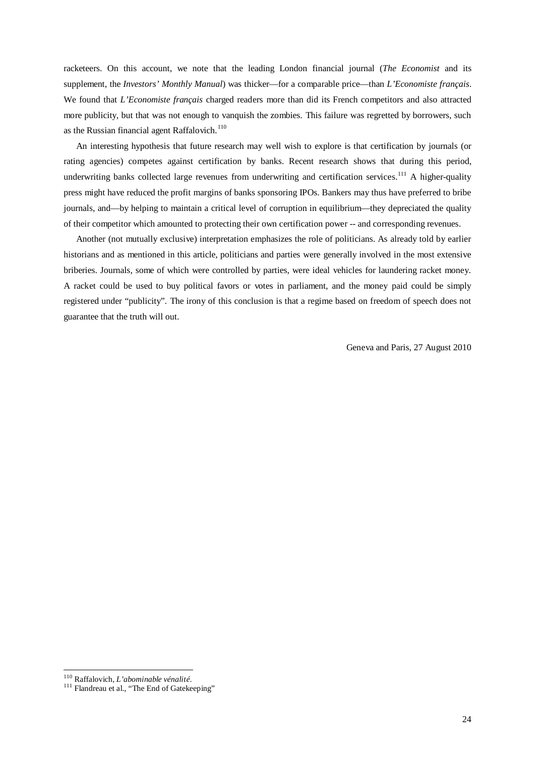racketeers. On this account, we note that the leading London financial journal (*The Economist* and its supplement, the *Investors' Monthly Manual*) was thicker—for a comparable price—than *L'Economiste français*. We found that *L'Economiste français* charged readers more than did its French competitors and also attracted more publicity, but that was not enough to vanquish the zombies. This failure was regretted by borrowers, such as the Russian financial agent Raffalovich.[110]

An interesting hypothesis that future research may well wish to explore is that certification by journals (or rating agencies) competes against certification by banks. Recent research shows that during this period, underwriting banks collected large revenues from underwriting and certification services.[111] A higher-quality press might have reduced the profit margins of banks sponsoring IPOs. Bankers may thus have preferred to bribe journals, and—by helping to maintain a critical level of corruption in equilibrium—they depreciated the quality of their competitor which amounted to protecting their own certification power -- and corresponding revenues.

Another (not mutually exclusive) interpretation emphasizes the role of politicians. As already told by earlier historians and as mentioned in this article, politicians and parties were generally involved in the most extensive briberies. Journals, some of which were controlled by parties, were ideal vehicles for laundering racket money. A racket could be used to buy political favors or votes in parliament, and the money paid could be simply registered under "publicity". The irony of this conclusion is that a regime based on freedom of speech does not guarantee that the truth will out.

Geneva and Paris, 27 August 2010

---

[110] Raffalovich, *L'abominable vénalité*.

[111] Flandreau et al., "The End of Gatekeeping"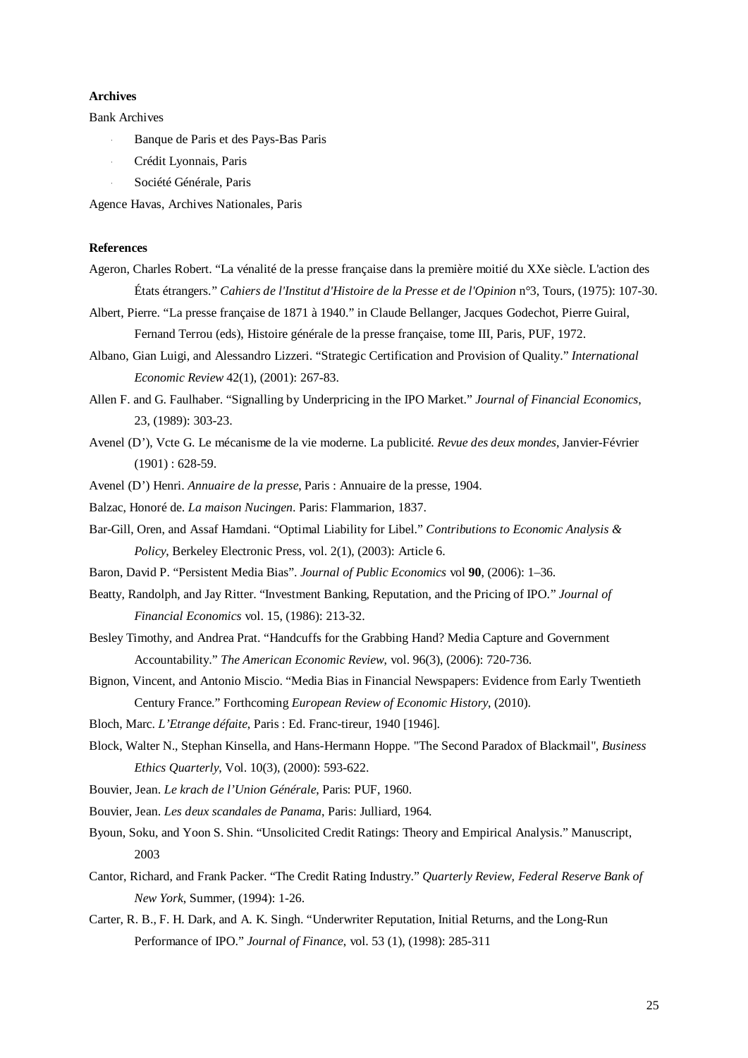**Archives**

Bank Archives

- Banque de Paris et des Pays-Bas Paris
- Crédit Lyonnais, Paris
- Société Générale, Paris

Agence Havas, Archives Nationales, Paris

**References**

Ageron, Charles Robert. "La vénalité de la presse française dans la première moitié du XXe siècle. L'action des États étrangers." *Cahiers de l'Institut d'Histoire de la Presse et de l'Opinion* n°3, Tours, (1975): 107-30.

Albert, Pierre. "La presse française de 1871 à 1940." in Claude Bellanger, Jacques Godechot, Pierre Guiral, Fernand Terrou (eds), Histoire générale de la presse française, tome III, Paris, PUF, 1972.

Albano, Gian Luigi, and Alessandro Lizzeri. "Strategic Certification and Provision of Quality." *International Economic Review* 42(1), (2001): 267-83.

Allen F. and G. Faulhaber. "Signalling by Underpricing in the IPO Market." *Journal of Financial Economics*, 23, (1989): 303-23.

Avenel (D'), Vcte G. Le mécanisme de la vie moderne. La publicité. *Revue des deux mondes*, Janvier-Février (1901) : 628-59.

Avenel (D') Henri. *Annuaire de la presse*, Paris : Annuaire de la presse, 1904.

Balzac, Honoré de. *La maison Nucingen*. Paris: Flammarion, 1837.

Bar-Gill, Oren, and Assaf Hamdani. "Optimal Liability for Libel." *Contributions to Economic Analysis & Policy*, Berkeley Electronic Press, vol. 2(1), (2003): Article 6.

Baron, David P. "Persistent Media Bias". *Journal of Public Economics* vol **90**, (2006): 1–36.

Beatty, Randolph, and Jay Ritter. "Investment Banking, Reputation, and the Pricing of IPO." *Journal of Financial Economics* vol. 15, (1986): 213-32.

Besley Timothy, and Andrea Prat. "Handcuffs for the Grabbing Hand? Media Capture and Government Accountability." *The American Economic Review*, vol. 96(3), (2006): 720-736.

Bignon, Vincent, and Antonio Miscio. "Media Bias in Financial Newspapers: Evidence from Early Twentieth Century France." Forthcoming *European Review of Economic History*, (2010).

Bloch, Marc. *L'Etrange défaite*, Paris : Ed. Franc-tireur, 1940 [1946].

Block, Walter N., Stephan Kinsella, and Hans-Hermann Hoppe. "The Second Paradox of Blackmail", *Business Ethics Quarterly*, Vol. 10(3), (2000): 593-622.

Bouvier, Jean. *Le krach de l'Union Générale*, Paris: PUF, 1960.

Bouvier, Jean. *Les deux scandales de Panama*, Paris: Julliard, 1964.

Byoun, Soku, and Yoon S. Shin. "Unsolicited Credit Ratings: Theory and Empirical Analysis." Manuscript, 2003

Cantor, Richard, and Frank Packer. "The Credit Rating Industry." *Quarterly Review, Federal Reserve Bank of New York*, Summer, (1994): 1-26.

Carter, R. B., F. H. Dark, and A. K. Singh. "Underwriter Reputation, Initial Returns, and the Long-Run Performance of IPO." *Journal of Finance*, vol. 53 (1), (1998): 285-311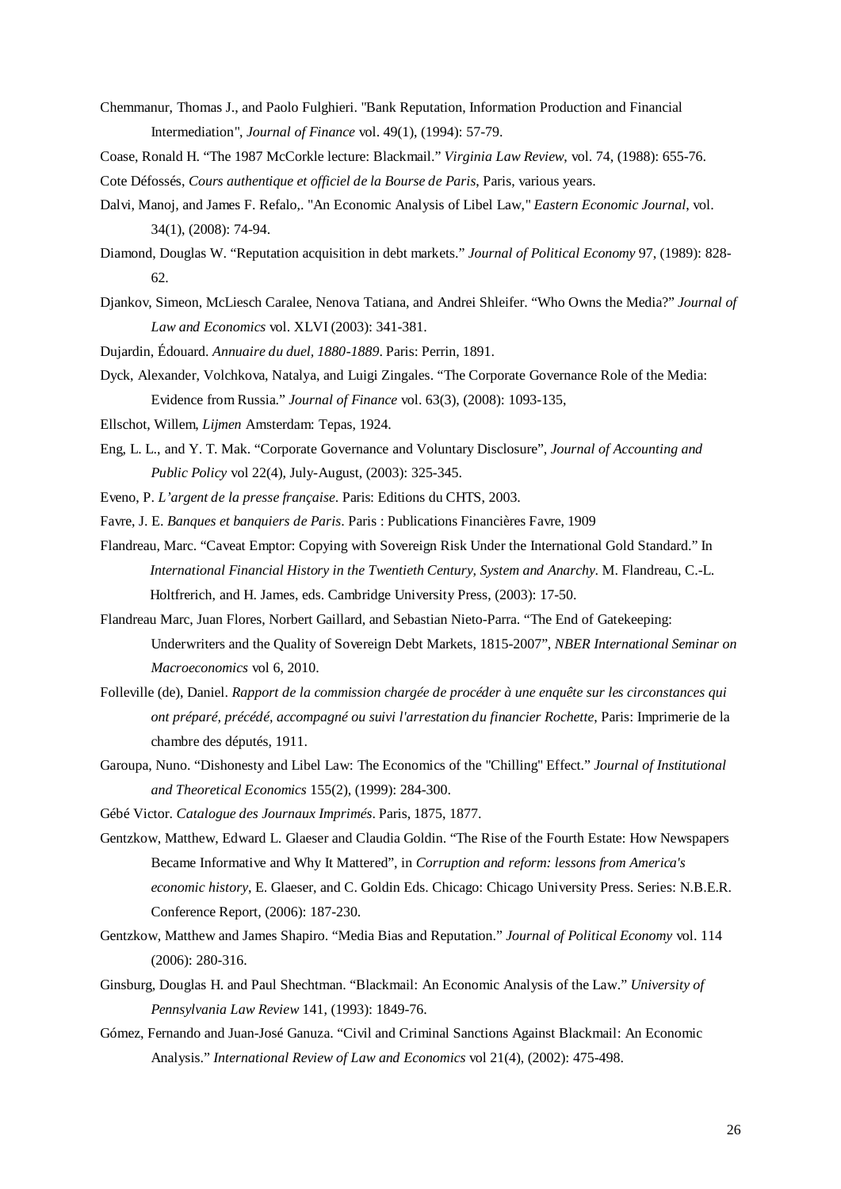Chemmanur, Thomas J., and Paolo Fulghieri. "Bank Reputation, Information Production and Financial Intermediation", *Journal of Finance* vol. 49(1), (1994): 57-79.

Coase, Ronald H. "The 1987 McCorkle lecture: Blackmail." *Virginia Law Review*, vol. 74, (1988): 655-76.

Cote Défossés, *Cours authentique et officiel de la Bourse de Paris*, Paris, various years.

Dalvi, Manoj, and James F. Refalo,. "An Economic Analysis of Libel Law," *Eastern Economic Journal*, vol. 34(1), (2008): 74-94.

Diamond, Douglas W. "Reputation acquisition in debt markets." *Journal of Political Economy* 97, (1989): 828-62.

Djankov, Simeon, McLiesch Caralee, Nenova Tatiana, and Andrei Shleifer. "Who Owns the Media?" *Journal of Law and Economics* vol. XLVI (2003): 341-381.

Dujardin, Édouard. *Annuaire du duel, 1880-1889*. Paris: Perrin, 1891.

Dyck, Alexander, Volchkova, Natalya, and Luigi Zingales. "The Corporate Governance Role of the Media: Evidence from Russia." *Journal of Finance* vol. 63(3), (2008): 1093-135,

Ellschot, Willem, *Lijmen* Amsterdam: Tepas, 1924.

Eng, L. L., and Y. T. Mak. "Corporate Governance and Voluntary Disclosure", *Journal of Accounting and Public Policy* vol 22(4), July-August, (2003): 325-345.

Eveno, P. *L'argent de la presse française*. Paris: Editions du CHTS, 2003.

Favre, J. E. *Banques et banquiers de Paris*. Paris : Publications Financières Favre, 1909

Flandreau, Marc. "Caveat Emptor: Copying with Sovereign Risk Under the International Gold Standard." In *International Financial History in the Twentieth Century, System and Anarchy*. M. Flandreau, C.-L. Holtfrerich, and H. James, eds. Cambridge University Press, (2003): 17-50.

Flandreau Marc, Juan Flores, Norbert Gaillard, and Sebastian Nieto-Parra. "The End of Gatekeeping: Underwriters and the Quality of Sovereign Debt Markets, 1815-2007", *NBER International Seminar on Macroeconomics* vol 6, 2010.

Folleville (de), Daniel. *Rapport de la commission chargée de procéder à une enquête sur les circonstances qui ont préparé, précédé, accompagné ou suivi l'arrestation du financier Rochette*, Paris: Imprimerie de la chambre des députés, 1911.

Garoupa, Nuno. "Dishonesty and Libel Law: The Economics of the "Chilling" Effect." *Journal of Institutional and Theoretical Economics* 155(2), (1999): 284-300.

Gébé Victor. *Catalogue des Journaux Imprimés*. Paris, 1875, 1877.

Gentzkow, Matthew, Edward L. Glaeser and Claudia Goldin. "The Rise of the Fourth Estate: How Newspapers Became Informative and Why It Mattered", in *Corruption and reform: lessons from America's economic history*, E. Glaeser, and C. Goldin Eds. Chicago: Chicago University Press. Series: N.B.E.R. Conference Report, (2006): 187-230.

Gentzkow, Matthew and James Shapiro. "Media Bias and Reputation." *Journal of Political Economy* vol. 114 (2006): 280-316.

Ginsburg, Douglas H. and Paul Shechtman. "Blackmail: An Economic Analysis of the Law." *University of Pennsylvania Law Review* 141, (1993): 1849-76.

Gómez, Fernando and Juan-José Ganuza. "Civil and Criminal Sanctions Against Blackmail: An Economic Analysis." *International Review of Law and Economics* vol 21(4), (2002): 475-498.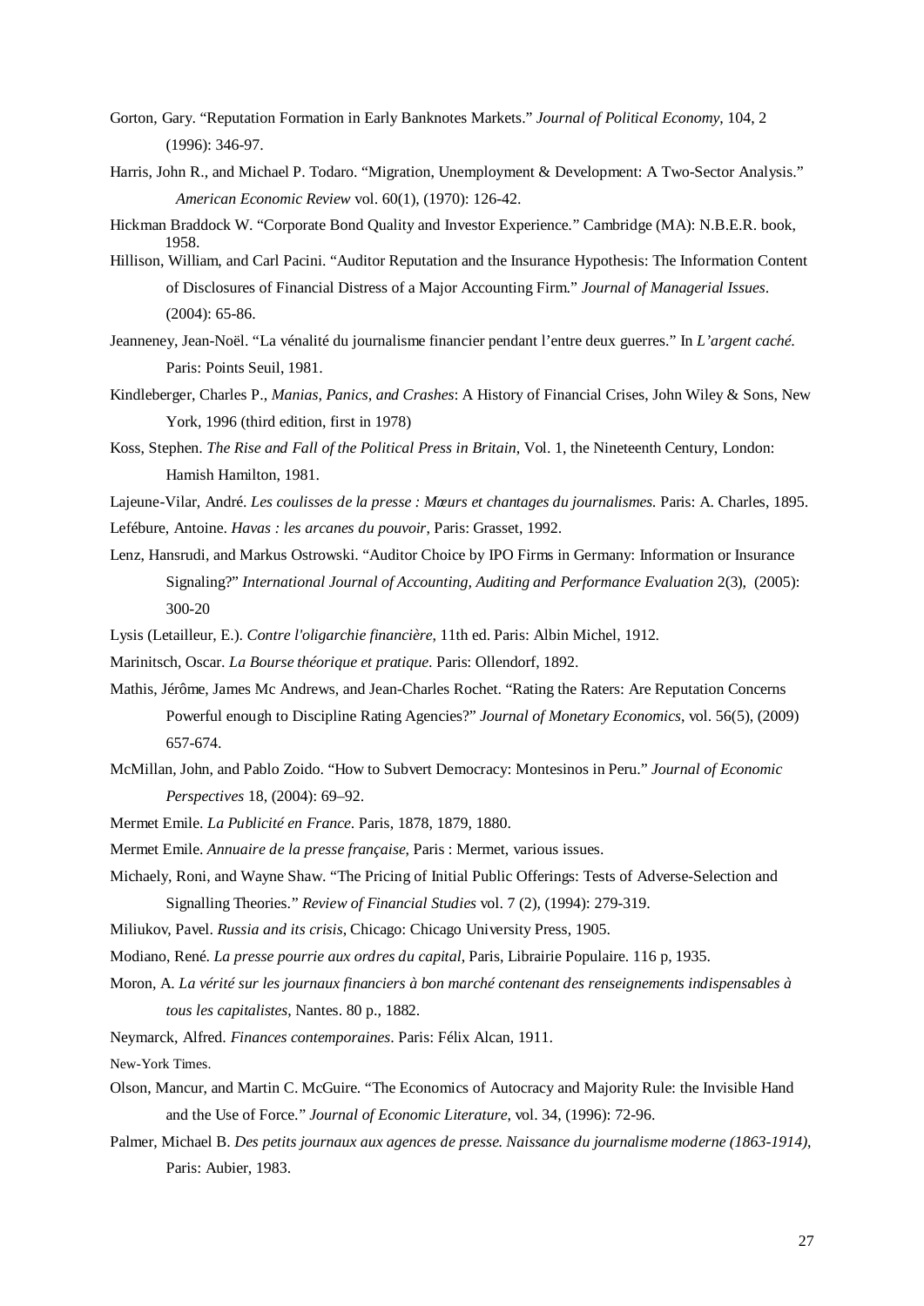Gorton, Gary. "Reputation Formation in Early Banknotes Markets." *Journal of Political Economy*, 104, 2 (1996): 346-97.

Harris, John R., and Michael P. Todaro. "Migration, Unemployment & Development: A Two-Sector Analysis." *American Economic Review* vol. 60(1), (1970): 126-42.

Hickman Braddock W. "Corporate Bond Quality and Investor Experience." Cambridge (MA): N.B.E.R. book, 1958.

Hillison, William, and Carl Pacini. "Auditor Reputation and the Insurance Hypothesis: The Information Content of Disclosures of Financial Distress of a Major Accounting Firm." *Journal of Managerial Issues*. (2004): 65-86.

Jeanneney, Jean-Noël. "La vénalité du journalisme financier pendant l'entre deux guerres." In *L'argent caché.* Paris: Points Seuil, 1981.

Kindleberger, Charles P., *Manias, Panics, and Crashes*: A History of Financial Crises, John Wiley & Sons, New York, 1996 (third edition, first in 1978)

Koss, Stephen. *The Rise and Fall of the Political Press in Britain*, Vol. 1, the Nineteenth Century, London: Hamish Hamilton, 1981.

Lajeune-Vilar, André. *Les coulisses de la presse : Mœurs et chantages du journalismes.* Paris: A. Charles, 1895.

Lefébure, Antoine. *Havas : les arcanes du pouvoir*, Paris: Grasset, 1992.

Lenz, Hansrudi, and Markus Ostrowski. "Auditor Choice by IPO Firms in Germany: Information or Insurance Signaling?" *International Journal of Accounting, Auditing and Performance Evaluation* 2(3), (2005): 300-20

Lysis (Letailleur, E.). *Contre l'oligarchie financière*, 11th ed. Paris: Albin Michel, 1912.

Marinitsch, Oscar. *La Bourse théorique et pratique*. Paris: Ollendorf, 1892.

Mathis, Jérôme, James Mc Andrews, and Jean-Charles Rochet. "Rating the Raters: Are Reputation Concerns Powerful enough to Discipline Rating Agencies?" *Journal of Monetary Economics*, vol. 56(5), (2009) 657-674.

McMillan, John, and Pablo Zoido. "How to Subvert Democracy: Montesinos in Peru." *Journal of Economic Perspectives* 18, (2004): 69–92.

Mermet Emile. *La Publicité en France*. Paris, 1878, 1879, 1880.

Mermet Emile. *Annuaire de la presse française*, Paris : Mermet, various issues.

Michaely, Roni, and Wayne Shaw. "The Pricing of Initial Public Offerings: Tests of Adverse-Selection and Signalling Theories." *Review of Financial Studies* vol. 7 (2), (1994): 279-319.

Miliukov, Pavel. *Russia and its crisis*, Chicago: Chicago University Press, 1905.

Modiano, René. *La presse pourrie aux ordres du capital*, Paris, Librairie Populaire. 116 p, 1935.

Moron, A. *La vérité sur les journaux financiers à bon marché contenant des renseignements indispensables à tous les capitalistes*, Nantes. 80 p., 1882.

Neymarck, Alfred. *Finances contemporaines*. Paris: Félix Alcan, 1911.

New-York Times.

Olson, Mancur, and Martin C. McGuire. "The Economics of Autocracy and Majority Rule: the Invisible Hand and the Use of Force." *Journal of Economic Literature*, vol. 34, (1996): 72-96.

Palmer, Michael B. *Des petits journaux aux agences de presse. Naissance du journalisme moderne (1863-1914)*, Paris: Aubier, 1983.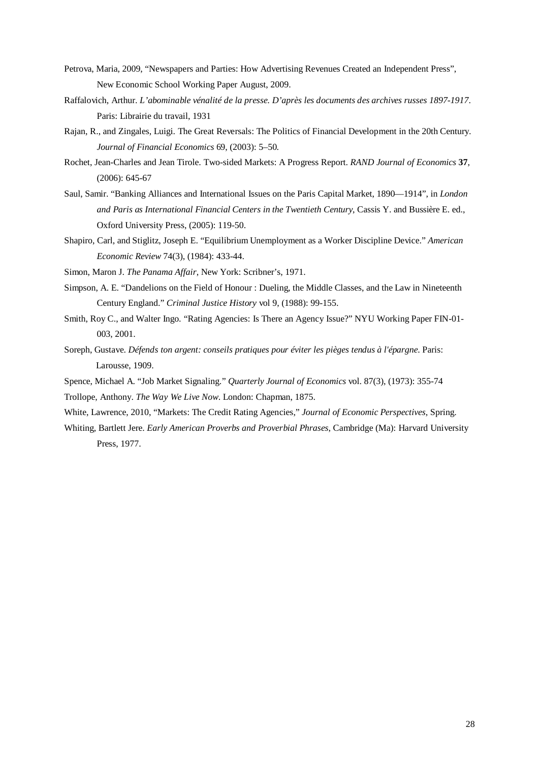Petrova, Maria, 2009, "Newspapers and Parties: How Advertising Revenues Created an Independent Press", New Economic School Working Paper August, 2009.

Raffalovich, Arthur. *L'abominable vénalité de la presse. D'après les documents des archives russes 1897-1917*. Paris: Librairie du travail, 1931

Rajan, R., and Zingales, Luigi. The Great Reversals: The Politics of Financial Development in the 20th Century. *Journal of Financial Economics* 69, (2003): 5–50.

Rochet, Jean-Charles and Jean Tirole. Two-sided Markets: A Progress Report. *RAND Journal of Economics* **37**, (2006): 645-67

Saul, Samir. "Banking Alliances and International Issues on the Paris Capital Market, 1890—1914", in *London and Paris as International Financial Centers in the Twentieth Century*, Cassis Y. and Bussière E. ed., Oxford University Press, (2005): 119-50.

Shapiro, Carl, and Stiglitz, Joseph E. "Equilibrium Unemployment as a Worker Discipline Device." *American Economic Review* 74(3), (1984): 433-44.

Simon, Maron J. *The Panama Affair*, New York: Scribner's, 1971.

Simpson, A. E. "Dandelions on the Field of Honour : Dueling, the Middle Classes, and the Law in Nineteenth Century England." *Criminal Justice History* vol 9, (1988): 99-155.

Smith, Roy C., and Walter Ingo. "Rating Agencies: Is There an Agency Issue?" NYU Working Paper FIN-01-003, 2001.

Soreph, Gustave. *Défends ton argent: conseils pratiques pour éviter les pièges tendus à l'épargne*. Paris: Larousse, 1909.

Spence, Michael A. "Job Market Signaling." *Quarterly Journal of Economics* vol. 87(3), (1973): 355-74

Trollope, Anthony. *The Way We Live Now*. London: Chapman, 1875.

White, Lawrence, 2010, "Markets: The Credit Rating Agencies," *Journal of Economic Perspectives*, Spring.

Whiting, Bartlett Jere. *Early American Proverbs and Proverbial Phrases*, Cambridge (Ma): Harvard University Press, 1977.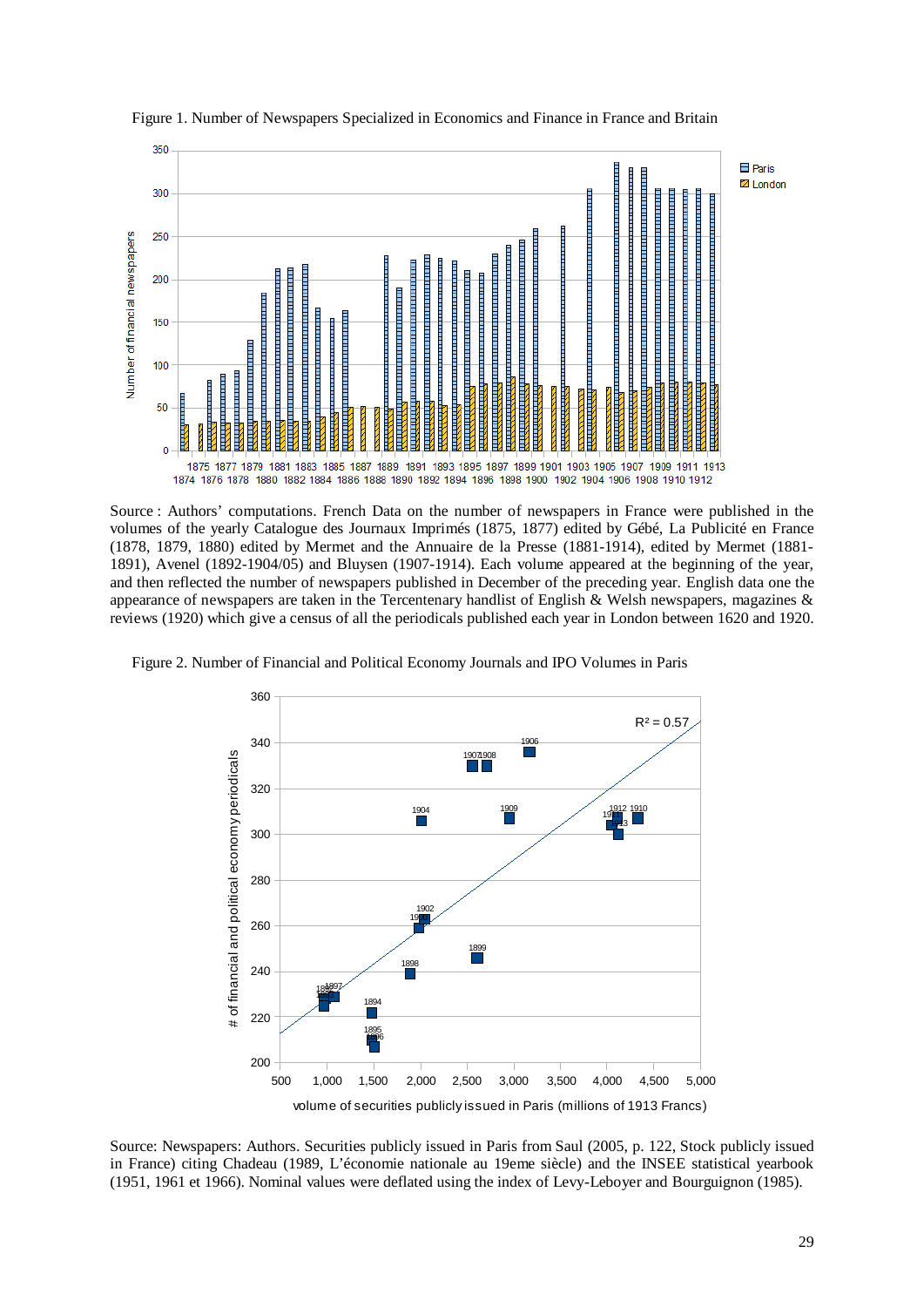Figure 1. Number of Newspapers Specialized in Economics and Finance in France and Britain

Source : Authors' computations. French Data on the number of newspapers in France were published in the volumes of the yearly Catalogue des Journaux Imprimés (1875, 1877) edited by Gébé, La Publicité en France (1878, 1879, 1880) edited by Mermet and the Annuaire de la Presse (1881-1914), edited by Mermet (1881-1891), Avenel (1892-1904/05) and Bluysen (1907-1914). Each volume appeared at the beginning of the year, and then reflected the number of newspapers published in December of the preceding year. English data one the appearance of newspapers are taken in the Tercentenary handlist of English & Welsh newspapers, magazines & reviews (1920) which give a census of all the periodicals published each year in London between 1620 and 1920.

Figure 2. Number of Financial and Political Economy Journals and IPO Volumes in Paris

Source: Newspapers: Authors. Securities publicly issued in Paris from Saul (2005, p. 122, Stock publicly issued in France) citing Chadeau (1989, L'économie nationale au 19eme siècle) and the INSEE statistical yearbook (1951, 1961 et 1966). Nominal values were deflated using the index of Levy-Leboyer and Bourguignon (1985).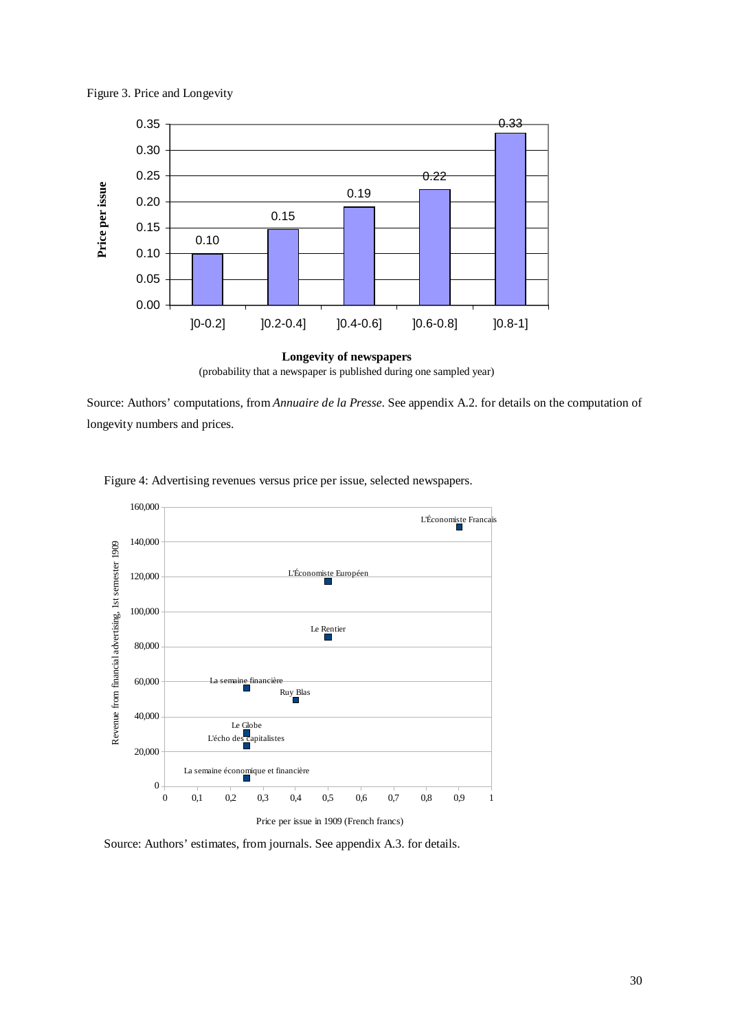Figure 3. Price and Longevity

| Longevity of newspapers | Price per issue |
|---|---|
| ]0-0.2] | 0.10 |
| ]0.2-0.4] | 0.15 |
| ]0.4-0.6] | 0.19 |
| ]0.6-0.8] | 0.22 |
| ]0.8-1] | 0.33 |

**Longevity of newspapers**
(probability that a newspaper is published during one sampled year)

Source: Authors' computations, from *Annuaire de la Presse*. See appendix A.2. for details on the computation of longevity numbers and prices.

Figure 4: Advertising revenues versus price per issue, selected newspapers.

| Newspaper | Price per issue in 1909 (French francs) | Revenue from financial advertising, 1st semester 1909 |
|---|---|---|
| L'Économiste Francais | 0,9 | ~148,000 |
| L'Économiste Européen | 0,5 | ~117,000 |
| Le Rentier | 0,5 | ~85,000 |
| La semaine financière | 0,25 | ~56,000 |
| Ruy Blas | 0,4 | ~49,000 |
| Le Globe | 0,25 | ~30,000 |
| L'écho des capitalistes | 0,25 | ~23,000 |
| La semaine économique et financière | 0,25 | ~5,000 |

Source: Authors' estimates, from journals. See appendix A.3. for details.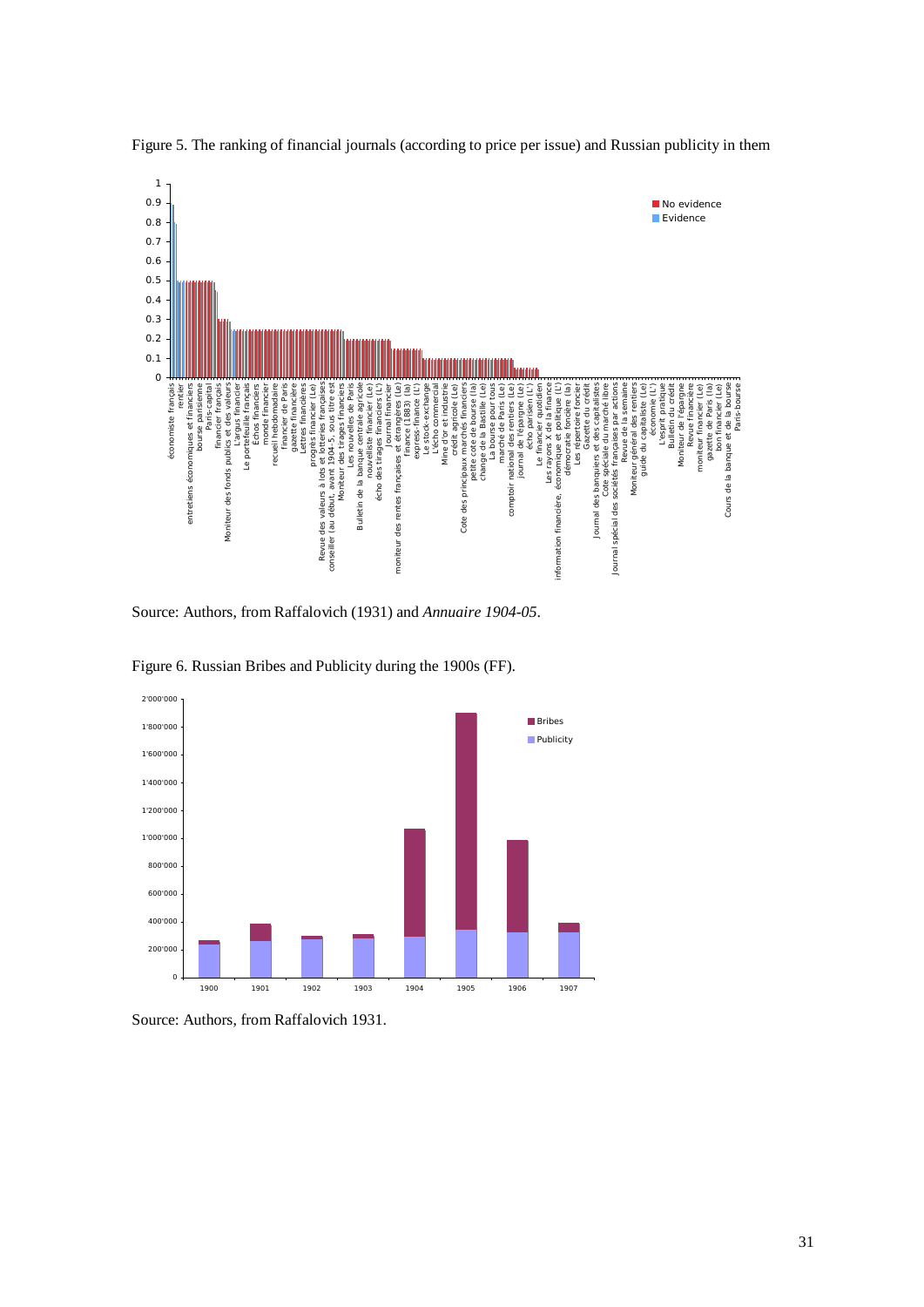Figure 5. The ranking of financial journals (according to price per issue) and Russian publicity in them

Source: Authors, from Raffalovich (1931) and *Annuaire 1904-05*.

Figure 6. Russian Bribes and Publicity during the 1900s (FF).

Source: Authors, from Raffalovich 1931.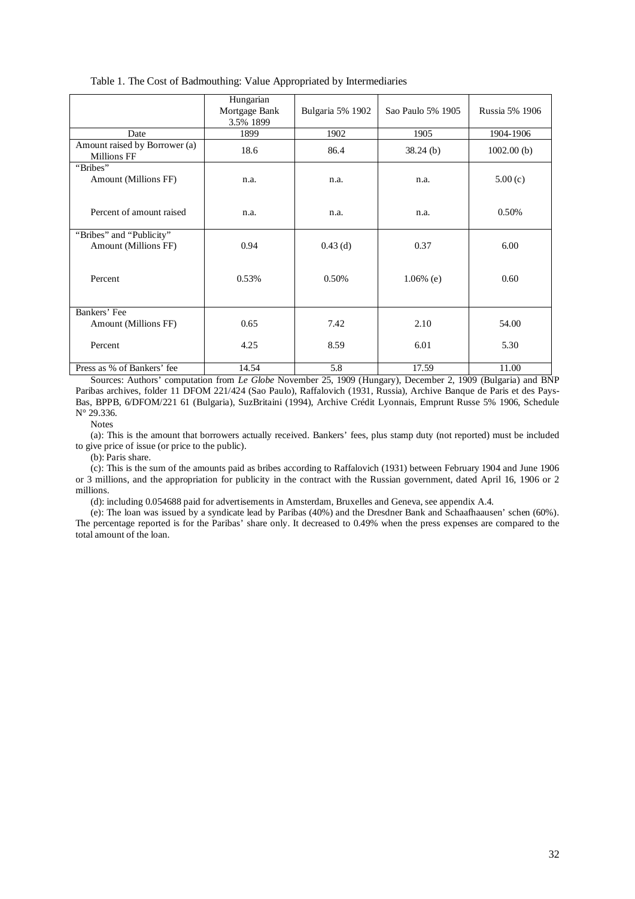Table 1. The Cost of Badmouthing: Value Appropriated by Intermediaries

| | Hungarian Mortgage Bank 3.5% 1899 | Bulgaria 5% 1902 | Sao Paulo 5% 1905 | Russia 5% 1906 |
|---|---|---|---|---|
| Date | 1899 | 1902 | 1905 | 1904-1906 |
| Amount raised by Borrower (a) Millions FF | 18.6 | 86.4 | 38.24 (b) | 1002.00 (b) |
| "Bribes" | | | | |
| Amount (Millions FF) | n.a. | n.a. | n.a. | 5.00 (c) |
| Percent of amount raised | n.a. | n.a. | n.a. | 0.50% |
| "Bribes" and "Publicity" | | | | |
| Amount (Millions FF) | 0.94 | 0.43 (d) | 0.37 | 6.00 |
| Percent | 0.53% | 0.50% | 1.06% (e) | 0.60 |
| Bankers' Fee | | | | |
| Amount (Millions FF) | 0.65 | 7.42 | 2.10 | 54.00 |
| Percent | 4.25 | 8.59 | 6.01 | 5.30 |
| Press as % of Bankers' fee | 14.54 | 5.8 | 17.59 | 11.00 |

Sources: Authors' computation from *Le Globe* November 25, 1909 (Hungary), December 2, 1909 (Bulgaria) and BNP Paribas archives, folder 11 DFOM 221/424 (Sao Paulo), Raffalovich (1931, Russia), Archive Banque de Paris et des Pays-Bas, BPPB, 6/DFOM/221 61 (Bulgaria), SuzBritaini (1994), Archive Crédit Lyonnais, Emprunt Russe 5% 1906, Schedule N° 29.336.

Notes

(a): This is the amount that borrowers actually received. Bankers' fees, plus stamp duty (not reported) must be included to give price of issue (or price to the public).

(b): Paris share.

(c): This is the sum of the amounts paid as bribes according to Raffalovich (1931) between February 1904 and June 1906 or 3 millions, and the appropriation for publicity in the contract with the Russian government, dated April 16, 1906 or 2 millions.

(d): including 0.054688 paid for advertisements in Amsterdam, Bruxelles and Geneva, see appendix A.4.

(e): The loan was issued by a syndicate lead by Paribas (40%) and the Dresdner Bank and Schaafhaausen' schen (60%). The percentage reported is for the Paribas' share only. It decreased to 0.49% when the press expenses are compared to the total amount of the loan.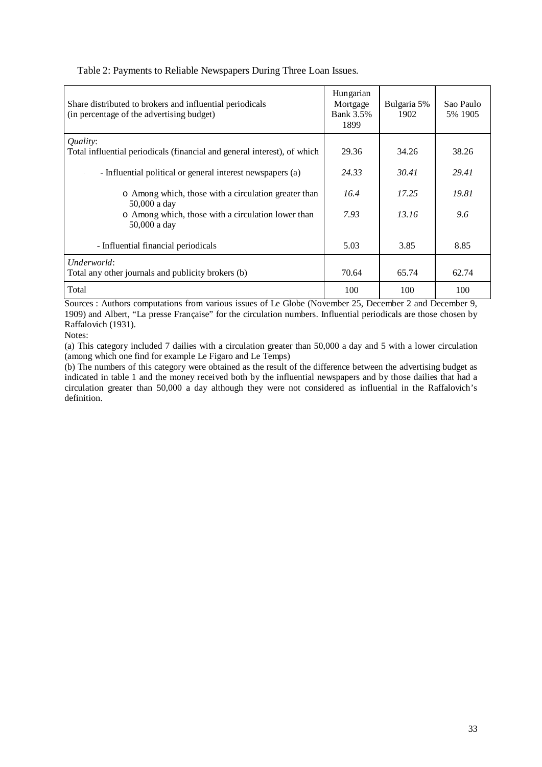Table 2: Payments to Reliable Newspapers During Three Loan Issues.

| Share distributed to brokers and influential periodicals (in percentage of the advertising budget) | Hungarian Mortgage Bank 3.5% 1899 | Bulgaria 5% 1902 | Sao Paulo 5% 1905 |
|---|---|---|---|
| *Quality*: | | | |
| Total influential periodicals (financial and general interest), of which | 29.36 | 34.26 | 38.26 |
| - Influential political or general interest newspapers (a) | *24.33* | *30.41* | *29.41* |
| o Among which, those with a circulation greater than 50,000 a day | *16.4* | *17.25* | *19.81* |
| o Among which, those with a circulation lower than 50,000 a day | *7.93* | *13.16* | *9.6* |
| - Influential financial periodicals | 5.03 | 3.85 | 8.85 |
| *Underworld*: | | | |
| Total any other journals and publicity brokers (b) | 70.64 | 65.74 | 62.74 |
| Total | 100 | 100 | 100 |

Sources : Authors computations from various issues of Le Globe (November 25, December 2 and December 9, 1909) and Albert, "La presse Française" for the circulation numbers. Influential periodicals are those chosen by Raffalovich (1931).

Notes:

(a) This category included 7 dailies with a circulation greater than 50,000 a day and 5 with a lower circulation (among which one find for example Le Figaro and Le Temps)

(b) The numbers of this category were obtained as the result of the difference between the advertising budget as indicated in table 1 and the money received both by the influential newspapers and by those dailies that had a circulation greater than 50,000 a day although they were not considered as influential in the Raffalovich's definition.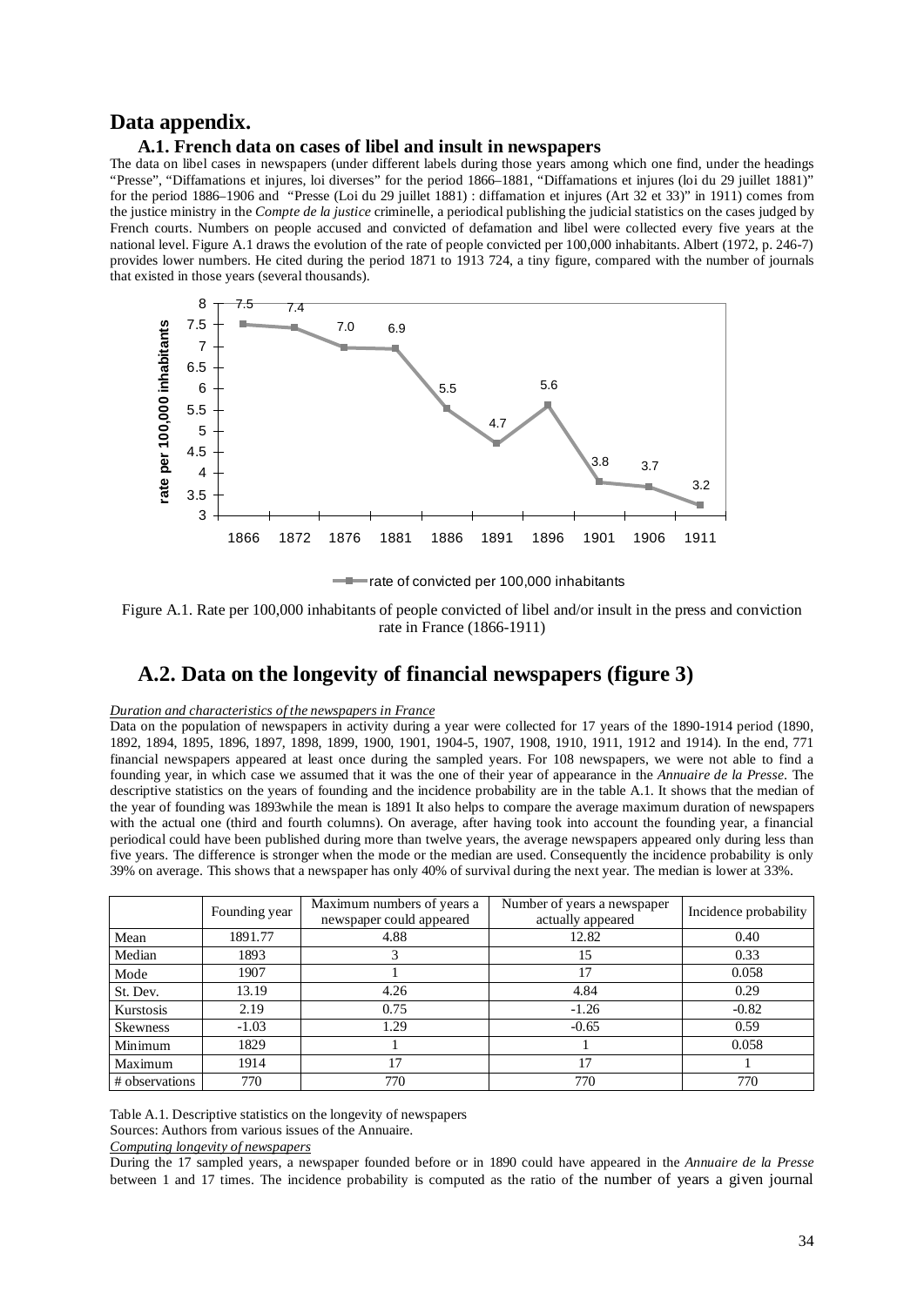# Data appendix.

### A.1. French data on cases of libel and insult in newspapers

The data on libel cases in newspapers (under different labels during those years among which one find, under the headings "Presse", "Diffamations et injures, loi diverses" for the period 1866–1881, "Diffamations et injures (loi du 29 juillet 1881)" for the period 1886–1906 and "Presse (Loi du 29 juillet 1881) : diffamation et injures (Art 32 et 33)" in 1911) comes from the justice ministry in the *Compte de la justice* criminelle, a periodical publishing the judicial statistics on the cases judged by French courts. Numbers on people accused and convicted of defamation and libel were collected every five years at the national level. Figure A.1 draws the evolution of the rate of people convicted per 100,000 inhabitants. Albert (1972, p. 246-7) provides lower numbers. He cited during the period 1871 to 1913 724, a tiny figure, compared with the number of journals that existed in those years (several thousands).

| Year | rate of convicted per 100,000 inhabitants |
|---|---|
| 1866 | 7.5 |
| 1872 | 7.4 |
| 1876 | 7.0 |
| 1881 | 6.9 |
| 1886 | 5.5 |
| 1891 | 4.7 |
| 1896 | 5.6 |
| 1901 | 3.8 |
| 1906 | 3.7 |
| 1911 | 3.2 |

Figure A.1. Rate per 100,000 inhabitants of people convicted of libel and/or insult in the press and conviction rate in France (1866-1911)

## A.2. Data on the longevity of financial newspapers (figure 3)

*Duration and characteristics of the newspapers in France*

Data on the population of newspapers in activity during a year were collected for 17 years of the 1890-1914 period (1890, 1892, 1894, 1895, 1896, 1897, 1898, 1899, 1900, 1901, 1904-5, 1907, 1908, 1910, 1911, 1912 and 1914). In the end, 771 financial newspapers appeared at least once during the sampled years. For 108 newspapers, we were not able to find a founding year, in which case we assumed that it was the one of their year of appearance in the *Annuaire de la Presse*. The descriptive statistics on the years of founding and the incidence probability are in the table A.1. It shows that the median of the year of founding was 1893while the mean is 1891 It also helps to compare the average maximum duration of newspapers with the actual one (third and fourth columns). On average, after having took into account the founding year, a financial periodical could have been published during more than twelve years, the average newspapers appeared only during less than five years. The difference is stronger when the mode or the median are used. Consequently the incidence probability is only 39% on average. This shows that a newspaper has only 40% of survival during the next year. The median is lower at 33%.

| | Founding year | Maximum numbers of years a newspaper could appeared | Number of years a newspaper actually appeared | Incidence probability |
|---|---|---|---|---|
| Mean | 1891.77 | 4.88 | 12.82 | 0.40 |
| Median | 1893 | 3 | 15 | 0.33 |
| Mode | 1907 | 1 | 17 | 0.058 |
| St. Dev. | 13.19 | 4.26 | 4.84 | 0.29 |
| Kurstosis | 2.19 | 0.75 | -1.26 | -0.82 |
| Skewness | -1.03 | 1.29 | -0.65 | 0.59 |
| Minimum | 1829 | 1 | 1 | 0.058 |
| Maximum | 1914 | 17 | 17 | 1 |
| # observations | 770 | 770 | 770 | 770 |

Table A.1. Descriptive statistics on the longevity of newspapers

Sources: Authors from various issues of the Annuaire.

*Computing longevity of newspapers*

During the 17 sampled years, a newspaper founded before or in 1890 could have appeared in the *Annuaire de la Presse* between 1 and 17 times. The incidence probability is computed as the ratio of the number of years a given journal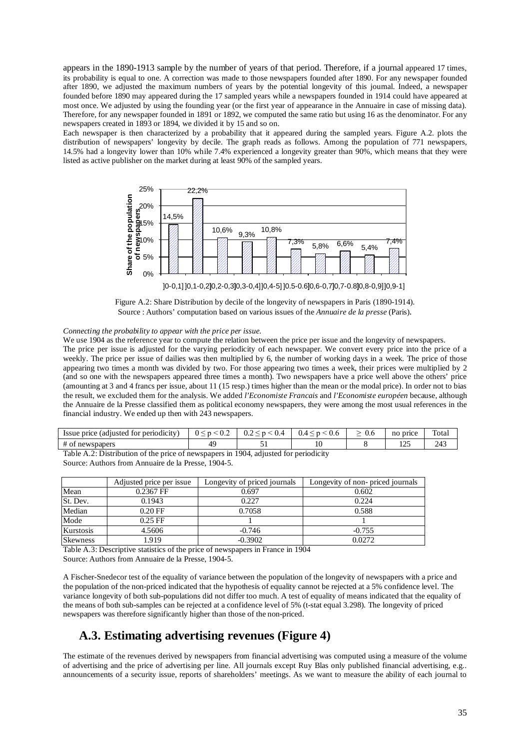appears in the 1890-1913 sample by the number of years of that period. Therefore, if a journal appeared 17 times, its probability is equal to one. A correction was made to those newspapers founded after 1890. For any newspaper founded after 1890, we adjusted the maximum numbers of years by the potential longevity of this journal. Indeed, a newspaper founded before 1890 may appeared during the 17 sampled years while a newspapers founded in 1914 could have appeared at most once. We adjusted by using the founding year (or the first year of appearance in the Annuaire in case of missing data). Therefore, for any newspaper founded in 1891 or 1892, we computed the same ratio but using 16 as the denominator. For any newspapers created in 1893 or 1894, we divided it by 15 and so on.

Each newspaper is then characterized by a probability that it appeared during the sampled years. Figure A.2. plots the distribution of newspapers' longevity by decile. The graph reads as follows. Among the population of 771 newspapers, 14.5% had a longevity lower than 10% while 7.4% experienced a longevity greater than 90%, which means that they were listed as active publisher on the market during at least 90% of the sampled years.

| Longevity decile | Share of the population of newspapers |
|---|---|
| ]0-0,1] | 14,5% |
| ]0,1-0,2] | 22,2% |
| ]0,2-0,3] | 10,6% |
| ]0,3-0,4] | 9,3% |
| ]0,4-5] | 10,8% |
| ]0.5-0.6] | 7,3% |
| ]0,6-0,7] | 5,8% |
| ]0,7-0.8] | 6,6% |
| ]0,8-0,9] | 5,4% |
| ]0,9-1] | 7,4% |

Figure A.2: Share Distribution by decile of the longevity of newspapers in Paris (1890-1914).
Source : Authors' computation based on various issues of the *Annuaire de la presse* (Paris).

*Connecting the probability to appear with the price per issue.*

We use 1904 as the reference year to compute the relation between the price per issue and the longevity of newspapers.

The price per issue is adjusted for the varying periodicity of each newspaper. We convert every price into the price of a weekly. The price per issue of dailies was then multiplied by 6, the number of working days in a week. The price of those appearing two times a month was divided by two. For those appearing two times a week, their prices were multiplied by 2 (and so one with the newspapers appeared three times a month). Two newspapers have a price well above the others' price (amounting at 3 and 4 francs per issue, about 11 (15 resp.) times higher than the mean or the modal price). In order not to bias the result, we excluded them for the analysis. We added *l'Economiste Francais* and *l'Economiste européen* because, although the Annuaire de la Presse classified them as political economy newspapers, they were among the most usual references in the financial industry. We ended up then with 243 newspapers.

| Issue price (adjusted for periodicity) | $0 \leq p < 0.2$ | $0.2 \leq p < 0.4$ | $0.4 \leq p < 0.6$ | $\geq 0.6$ | no price | Total |
|---|---|---|---|---|---|---|
| # of newspapers | 49 | 51 | 10 | 8 | 125 | 243 |

Table A.2: Distribution of the price of newspapers in 1904, adjusted for periodicity
Source: Authors from Annuaire de la Presse, 1904-5.

| | Adjusted price per issue | Longevity of priced journals | Longevity of non- priced journals |
|---|---|---|---|
| Mean | 0.2367 FF | 0.697 | 0.602 |
| St. Dev. | 0.1943 | 0.227 | 0.224 |
| Median | 0.20 FF | 0.7058 | 0.588 |
| Mode | 0.25 FF | 1 | 1 |
| Kurstosis | 4.5606 | -0.746 | -0.755 |
| Skewness | 1.919 | -0.3902 | 0.0272 |

Table A.3: Descriptive statistics of the price of newspapers in France in 1904
Source: Authors from Annuaire de la Presse, 1904-5.

A Fischer-Snedecor test of the equality of variance between the population of the longevity of newspapers with a price and the population of the non-priced indicated that the hypothesis of equality cannot be rejected at a 5% confidence level. The variance longevity of both sub-populations did not differ too much. A test of equality of means indicated that the equality of the means of both sub-samples can be rejected at a confidence level of 5% (t-stat equal 3.298). The longevity of priced newspapers was therefore significantly higher than those of the non-priced.

## A.3. Estimating advertising revenues (Figure 4)

The estimate of the revenues derived by newspapers from financial advertising was computed using a measure of the volume of advertising and the price of advertising per line. All journals except Ruy Blas only published financial advertising, e.g.. announcements of a security issue, reports of shareholders' meetings. As we want to measure the ability of each journal to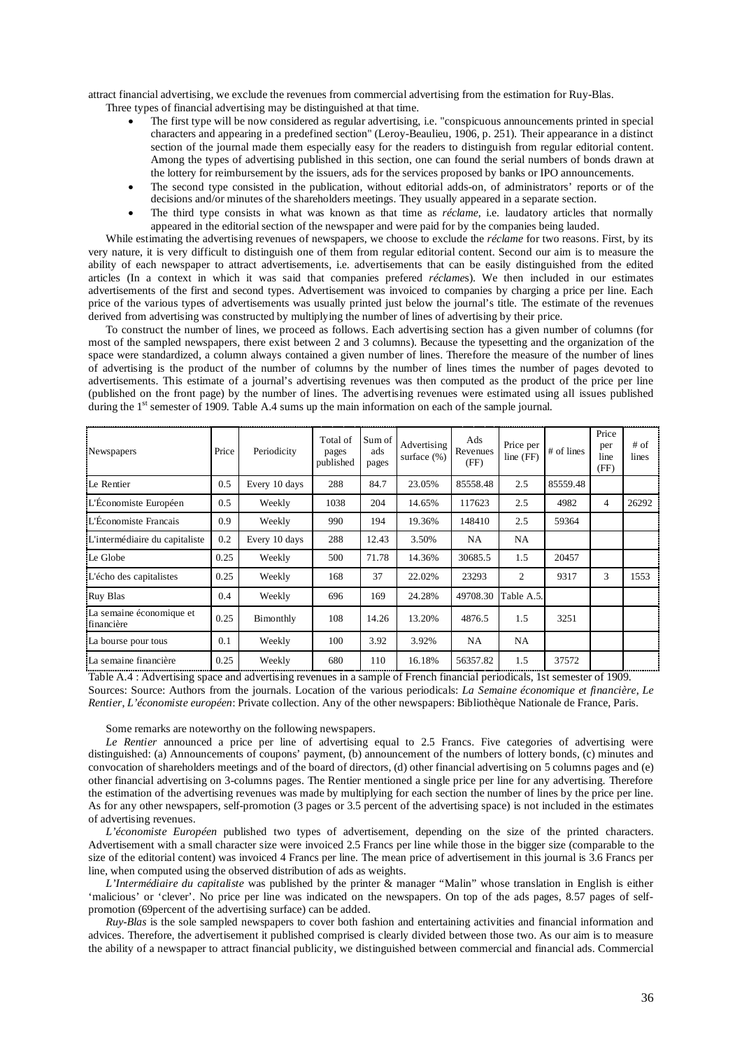attract financial advertising, we exclude the revenues from commercial advertising from the estimation for Ruy-Blas.

Three types of financial advertising may be distinguished at that time.

- The first type will be now considered as regular advertising, i.e. "conspicuous announcements printed in special characters and appearing in a predefined section" (Leroy-Beaulieu, 1906, p. 251). Their appearance in a distinct section of the journal made them especially easy for the readers to distinguish from regular editorial content. Among the types of advertising published in this section, one can found the serial numbers of bonds drawn at the lottery for reimbursement by the issuers, ads for the services proposed by banks or IPO announcements.
- The second type consisted in the publication, without editorial adds-on, of administrators' reports or of the decisions and/or minutes of the shareholders meetings. They usually appeared in a separate section.
- The third type consists in what was known as that time as *réclame*, i.e. laudatory articles that normally appeared in the editorial section of the newspaper and were paid for by the companies being lauded.

While estimating the advertising revenues of newspapers, we choose to exclude the *réclame* for two reasons. First, by its very nature, it is very difficult to distinguish one of them from regular editorial content. Second our aim is to measure the ability of each newspaper to attract advertisements, i.e. advertisements that can be easily distinguished from the edited articles (In a context in which it was said that companies prefered *réclames*). We then included in our estimates advertisements of the first and second types. Advertisement was invoiced to companies by charging a price per line. Each price of the various types of advertisements was usually printed just below the journal's title. The estimate of the revenues derived from advertising was constructed by multiplying the number of lines of advertising by their price.

To construct the number of lines, we proceed as follows. Each advertising section has a given number of columns (for most of the sampled newspapers, there exist between 2 and 3 columns). Because the typesetting and the organization of the space were standardized, a column always contained a given number of lines. Therefore the measure of the number of lines of advertising is the product of the number of columns by the number of lines times the number of pages devoted to advertisements. This estimate of a journal's advertising revenues was then computed as the product of the price per line (published on the front page) by the number of lines. The advertising revenues were estimated using all issues published during the 1st semester of 1909. Table A.4 sums up the main information on each of the sample journal.

| Newspapers | Price | Periodicity | Total of pages published | Sum of ads pages | Advertising surface (%) | Ads Revenues (FF) | Price per line (FF) | # of lines | Price per line (FF) | # of lines |
|---|---|---|---|---|---|---|---|---|---|---|
| Le Rentier | 0.5 | Every 10 days | 288 | 84.7 | 23.05% | 85558.48 | 2.5 | 85559.48 | | |
| L'Économiste Européen | 0.5 | Weekly | 1038 | 204 | 14.65% | 117623 | 2.5 | 4982 | 4 | 26292 |
| L'Économiste Francais | 0.9 | Weekly | 990 | 194 | 19.36% | 148410 | 2.5 | 59364 | | |
| L'intermédiaire du capitaliste | 0.2 | Every 10 days | 288 | 12.43 | 3.50% | NA | NA | | | |
| Le Globe | 0.25 | Weekly | 500 | 71.78 | 14.36% | 30685.5 | 1.5 | 20457 | | |
| L'écho des capitalistes | 0.25 | Weekly | 168 | 37 | 22.02% | 23293 | 2 | 9317 | 3 | 1553 |
| Ruy Blas | 0.4 | Weekly | 696 | 169 | 24.28% | 49708.30 | Table A.5. | | | |
| La semaine économique et financière | 0.25 | Bimonthly | 108 | 14.26 | 13.20% | 4876.5 | 1.5 | 3251 | | |
| La bourse pour tous | 0.1 | Weekly | 100 | 3.92 | 3.92% | NA | NA | | | |
| La semaine financière | 0.25 | Weekly | 680 | 110 | 16.18% | 56357.82 | 1.5 | 37572 | | |

Table A.4 : Advertising space and advertising revenues in a sample of French financial periodicals, 1st semester of 1909.
Sources: Source: Authors from the journals. Location of the various periodicals: *La Semaine économique et financière*, *Le Rentier*, *L'économiste européen*: Private collection. Any of the other newspapers: Bibliothèque Nationale de France, Paris.

Some remarks are noteworthy on the following newspapers.

*Le Rentier* announced a price per line of advertising equal to 2.5 Francs. Five categories of advertising were distinguished: (a) Announcements of coupons' payment, (b) announcement of the numbers of lottery bonds, (c) minutes and convocation of shareholders meetings and of the board of directors, (d) other financial advertising on 5 columns pages and (e) other financial advertising on 3-columns pages. The Rentier mentioned a single price per line for any advertising. Therefore the estimation of the advertising revenues was made by multiplying for each section the number of lines by the price per line. As for any other newspapers, self-promotion (3 pages or 3.5 percent of the advertising space) is not included in the estimates of advertising revenues.

*L'économiste Européen* published two types of advertisement, depending on the size of the printed characters. Advertisement with a small character size were invoiced 2.5 Francs per line while those in the bigger size (comparable to the size of the editorial content) was invoiced 4 Francs per line. The mean price of advertisement in this journal is 3.6 Francs per line, when computed using the observed distribution of ads as weights.

*L'Intermédiaire du capitaliste* was published by the printer & manager "Malin" whose translation in English is either 'malicious' or 'clever'. No price per line was indicated on the newspapers. On top of the ads pages, 8.57 pages of self-promotion (69percent of the advertising surface) can be added.

*Ruy-Blas* is the sole sampled newspapers to cover both fashion and entertaining activities and financial information and advices. Therefore, the advertisement it published comprised is clearly divided between those two. As our aim is to measure the ability of a newspaper to attract financial publicity, we distinguished between commercial and financial ads. Commercial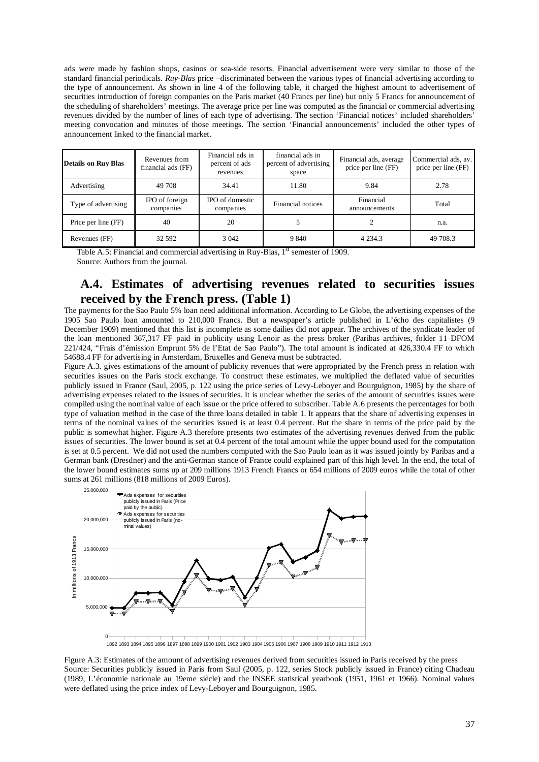ads were made by fashion shops, casinos or sea-side resorts. Financial advertisement were very similar to those of the standard financial periodicals. *Ruy-Blas* price –discriminated between the various types of financial advertising according to the type of announcement. As shown in line 4 of the following table, it charged the highest amount to advertisement of securities introduction of foreign companies on the Paris market (40 Francs per line) but only 5 Francs for announcement of the scheduling of shareholders' meetings. The average price per line was computed as the financial or commercial advertising revenues divided by the number of lines of each type of advertising. The section 'Financial notices' included shareholders' meeting convocation and minutes of those meetings. The section 'Financial announcements' included the other types of announcement linked to the financial market.

| **Details on Ruy Blas** | Revenues from financial ads (FF) | Financial ads in percent of ads revenues | financial ads in percent of advertising space | Financial ads, average price per line (FF) | Commercial ads, av. price per line (FF) |
|---|---|---|---|---|---|
| Advertising | 49 708 | 34.41 | 11.80 | 9.84 | 2.78 |
| Type of advertising | IPO of foreign companies | IPO of domestic companies | Financial notices | Financial announcements | Total |
| Price per line (FF) | 40 | 20 | 5 | 2 | n.a. |
| Revenues (FF) | 32 592 | 3 042 | 9 840 | 4 234.3 | 49 708.3 |

Table A.5: Financial and commercial advertising in Ruy-Blas, 1st semester of 1909.
Source: Authors from the journal.

## A.4. Estimates of advertising revenues related to securities issues received by the French press. (Table 1)

The payments for the Sao Paulo 5% loan need additional information. According to Le Globe, the advertising expenses of the 1905 Sao Paulo loan amounted to 210,000 Francs. But a newspaper's article published in L'écho des capitalistes (9 December 1909) mentioned that this list is incomplete as some dailies did not appear. The archives of the syndicate leader of the loan mentioned 367,317 FF paid in publicity using Lenoir as the press broker (Paribas archives, folder 11 DFOM 221/424, "Frais d'émission Emprunt 5% de l'Etat de Sao Paulo"). The total amount is indicated at 426,330.4 FF to which 54688.4 FF for advertising in Amsterdam, Bruxelles and Geneva must be subtracted.

Figure A.3. gives estimations of the amount of publicity revenues that were appropriated by the French press in relation with securities issues on the Paris stock exchange. To construct these estimates, we multiplied the deflated value of securities publicly issued in France (Saul, 2005, p. 122 using the price series of Levy-Leboyer and Bourguignon, 1985) by the share of advertising expenses related to the issues of securities. It is unclear whether the series of the amount of securities issues were compiled using the nominal value of each issue or the price offered to subscriber. Table A.6 presents the percentages for both type of valuation method in the case of the three loans detailed in table 1. It appears that the share of advertising expenses in terms of the nominal values of the securities issued is at least 0.4 percent. But the share in terms of the price paid by the public is somewhat higher. Figure A.3 therefore presents two estimates of the advertising revenues derived from the public issues of securities. The lower bound is set at 0.4 percent of the total amount while the upper bound used for the computation is set at 0.5 percent. We did not used the numbers computed with the Sao Paulo loan as it was issued jointly by Paribas and a German bank (Dresdner) and the anti-German stance of France could explained part of this high level. In the end, the total of the lower bound estimates sums up at 209 millions 1913 French Francs or 654 millions of 2009 euros while the total of other sums at 261 millions (818 millions of 2009 Euros).

Figure A.3: Estimates of the amount of advertising revenues derived from securities issued in Paris received by the press
Source: Securities publicly issued in Paris from Saul (2005, p. 122, series Stock publicly issued in France) citing Chadeau (1989, L'économie nationale au 19eme siècle) and the INSEE statistical yearbook (1951, 1961 et 1966). Nominal values were deflated using the price index of Levy-Leboyer and Bourguignon, 1985.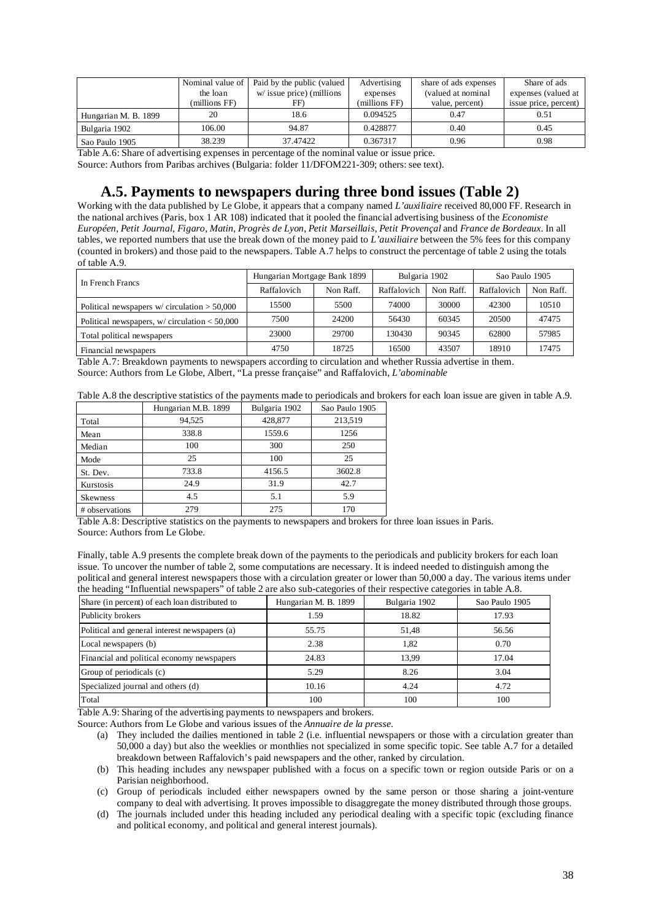| | Nominal value of the loan (millions FF) | Paid by the public (valued w/ issue price) (millions FF) | Advertising expenses (millions FF) | share of ads expenses (valued at nominal value, percent) | Share of ads expenses (valued at issue price, percent) |
|---|---|---|---|---|---|
| Hungarian M. B. 1899 | 20 | 18.6 | 0.094525 | 0.47 | 0.51 |
| Bulgaria 1902 | 106.00 | 94.87 | 0.428877 | 0.40 | 0.45 |
| Sao Paulo 1905 | 38.239 | 37.47422 | 0.367317 | 0.96 | 0.98 |

Table A.6: Share of advertising expenses in percentage of the nominal value or issue price.
Source: Authors from Paribas archives (Bulgaria: folder 11/DFOM221-309; others: see text).

## A.5. Payments to newspapers during three bond issues (Table 2)

Working with the data published by Le Globe, it appears that a company named *L'auxiliaire* received 80,000 FF. Research in the national archives (Paris, box 1 AR 108) indicated that it pooled the financial advertising business of the *Economiste Européen*, *Petit Journal*, *Figaro*, *Matin*, *Progrès de Lyon*, *Petit Marseillais*, *Petit Provençal* and *France de Bordeaux*. In all tables, we reported numbers that use the break down of the money paid to *L'auxiliaire* between the 5% fees for this company (counted in brokers) and those paid to the newspapers. Table A.7 helps to construct the percentage of table 2 using the totals of table A.9.

| In French Francs | Hungarian Mortgage Bank 1899 | | Bulgaria 1902 | | Sao Paulo 1905 | |
|---|---|---|---|---|---|---|
| | Raffalovich | Non Raff. | Raffalovich | Non Raff. | Raffalovich | Non Raff. |
| Political newspapers w/ circulation > 50,000 | 15500 | 5500 | 74000 | 30000 | 42300 | 10510 |
| Political newspapers, w/ circulation < 50,000 | 7500 | 24200 | 56430 | 60345 | 20500 | 47475 |
| Total political newspapers | 23000 | 29700 | 130430 | 90345 | 62800 | 57985 |
| Financial newspapers | 4750 | 18725 | 16500 | 43507 | 18910 | 17475 |

Table A.7: Breakdown payments to newspapers according to circulation and whether Russia advertise in them.
Source: Authors from Le Globe, Albert, "La presse française" and Raffalovich, *L'abominable*

Table A.8 the descriptive statistics of the payments made to periodicals and brokers for each loan issue are given in table A.9.

| | Hungarian M.B. 1899 | Bulgaria 1902 | Sao Paulo 1905 |
|---|---|---|---|
| Total | 94,525 | 428,877 | 213,519 |
| Mean | 338.8 | 1559.6 | 1256 |
| Median | 100 | 300 | 250 |
| Mode | 25 | 100 | 25 |
| St. Dev. | 733.8 | 4156.5 | 3602.8 |
| Kurstosis | 24.9 | 31.9 | 42.7 |
| Skewness | 4.5 | 5.1 | 5.9 |
| # observations | 279 | 275 | 170 |

Table A.8: Descriptive statistics on the payments to newspapers and brokers for three loan issues in Paris.
Source: Authors from Le Globe.

Finally, table A.9 presents the complete break down of the payments to the periodicals and publicity brokers for each loan issue. To uncover the number of table 2, some computations are necessary. It is indeed needed to distinguish among the political and general interest newspapers those with a circulation greater or lower than 50,000 a day. The various items under the heading "Influential newspapers" of table 2 are also sub-categories of their respective categories in table A.8.

| Share (in percent) of each loan distributed to | Hungarian M. B. 1899 | Bulgaria 1902 | Sao Paulo 1905 |
|---|---|---|---|
| Publicity brokers | 1.59 | 18.82 | 17.93 |
| Political and general interest newspapers (a) | 55.75 | 51,48 | 56.56 |
| Local newspapers (b) | 2.38 | 1,82 | 0.70 |
| Financial and political economy newspapers | 24.83 | 13,99 | 17.04 |
| Group of periodicals (c) | 5.29 | 8.26 | 3.04 |
| Specialized journal and others (d) | 10.16 | 4.24 | 4.72 |
| Total | 100 | 100 | 100 |

Table A.9: Sharing of the advertising payments to newspapers and brokers.
Source: Authors from Le Globe and various issues of the *Annuaire de la presse*.

(a) They included the dailies mentioned in table 2 (i.e. influential newspapers or those with a circulation greater than 50,000 a day) but also the weeklies or monthlies not specialized in some specific topic. See table A.7 for a detailed breakdown between Raffalovich's paid newspapers and the other, ranked by circulation.

(b) This heading includes any newspaper published with a focus on a specific town or region outside Paris or on a Parisian neighborhood.

(c) Group of periodicals included either newspapers owned by the same person or those sharing a joint-venture company to deal with advertising. It proves impossible to disaggregate the money distributed through those groups.

(d) The journals included under this heading included any periodical dealing with a specific topic (excluding finance and political economy, and political and general interest journals).